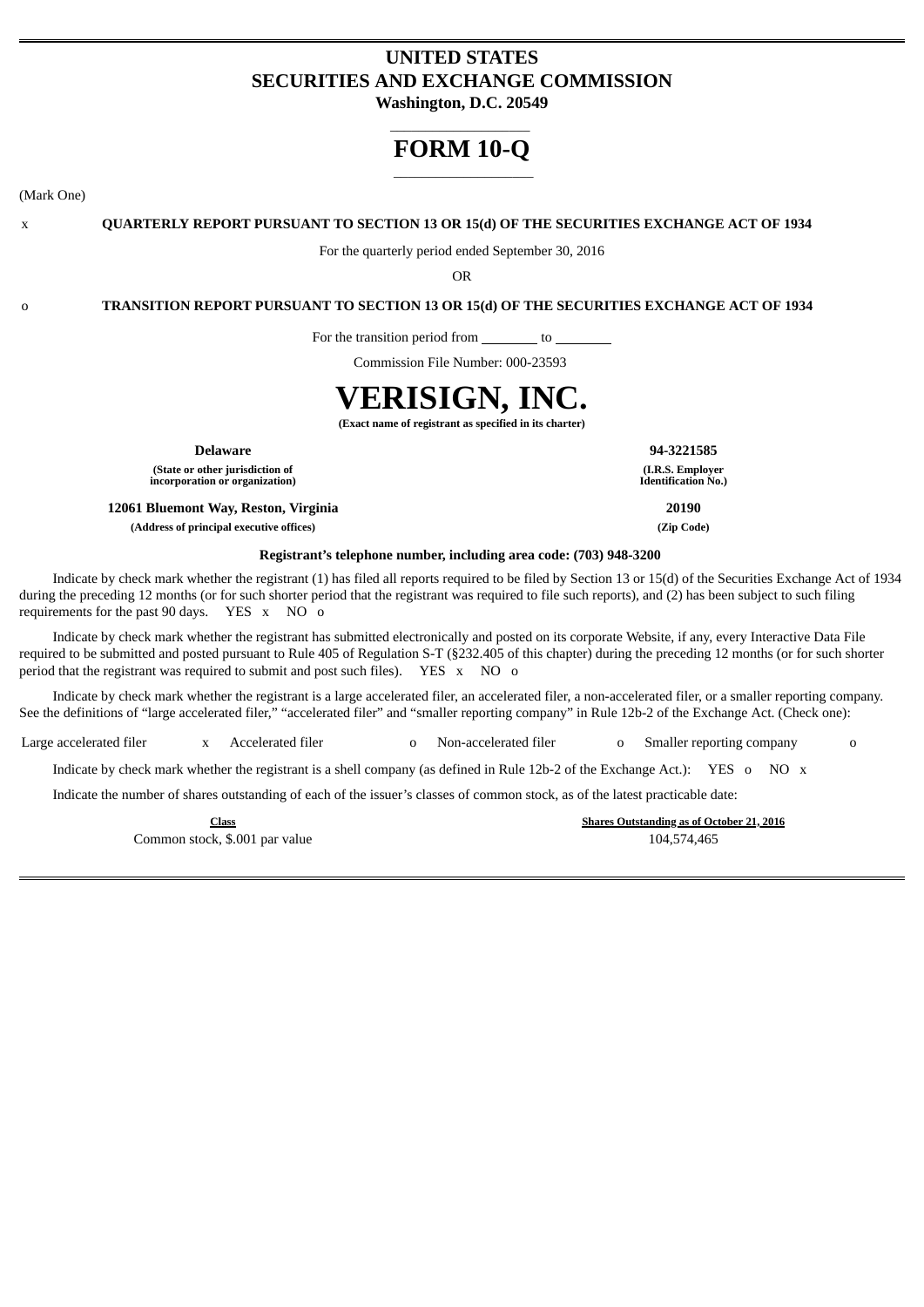# UNITED STATES
# SECURITIES AND EXCHANGE COMMISSION

**Washington, D.C. 20549**

# FORM 10-Q

(Mark One)

x **QUARTERLY REPORT PURSUANT TO SECTION 13 OR 15(d) OF THE SECURITIES EXCHANGE ACT OF 1934**

For the quarterly period ended September 30, 2016

OR

o **TRANSITION REPORT PURSUANT TO SECTION 13 OR 15(d) OF THE SECURITIES EXCHANGE ACT OF 1934**

For the transition period from ________ to ________

Commission File Number: 000-23593

# VERISIGN, INC.

**(Exact name of registrant as specified in its charter)**

| | |
|---|---|
| **Delaware** | **94-3221585** |
| **(State or other jurisdiction of incorporation or organization)** | **(I.R.S. Employer Identification No.)** |
| **12061 Bluemont Way, Reston, Virginia** | **20190** |
| **(Address of principal executive offices)** | **(Zip Code)** |

**Registrant's telephone number, including area code: (703) 948-3200**

Indicate by check mark whether the registrant (1) has filed all reports required to be filed by Section 13 or 15(d) of the Securities Exchange Act of 1934 during the preceding 12 months (or for such shorter period that the registrant was required to file such reports), and (2) has been subject to such filing requirements for the past 90 days. YES x NO o

Indicate by check mark whether the registrant has submitted electronically and posted on its corporate Website, if any, every Interactive Data File required to be submitted and posted pursuant to Rule 405 of Regulation S-T (§232.405 of this chapter) during the preceding 12 months (or for such shorter period that the registrant was required to submit and post such files). YES x NO o

Indicate by check mark whether the registrant is a large accelerated filer, an accelerated filer, a non-accelerated filer, or a smaller reporting company. See the definitions of "large accelerated filer," "accelerated filer" and "smaller reporting company" in Rule 12b-2 of the Exchange Act. (Check one):

| | | | | | | | |
|---|---|---|---|---|---|---|---|
| Large accelerated filer | x | Accelerated filer | o | Non-accelerated filer | o | Smaller reporting company | o |

Indicate by check mark whether the registrant is a shell company (as defined in Rule 12b-2 of the Exchange Act.): YES o NO x

Indicate the number of shares outstanding of each of the issuer's classes of common stock, as of the latest practicable date:

| Class | Shares Outstanding as of October 21, 2016 |
|---|---|
| Common stock, $.001 par value | 104,574,465 |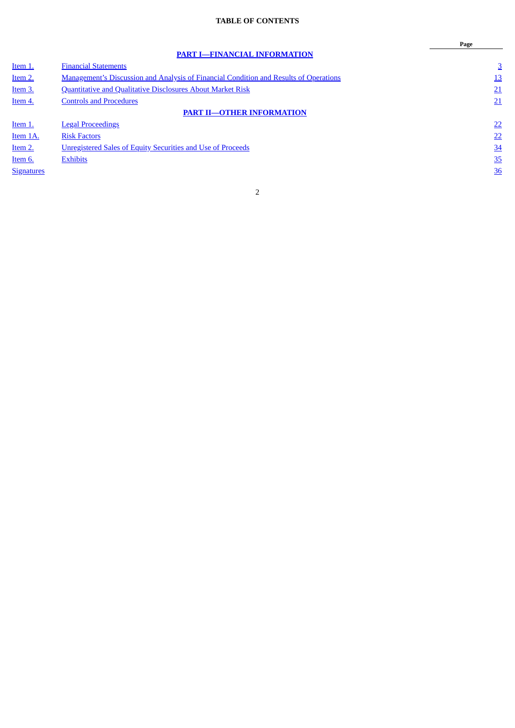**TABLE OF CONTENTS**

| | | Page |
|---|---|---|
| | **PART I—FINANCIAL INFORMATION** | |
| Item 1. | Financial Statements | 3 |
| Item 2. | Management's Discussion and Analysis of Financial Condition and Results of Operations | 13 |
| Item 3. | Quantitative and Qualitative Disclosures About Market Risk | 21 |
| Item 4. | Controls and Procedures | 21 |
| | **PART II—OTHER INFORMATION** | |
| Item 1. | Legal Proceedings | 22 |
| Item 1A. | Risk Factors | 22 |
| Item 2. | Unregistered Sales of Equity Securities and Use of Proceeds | 34 |
| Item 6. | Exhibits | 35 |
| Signatures | | 36 |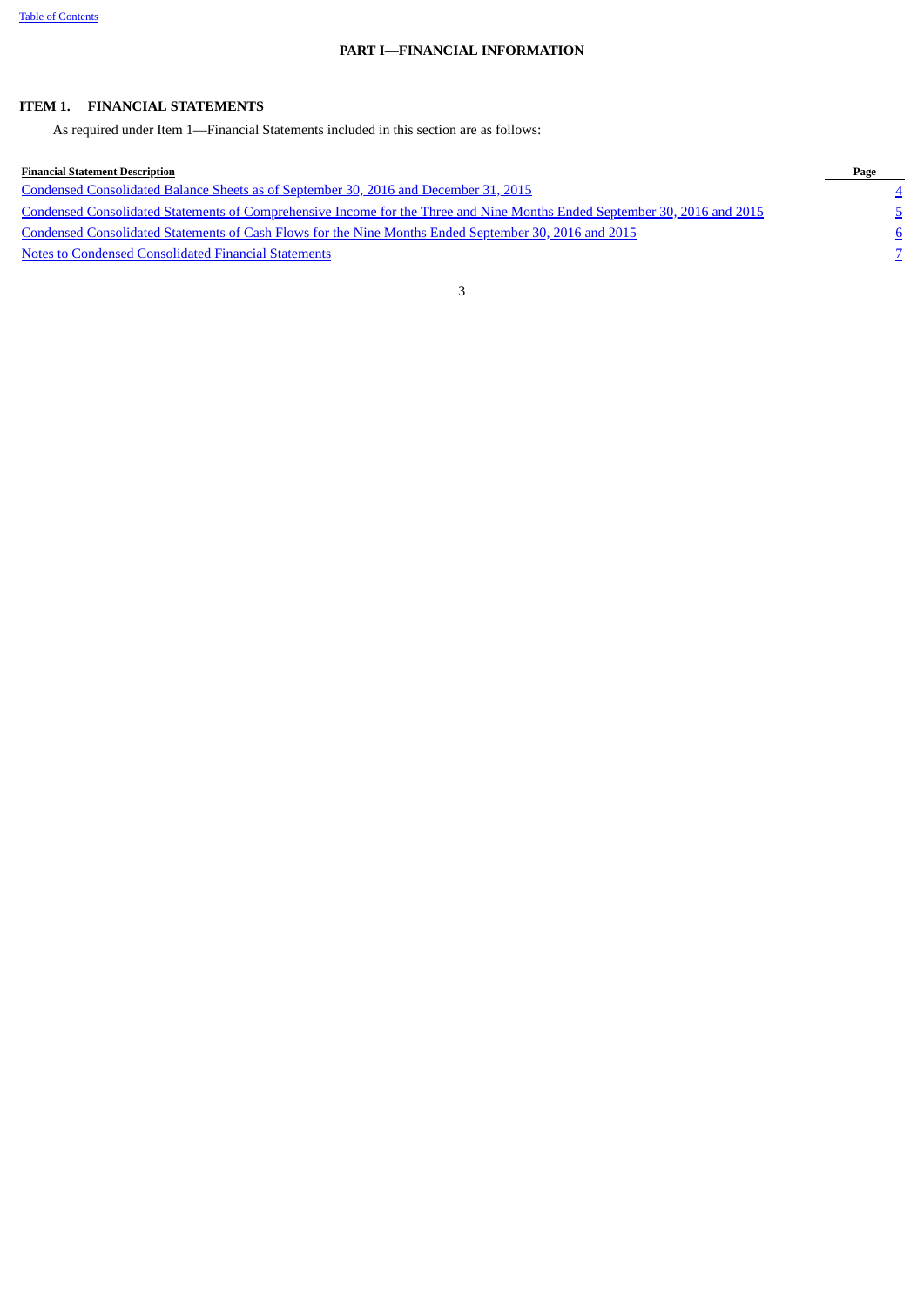# PART I—FINANCIAL INFORMATION

## ITEM 1. FINANCIAL STATEMENTS

As required under Item 1—Financial Statements included in this section are as follows:

| Financial Statement Description | Page |
| --- | --- |
| Condensed Consolidated Balance Sheets as of September 30, 2016 and December 31, 2015 | 4 |
| Condensed Consolidated Statements of Comprehensive Income for the Three and Nine Months Ended September 30, 2016 and 2015 | 5 |
| Condensed Consolidated Statements of Cash Flows for the Nine Months Ended September 30, 2016 and 2015 | 6 |
| Notes to Condensed Consolidated Financial Statements | 7 |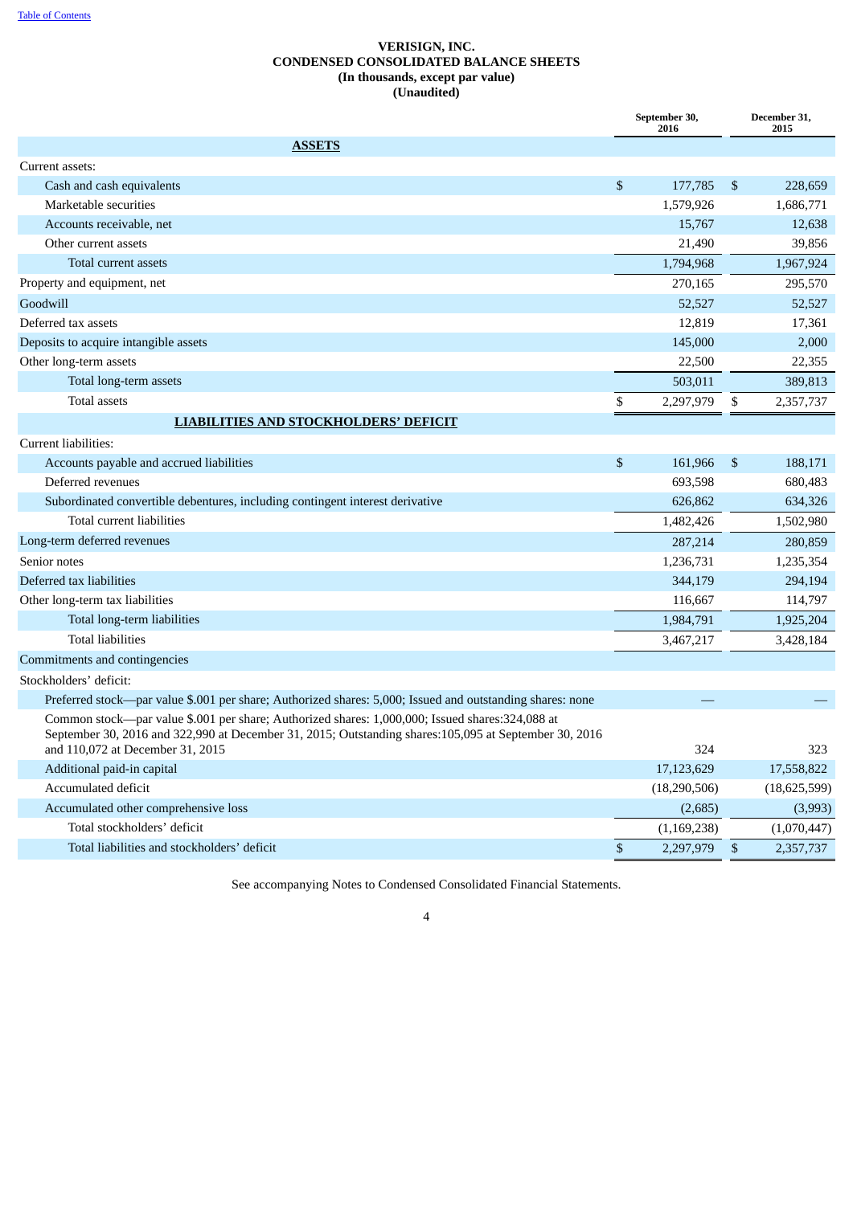# VERISIGN, INC.
## CONDENSED CONSOLIDATED BALANCE SHEETS
### (In thousands, except par value)
### (Unaudited)

| | September 30, 2016 | December 31, 2015 |
|---|---|---|
| **ASSETS** | | |
| Current assets: | | |
| Cash and cash equivalents | $ 177,785 | $ 228,659 |
| Marketable securities | 1,579,926 | 1,686,771 |
| Accounts receivable, net | 15,767 | 12,638 |
| Other current assets | 21,490 | 39,856 |
| Total current assets | 1,794,968 | 1,967,924 |
| Property and equipment, net | 270,165 | 295,570 |
| Goodwill | 52,527 | 52,527 |
| Deferred tax assets | 12,819 | 17,361 |
| Deposits to acquire intangible assets | 145,000 | 2,000 |
| Other long-term assets | 22,500 | 22,355 |
| Total long-term assets | 503,011 | 389,813 |
| Total assets | $ 2,297,979 | $ 2,357,737 |
| **LIABILITIES AND STOCKHOLDERS' DEFICIT** | | |
| Current liabilities: | | |
| Accounts payable and accrued liabilities | $ 161,966 | $ 188,171 |
| Deferred revenues | 693,598 | 680,483 |
| Subordinated convertible debentures, including contingent interest derivative | 626,862 | 634,326 |
| Total current liabilities | 1,482,426 | 1,502,980 |
| Long-term deferred revenues | 287,214 | 280,859 |
| Senior notes | 1,236,731 | 1,235,354 |
| Deferred tax liabilities | 344,179 | 294,194 |
| Other long-term tax liabilities | 116,667 | 114,797 |
| Total long-term liabilities | 1,984,791 | 1,925,204 |
| Total liabilities | 3,467,217 | 3,428,184 |
| Commitments and contingencies | | |
| Stockholders' deficit: | | |
| Preferred stock—par value $.001 per share; Authorized shares: 5,000; Issued and outstanding shares: none | — | — |
| Common stock—par value $.001 per share; Authorized shares: 1,000,000; Issued shares:324,088 at September 30, 2016 and 322,990 at December 31, 2015; Outstanding shares:105,095 at September 30, 2016 and 110,072 at December 31, 2015 | 324 | 323 |
| Additional paid-in capital | 17,123,629 | 17,558,822 |
| Accumulated deficit | (18,290,506) | (18,625,599) |
| Accumulated other comprehensive loss | (2,685) | (3,993) |
| Total stockholders' deficit | (1,169,238) | (1,070,447) |
| Total liabilities and stockholders' deficit | $ 2,297,979 | $ 2,357,737 |

See accompanying Notes to Condensed Consolidated Financial Statements.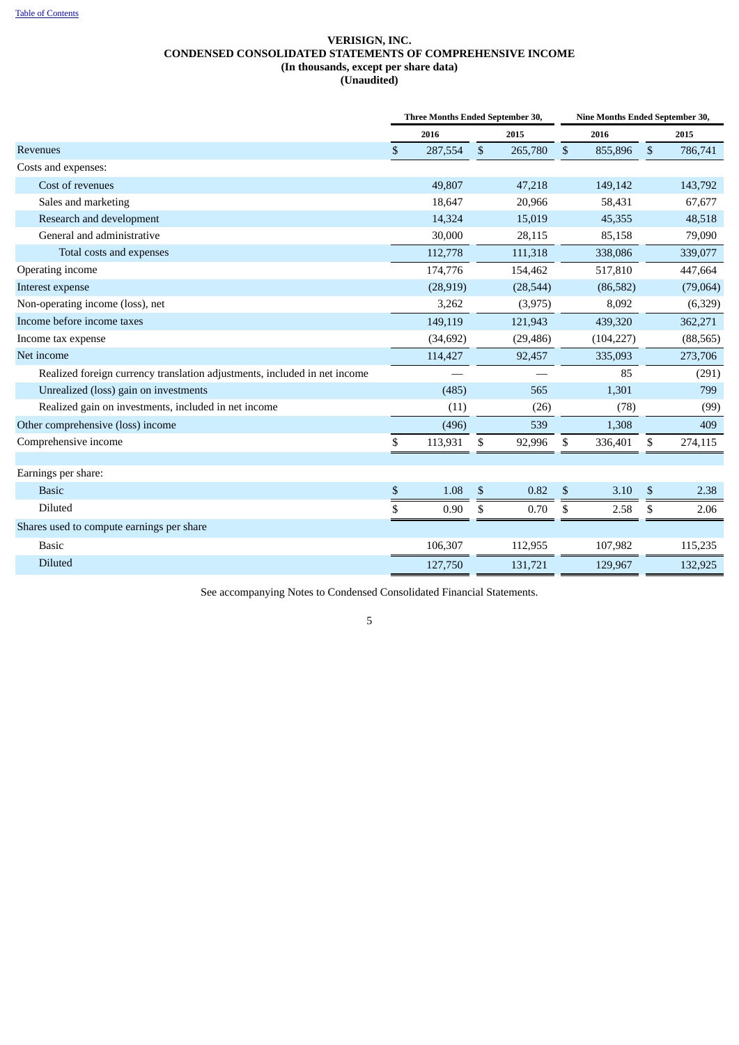Table of Contents

# VERISIGN, INC.
## CONDENSED CONSOLIDATED STATEMENTS OF COMPREHENSIVE INCOME
### (In thousands, except per share data)
### (Unaudited)

| | Three Months Ended September 30, | | Nine Months Ended September 30, | |
|---|---|---|---|---|
| | 2016 | 2015 | 2016 | 2015 |
| Revenues | $ 287,554 | $ 265,780 | $ 855,896 | $ 786,741 |
| Costs and expenses: | | | | |
| Cost of revenues | 49,807 | 47,218 | 149,142 | 143,792 |
| Sales and marketing | 18,647 | 20,966 | 58,431 | 67,677 |
| Research and development | 14,324 | 15,019 | 45,355 | 48,518 |
| General and administrative | 30,000 | 28,115 | 85,158 | 79,090 |
| Total costs and expenses | 112,778 | 111,318 | 338,086 | 339,077 |
| Operating income | 174,776 | 154,462 | 517,810 | 447,664 |
| Interest expense | (28,919) | (28,544) | (86,582) | (79,064) |
| Non-operating income (loss), net | 3,262 | (3,975) | 8,092 | (6,329) |
| Income before income taxes | 149,119 | 121,943 | 439,320 | 362,271 |
| Income tax expense | (34,692) | (29,486) | (104,227) | (88,565) |
| Net income | 114,427 | 92,457 | 335,093 | 273,706 |
| Realized foreign currency translation adjustments, included in net income | — | — | 85 | (291) |
| Unrealized (loss) gain on investments | (485) | 565 | 1,301 | 799 |
| Realized gain on investments, included in net income | (11) | (26) | (78) | (99) |
| Other comprehensive (loss) income | (496) | 539 | 1,308 | 409 |
| Comprehensive income | $ 113,931 | $ 92,996 | $ 336,401 | $ 274,115 |
| | | | | |
| Earnings per share: | | | | |
| Basic | $ 1.08 | $ 0.82 | $ 3.10 | $ 2.38 |
| Diluted | $ 0.90 | $ 0.70 | $ 2.58 | $ 2.06 |
| Shares used to compute earnings per share | | | | |
| Basic | 106,307 | 112,955 | 107,982 | 115,235 |
| Diluted | 127,750 | 131,721 | 129,967 | 132,925 |

See accompanying Notes to Condensed Consolidated Financial Statements.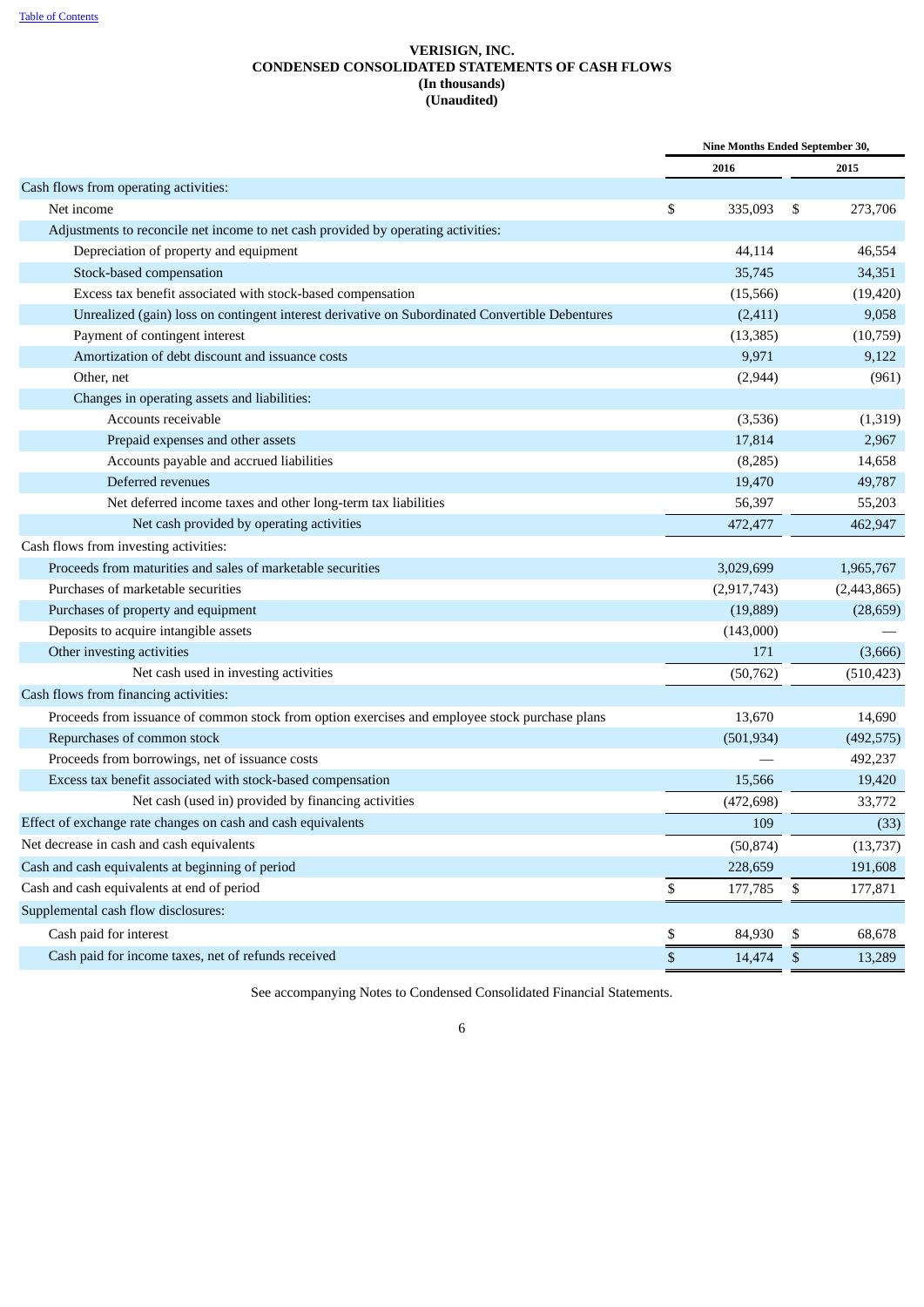[Table of Contents](#)

**VERISIGN, INC.**
**CONDENSED CONSOLIDATED STATEMENTS OF CASH FLOWS**
**(In thousands)**
**(Unaudited)**

| | Nine Months Ended September 30, | |
|---|---|---|
| | 2016 | 2015 |
| Cash flows from operating activities: | | |
| Net income | $ 335,093 | $ 273,706 |
| Adjustments to reconcile net income to net cash provided by operating activities: | | |
| Depreciation of property and equipment | 44,114 | 46,554 |
| Stock-based compensation | 35,745 | 34,351 |
| Excess tax benefit associated with stock-based compensation | (15,566) | (19,420) |
| Unrealized (gain) loss on contingent interest derivative on Subordinated Convertible Debentures | (2,411) | 9,058 |
| Payment of contingent interest | (13,385) | (10,759) |
| Amortization of debt discount and issuance costs | 9,971 | 9,122 |
| Other, net | (2,944) | (961) |
| Changes in operating assets and liabilities: | | |
| Accounts receivable | (3,536) | (1,319) |
| Prepaid expenses and other assets | 17,814 | 2,967 |
| Accounts payable and accrued liabilities | (8,285) | 14,658 |
| Deferred revenues | 19,470 | 49,787 |
| Net deferred income taxes and other long-term tax liabilities | 56,397 | 55,203 |
| Net cash provided by operating activities | 472,477 | 462,947 |
| Cash flows from investing activities: | | |
| Proceeds from maturities and sales of marketable securities | 3,029,699 | 1,965,767 |
| Purchases of marketable securities | (2,917,743) | (2,443,865) |
| Purchases of property and equipment | (19,889) | (28,659) |
| Deposits to acquire intangible assets | (143,000) | — |
| Other investing activities | 171 | (3,666) |
| Net cash used in investing activities | (50,762) | (510,423) |
| Cash flows from financing activities: | | |
| Proceeds from issuance of common stock from option exercises and employee stock purchase plans | 13,670 | 14,690 |
| Repurchases of common stock | (501,934) | (492,575) |
| Proceeds from borrowings, net of issuance costs | — | 492,237 |
| Excess tax benefit associated with stock-based compensation | 15,566 | 19,420 |
| Net cash (used in) provided by financing activities | (472,698) | 33,772 |
| Effect of exchange rate changes on cash and cash equivalents | 109 | (33) |
| Net decrease in cash and cash equivalents | (50,874) | (13,737) |
| Cash and cash equivalents at beginning of period | 228,659 | 191,608 |
| Cash and cash equivalents at end of period | $ 177,785 | $ 177,871 |
| Supplemental cash flow disclosures: | | |
| Cash paid for interest | $ 84,930 | $ 68,678 |
| Cash paid for income taxes, net of refunds received | $ 14,474 | $ 13,289 |

See accompanying Notes to Condensed Consolidated Financial Statements.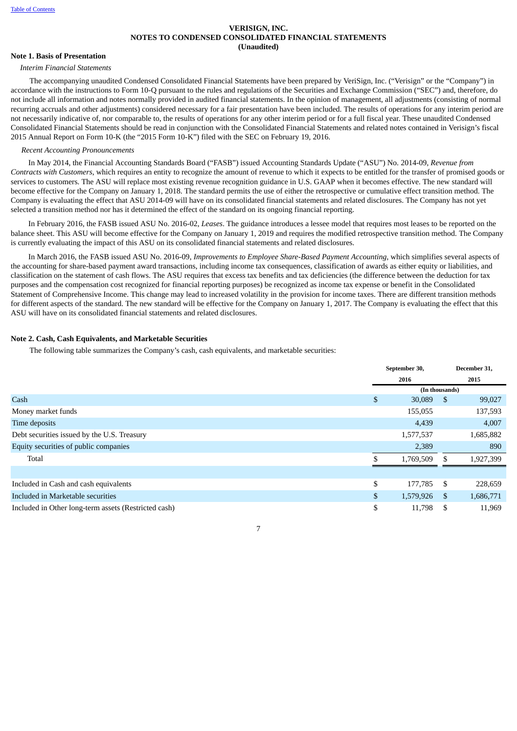# VERISIGN, INC.
## NOTES TO CONDENSED CONSOLIDATED FINANCIAL STATEMENTS
### (Unaudited)

**Note 1. Basis of Presentation**

*Interim Financial Statements*

The accompanying unaudited Condensed Consolidated Financial Statements have been prepared by VeriSign, Inc. ("Verisign" or the "Company") in accordance with the instructions to Form 10-Q pursuant to the rules and regulations of the Securities and Exchange Commission ("SEC") and, therefore, do not include all information and notes normally provided in audited financial statements. In the opinion of management, all adjustments (consisting of normal recurring accruals and other adjustments) considered necessary for a fair presentation have been included. The results of operations for any interim period are not necessarily indicative of, nor comparable to, the results of operations for any other interim period or for a full fiscal year. These unaudited Condensed Consolidated Financial Statements should be read in conjunction with the Consolidated Financial Statements and related notes contained in Verisign's fiscal 2015 Annual Report on Form 10-K (the "2015 Form 10-K") filed with the SEC on February 19, 2016.

*Recent Accounting Pronouncements*

In May 2014, the Financial Accounting Standards Board ("FASB") issued Accounting Standards Update ("ASU") No. 2014-09, *Revenue from Contracts with Customers*, which requires an entity to recognize the amount of revenue to which it expects to be entitled for the transfer of promised goods or services to customers. The ASU will replace most existing revenue recognition guidance in U.S. GAAP when it becomes effective. The new standard will become effective for the Company on January 1, 2018. The standard permits the use of either the retrospective or cumulative effect transition method. The Company is evaluating the effect that ASU 2014-09 will have on its consolidated financial statements and related disclosures. The Company has not yet selected a transition method nor has it determined the effect of the standard on its ongoing financial reporting.

In February 2016, the FASB issued ASU No. 2016-02, *Leases*. The guidance introduces a lessee model that requires most leases to be reported on the balance sheet. This ASU will become effective for the Company on January 1, 2019 and requires the modified retrospective transition method. The Company is currently evaluating the impact of this ASU on its consolidated financial statements and related disclosures.

In March 2016, the FASB issued ASU No. 2016-09, *Improvements to Employee Share-Based Payment Accounting*, which simplifies several aspects of the accounting for share-based payment award transactions, including income tax consequences, classification of awards as either equity or liabilities, and classification on the statement of cash flows. The ASU requires that excess tax benefits and tax deficiencies (the difference between the deduction for tax purposes and the compensation cost recognized for financial reporting purposes) be recognized as income tax expense or benefit in the Consolidated Statement of Comprehensive Income. This change may lead to increased volatility in the provision for income taxes. There are different transition methods for different aspects of the standard. The new standard will be effective for the Company on January 1, 2017. The Company is evaluating the effect that this ASU will have on its consolidated financial statements and related disclosures.

**Note 2. Cash, Cash Equivalents, and Marketable Securities**

The following table summarizes the Company's cash, cash equivalents, and marketable securities:

| | September 30, 2016 | December 31, 2015 |
|---|---|---|
| | (In thousands) | |
| Cash | $ 30,089 | $ 99,027 |
| Money market funds | 155,055 | 137,593 |
| Time deposits | 4,439 | 4,007 |
| Debt securities issued by the U.S. Treasury | 1,577,537 | 1,685,882 |
| Equity securities of public companies | 2,389 | 890 |
| Total | $ 1,769,509 | $ 1,927,399 |
| | | |
| Included in Cash and cash equivalents | $ 177,785 | $ 228,659 |
| Included in Marketable securities | $ 1,579,926 | $ 1,686,771 |
| Included in Other long-term assets (Restricted cash) | $ 11,798 | $ 11,969 |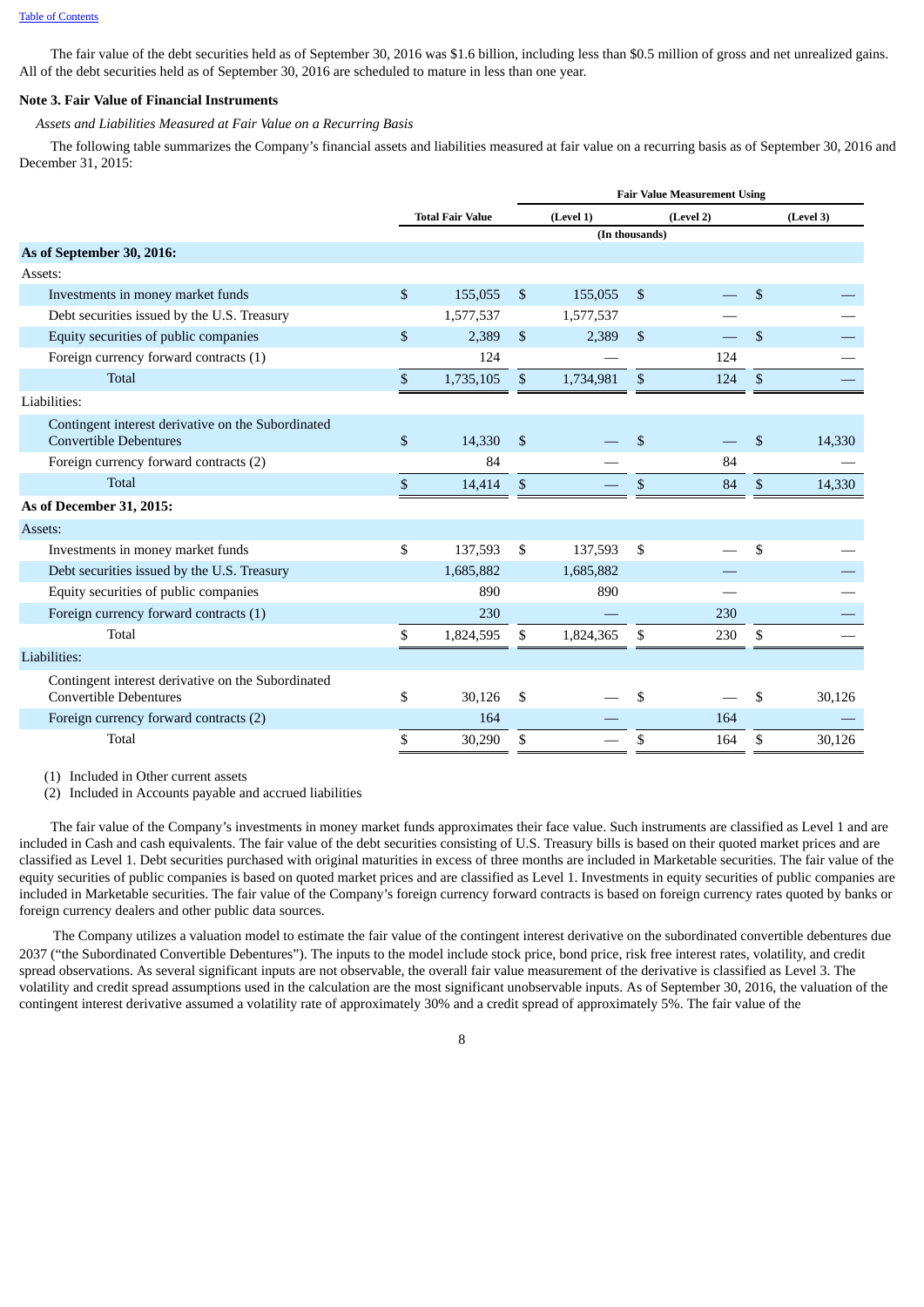The fair value of the debt securities held as of September 30, 2016 was $1.6 billion, including less than $0.5 million of gross and net unrealized gains. All of the debt securities held as of September 30, 2016 are scheduled to mature in less than one year.

### Note 3. Fair Value of Financial Instruments

*Assets and Liabilities Measured at Fair Value on a Recurring Basis*

The following table summarizes the Company's financial assets and liabilities measured at fair value on a recurring basis as of September 30, 2016 and December 31, 2015:

| | | Fair Value Measurement Using | | |
|---|---|---|---|---|
| | Total Fair Value | (Level 1) | (Level 2) | (Level 3) |
| | | (In thousands) | | |
| **As of September 30, 2016:** | | | | |
| Assets: | | | | |
| Investments in money market funds | $ 155,055 | $ 155,055 | $ — | $ — |
| Debt securities issued by the U.S. Treasury | 1,577,537 | 1,577,537 | — | — |
| Equity securities of public companies | $ 2,389 | $ 2,389 | $ — | $ — |
| Foreign currency forward contracts (1) | 124 | — | 124 | — |
| Total | $ 1,735,105 | $ 1,734,981 | $ 124 | $ — |
| Liabilities: | | | | |
| Contingent interest derivative on the Subordinated Convertible Debentures | $ 14,330 | $ — | $ — | $ 14,330 |
| Foreign currency forward contracts (2) | 84 | — | 84 | — |
| Total | $ 14,414 | $ — | $ 84 | $ 14,330 |
| **As of December 31, 2015:** | | | | |
| Assets: | | | | |
| Investments in money market funds | $ 137,593 | $ 137,593 | $ — | $ — |
| Debt securities issued by the U.S. Treasury | 1,685,882 | 1,685,882 | — | — |
| Equity securities of public companies | 890 | 890 | — | — |
| Foreign currency forward contracts (1) | 230 | — | 230 | — |
| Total | $ 1,824,595 | $ 1,824,365 | $ 230 | $ — |
| Liabilities: | | | | |
| Contingent interest derivative on the Subordinated Convertible Debentures | $ 30,126 | $ — | $ — | $ 30,126 |
| Foreign currency forward contracts (2) | 164 | — | 164 | — |
| Total | $ 30,290 | $ — | $ 164 | $ 30,126 |

(1) Included in Other current assets

(2) Included in Accounts payable and accrued liabilities

The fair value of the Company's investments in money market funds approximates their face value. Such instruments are classified as Level 1 and are included in Cash and cash equivalents. The fair value of the debt securities consisting of U.S. Treasury bills is based on their quoted market prices and are classified as Level 1. Debt securities purchased with original maturities in excess of three months are included in Marketable securities. The fair value of the equity securities of public companies is based on quoted market prices and are classified as Level 1. Investments in equity securities of public companies are included in Marketable securities. The fair value of the Company's foreign currency forward contracts is based on foreign currency rates quoted by banks or foreign currency dealers and other public data sources.

The Company utilizes a valuation model to estimate the fair value of the contingent interest derivative on the subordinated convertible debentures due 2037 ("the Subordinated Convertible Debentures"). The inputs to the model include stock price, bond price, risk free interest rates, volatility, and credit spread observations. As several significant inputs are not observable, the overall fair value measurement of the derivative is classified as Level 3. The volatility and credit spread assumptions used in the calculation are the most significant unobservable inputs. As of September 30, 2016, the valuation of the contingent interest derivative assumed a volatility rate of approximately 30% and a credit spread of approximately 5%. The fair value of the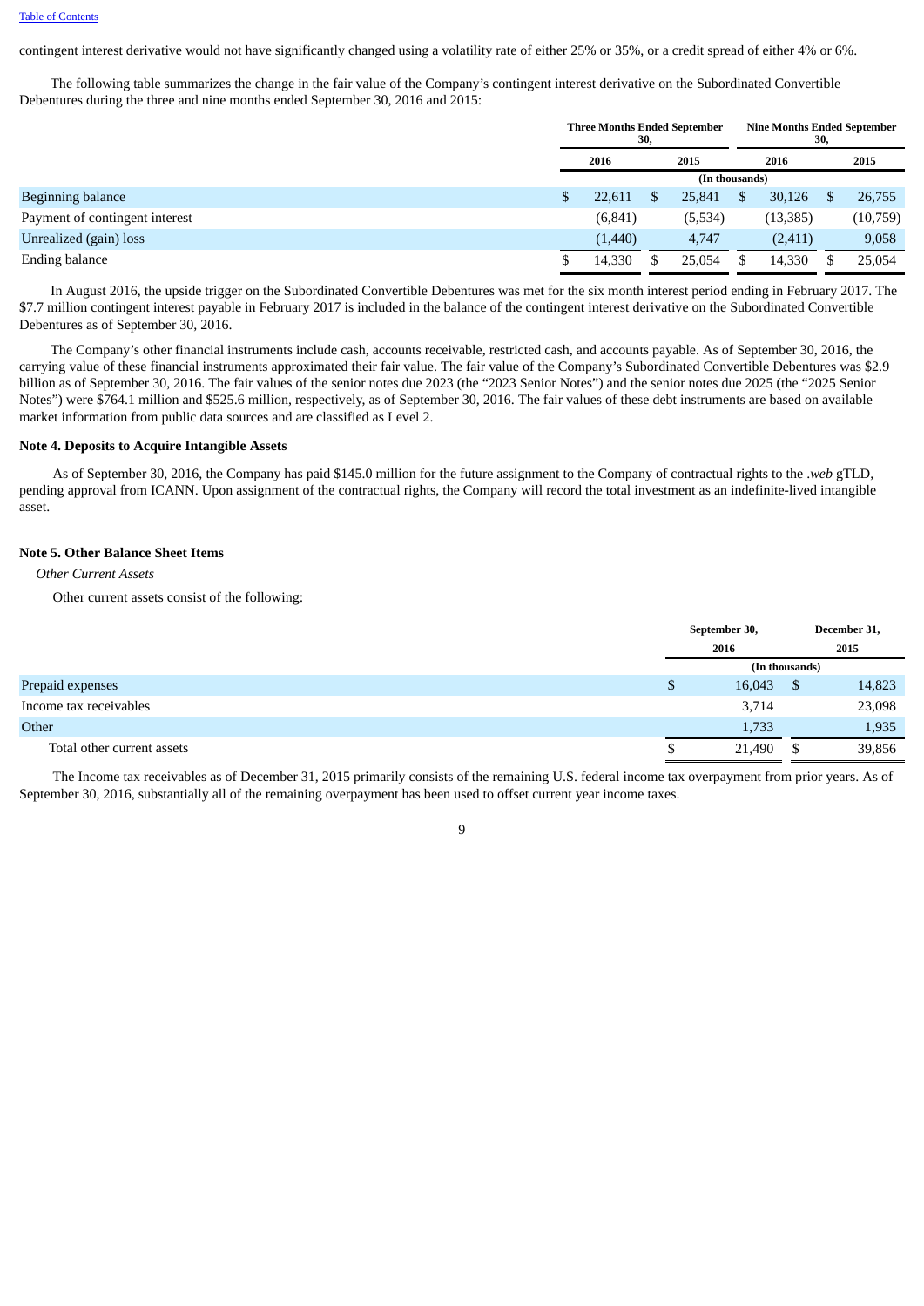contingent interest derivative would not have significantly changed using a volatility rate of either 25% or 35%, or a credit spread of either 4% or 6%.

The following table summarizes the change in the fair value of the Company's contingent interest derivative on the Subordinated Convertible Debentures during the three and nine months ended September 30, 2016 and 2015:

| | Three Months Ended September 30, | | Nine Months Ended September 30, | |
|---|---|---|---|---|
| | 2016 | 2015 | 2016 | 2015 |
| | (In thousands) | | | |
| Beginning balance | $ 22,611 | $ 25,841 | $ 30,126 | $ 26,755 |
| Payment of contingent interest | (6,841) | (5,534) | (13,385) | (10,759) |
| Unrealized (gain) loss | (1,440) | 4,747 | (2,411) | 9,058 |
| Ending balance | $ 14,330 | $ 25,054 | $ 14,330 | $ 25,054 |

In August 2016, the upside trigger on the Subordinated Convertible Debentures was met for the six month interest period ending in February 2017. The $7.7 million contingent interest payable in February 2017 is included in the balance of the contingent interest derivative on the Subordinated Convertible Debentures as of September 30, 2016.

The Company's other financial instruments include cash, accounts receivable, restricted cash, and accounts payable. As of September 30, 2016, the carrying value of these financial instruments approximated their fair value. The fair value of the Company's Subordinated Convertible Debentures was $2.9 billion as of September 30, 2016. The fair values of the senior notes due 2023 (the "2023 Senior Notes") and the senior notes due 2025 (the "2025 Senior Notes") were $764.1 million and $525.6 million, respectively, as of September 30, 2016. The fair values of these debt instruments are based on available market information from public data sources and are classified as Level 2.

**Note 4. Deposits to Acquire Intangible Assets**

As of September 30, 2016, the Company has paid $145.0 million for the future assignment to the Company of contractual rights to the *.web* gTLD, pending approval from ICANN. Upon assignment of the contractual rights, the Company will record the total investment as an indefinite-lived intangible asset.

**Note 5. Other Balance Sheet Items**

*Other Current Assets*

Other current assets consist of the following:

| | September 30, 2016 | December 31, 2015 |
|---|---|---|
| | (In thousands) | |
| Prepaid expenses | $ 16,043 | $ 14,823 |
| Income tax receivables | 3,714 | 23,098 |
| Other | 1,733 | 1,935 |
| Total other current assets | $ 21,490 | $ 39,856 |

The Income tax receivables as of December 31, 2015 primarily consists of the remaining U.S. federal income tax overpayment from prior years. As of September 30, 2016, substantially all of the remaining overpayment has been used to offset current year income taxes.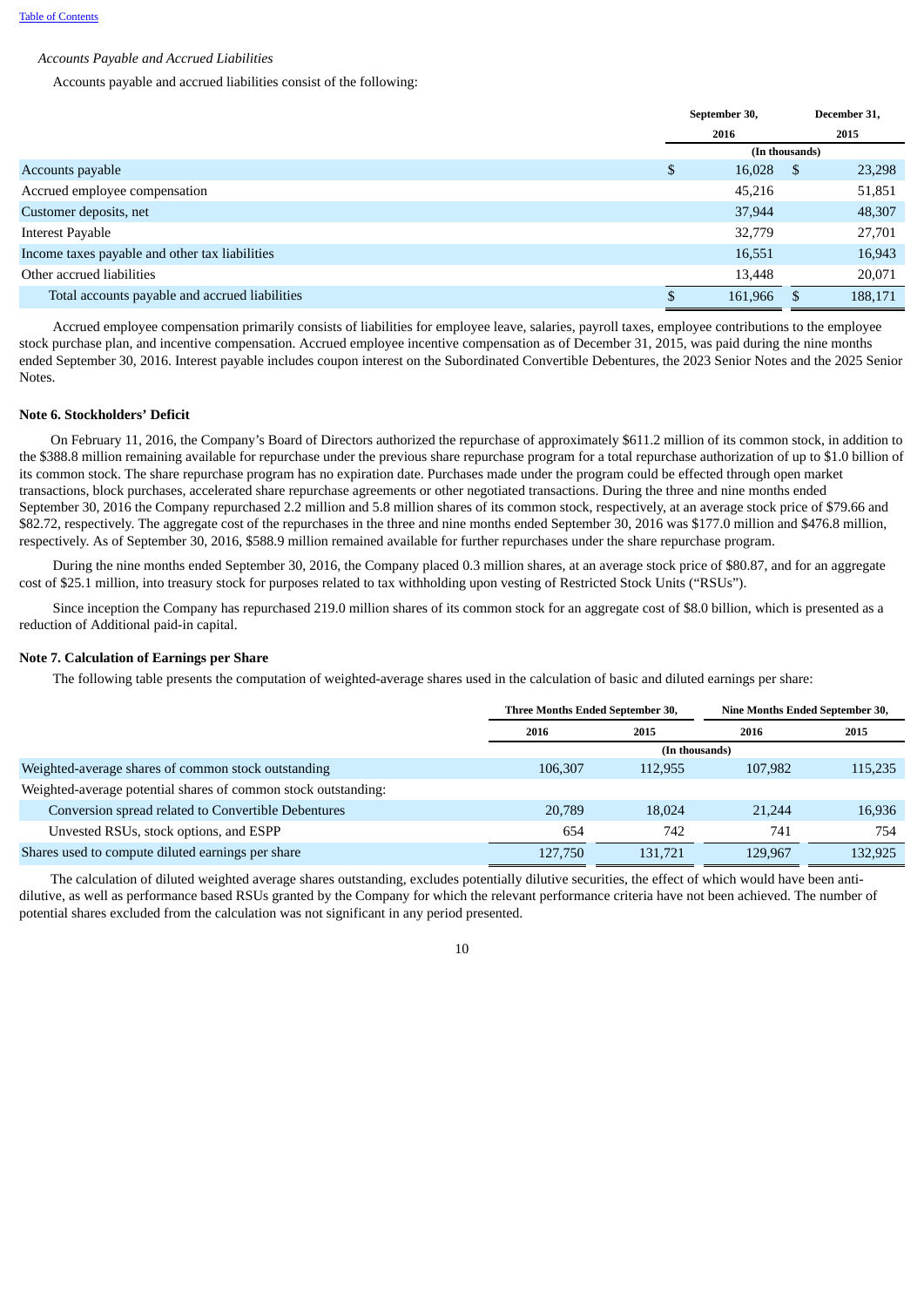*Accounts Payable and Accrued Liabilities*

Accounts payable and accrued liabilities consist of the following:

| | September 30, 2016 | December 31, 2015 |
|---|---|---|
| | (In thousands) | |
| Accounts payable | $ 16,028 | $ 23,298 |
| Accrued employee compensation | 45,216 | 51,851 |
| Customer deposits, net | 37,944 | 48,307 |
| Interest Payable | 32,779 | 27,701 |
| Income taxes payable and other tax liabilities | 16,551 | 16,943 |
| Other accrued liabilities | 13,448 | 20,071 |
| Total accounts payable and accrued liabilities | $ 161,966 | $ 188,171 |

Accrued employee compensation primarily consists of liabilities for employee leave, salaries, payroll taxes, employee contributions to the employee stock purchase plan, and incentive compensation. Accrued employee incentive compensation as of December 31, 2015, was paid during the nine months ended September 30, 2016. Interest payable includes coupon interest on the Subordinated Convertible Debentures, the 2023 Senior Notes and the 2025 Senior Notes.

**Note 6. Stockholders' Deficit**

On February 11, 2016, the Company's Board of Directors authorized the repurchase of approximately $611.2 million of its common stock, in addition to the $388.8 million remaining available for repurchase under the previous share repurchase program for a total repurchase authorization of up to $1.0 billion of its common stock. The share repurchase program has no expiration date. Purchases made under the program could be effected through open market transactions, block purchases, accelerated share repurchase agreements or other negotiated transactions. During the three and nine months ended September 30, 2016 the Company repurchased 2.2 million and 5.8 million shares of its common stock, respectively, at an average stock price of $79.66 and $82.72, respectively. The aggregate cost of the repurchases in the three and nine months ended September 30, 2016 was $177.0 million and $476.8 million, respectively. As of September 30, 2016, $588.9 million remained available for further repurchases under the share repurchase program.

During the nine months ended September 30, 2016, the Company placed 0.3 million shares, at an average stock price of $80.87, and for an aggregate cost of $25.1 million, into treasury stock for purposes related to tax withholding upon vesting of Restricted Stock Units ("RSUs").

Since inception the Company has repurchased 219.0 million shares of its common stock for an aggregate cost of $8.0 billion, which is presented as a reduction of Additional paid-in capital.

**Note 7. Calculation of Earnings per Share**

The following table presents the computation of weighted-average shares used in the calculation of basic and diluted earnings per share:

| | Three Months Ended September 30, | | Nine Months Ended September 30, | |
|---|---|---|---|---|
| | 2016 | 2015 | 2016 | 2015 |
| | (In thousands) | | | |
| Weighted-average shares of common stock outstanding | 106,307 | 112,955 | 107,982 | 115,235 |
| Weighted-average potential shares of common stock outstanding: | | | | |
| Conversion spread related to Convertible Debentures | 20,789 | 18,024 | 21,244 | 16,936 |
| Unvested RSUs, stock options, and ESPP | 654 | 742 | 741 | 754 |
| Shares used to compute diluted earnings per share | 127,750 | 131,721 | 129,967 | 132,925 |

The calculation of diluted weighted average shares outstanding, excludes potentially dilutive securities, the effect of which would have been anti-dilutive, as well as performance based RSUs granted by the Company for which the relevant performance criteria have not been achieved. The number of potential shares excluded from the calculation was not significant in any period presented.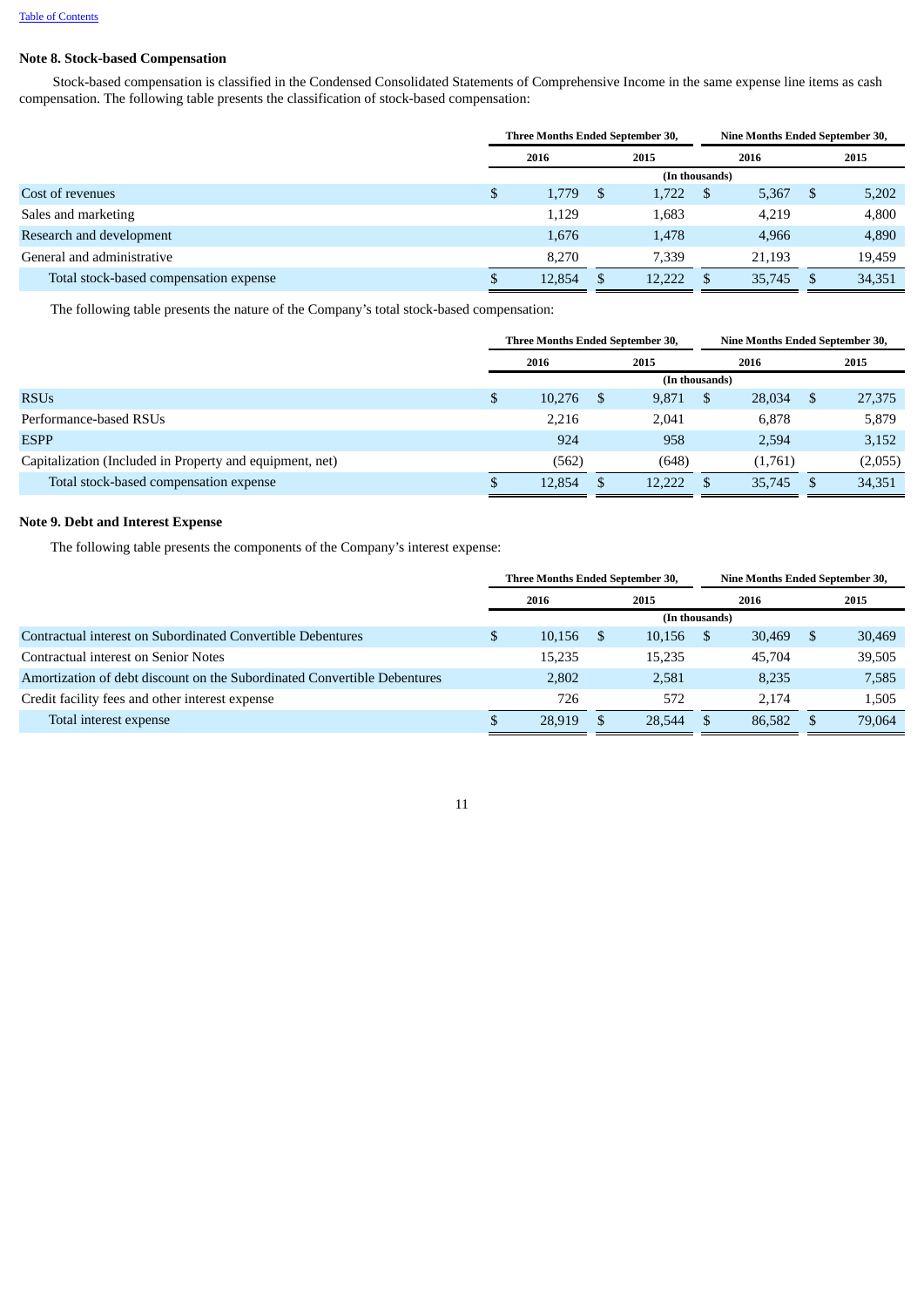## Note 8. Stock-based Compensation

Stock-based compensation is classified in the Condensed Consolidated Statements of Comprehensive Income in the same expense line items as cash compensation. The following table presents the classification of stock-based compensation:

| | Three Months Ended September 30, | | Nine Months Ended September 30, | |
|---|---|---|---|---|
| | 2016 | 2015 | 2016 | 2015 |
| | (In thousands) | | | |
| Cost of revenues | $ 1,779 | $ 1,722 | $ 5,367 | $ 5,202 |
| Sales and marketing | 1,129 | 1,683 | 4,219 | 4,800 |
| Research and development | 1,676 | 1,478 | 4,966 | 4,890 |
| General and administrative | 8,270 | 7,339 | 21,193 | 19,459 |
| Total stock-based compensation expense | $ 12,854 | $ 12,222 | $ 35,745 | $ 34,351 |

The following table presents the nature of the Company's total stock-based compensation:

| | Three Months Ended September 30, | | Nine Months Ended September 30, | |
|---|---|---|---|---|
| | 2016 | 2015 | 2016 | 2015 |
| | (In thousands) | | | |
| RSUs | $ 10,276 | $ 9,871 | $ 28,034 | $ 27,375 |
| Performance-based RSUs | 2,216 | 2,041 | 6,878 | 5,879 |
| ESPP | 924 | 958 | 2,594 | 3,152 |
| Capitalization (Included in Property and equipment, net) | (562) | (648) | (1,761) | (2,055) |
| Total stock-based compensation expense | $ 12,854 | $ 12,222 | $ 35,745 | $ 34,351 |

## Note 9. Debt and Interest Expense

The following table presents the components of the Company's interest expense:

| | Three Months Ended September 30, | | Nine Months Ended September 30, | |
|---|---|---|---|---|
| | 2016 | 2015 | 2016 | 2015 |
| | (In thousands) | | | |
| Contractual interest on Subordinated Convertible Debentures | $ 10,156 | $ 10,156 | $ 30,469 | $ 30,469 |
| Contractual interest on Senior Notes | 15,235 | 15,235 | 45,704 | 39,505 |
| Amortization of debt discount on the Subordinated Convertible Debentures | 2,802 | 2,581 | 8,235 | 7,585 |
| Credit facility fees and other interest expense | 726 | 572 | 2,174 | 1,505 |
| Total interest expense | $ 28,919 | $ 28,544 | $ 86,582 | $ 79,064 |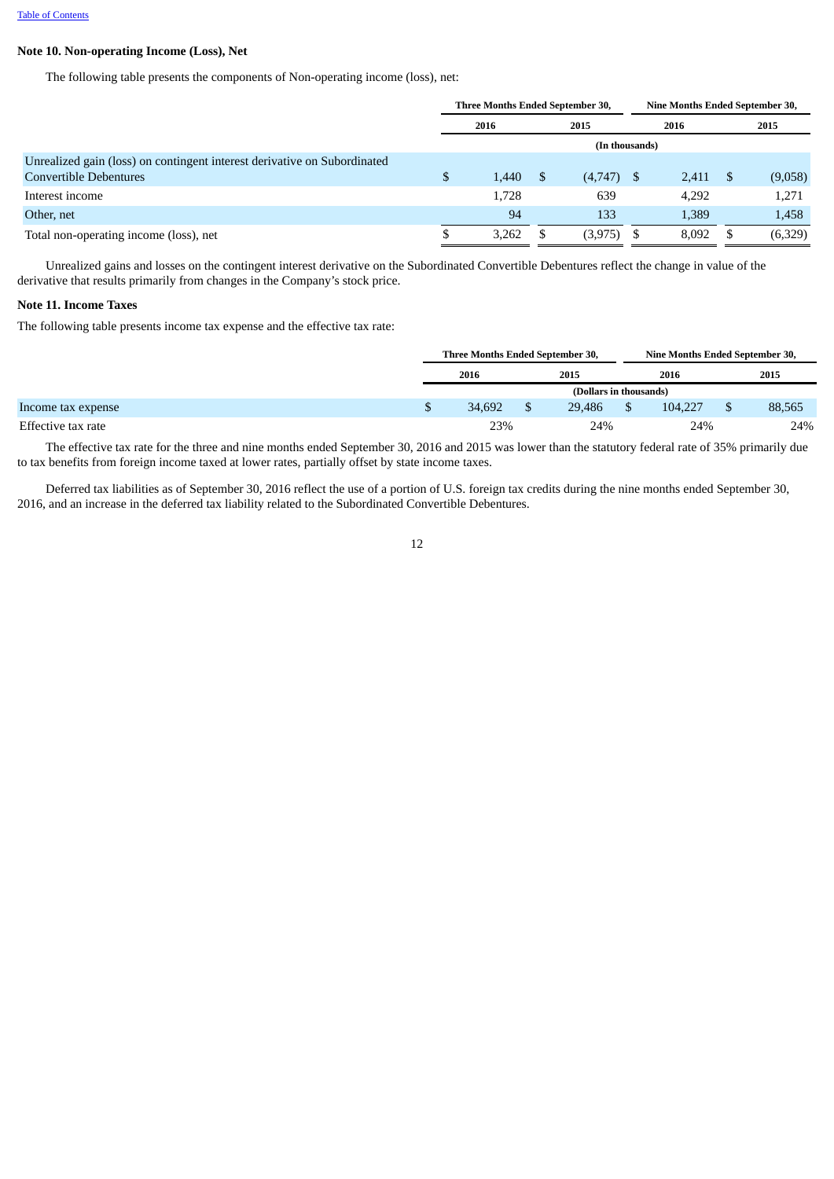Table of Contents

### Note 10. Non-operating Income (Loss), Net

The following table presents the components of Non-operating income (loss), net:

| | Three Months Ended September 30, | | Nine Months Ended September 30, | |
|---|---|---|---|---|
| | 2016 | 2015 | 2016 | 2015 |
| | (In thousands) | | | |
| Unrealized gain (loss) on contingent interest derivative on Subordinated Convertible Debentures | $ 1,440 | $ (4,747) | $ 2,411 | $ (9,058) |
| Interest income | 1,728 | 639 | 4,292 | 1,271 |
| Other, net | 94 | 133 | 1,389 | 1,458 |
| Total non-operating income (loss), net | $ 3,262 | $ (3,975) | $ 8,092 | $ (6,329) |

Unrealized gains and losses on the contingent interest derivative on the Subordinated Convertible Debentures reflect the change in value of the derivative that results primarily from changes in the Company's stock price.

### Note 11. Income Taxes

The following table presents income tax expense and the effective tax rate:

| | Three Months Ended September 30, | | Nine Months Ended September 30, | |
|---|---|---|---|---|
| | 2016 | 2015 | 2016 | 2015 |
| | (Dollars in thousands) | | | |
| Income tax expense | $ 34,692 | $ 29,486 | $ 104,227 | $ 88,565 |
| Effective tax rate | 23% | 24% | 24% | 24% |

The effective tax rate for the three and nine months ended September 30, 2016 and 2015 was lower than the statutory federal rate of 35% primarily due to tax benefits from foreign income taxed at lower rates, partially offset by state income taxes.

Deferred tax liabilities as of September 30, 2016 reflect the use of a portion of U.S. foreign tax credits during the nine months ended September 30, 2016, and an increase in the deferred tax liability related to the Subordinated Convertible Debentures.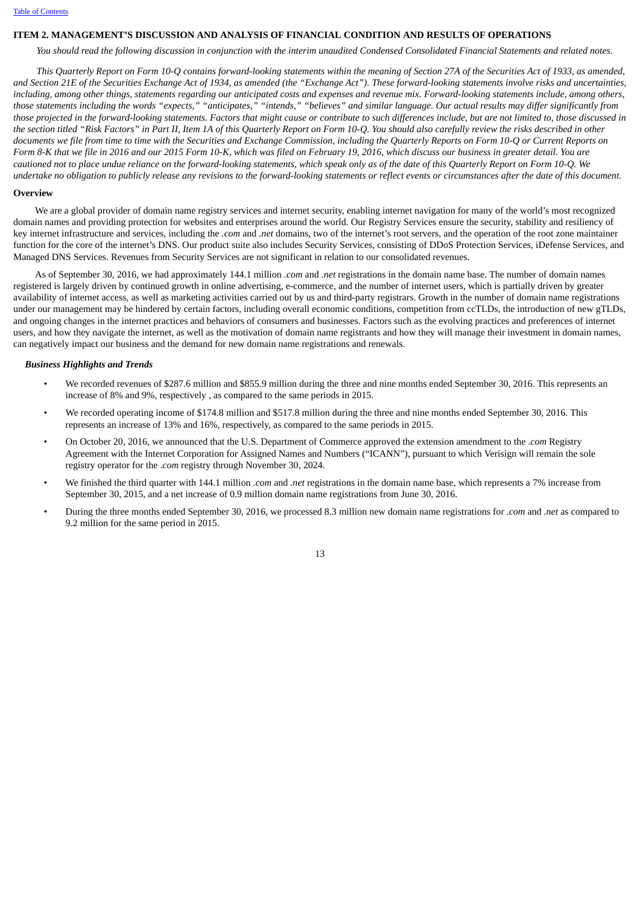## ITEM 2. MANAGEMENT'S DISCUSSION AND ANALYSIS OF FINANCIAL CONDITION AND RESULTS OF OPERATIONS

*You should read the following discussion in conjunction with the interim unaudited Condensed Consolidated Financial Statements and related notes.*

*This Quarterly Report on Form 10-Q contains forward-looking statements within the meaning of Section 27A of the Securities Act of 1933, as amended, and Section 21E of the Securities Exchange Act of 1934, as amended (the "Exchange Act"). These forward-looking statements involve risks and uncertainties, including, among other things, statements regarding our anticipated costs and expenses and revenue mix. Forward-looking statements include, among others, those statements including the words "expects," "anticipates," "intends," "believes" and similar language. Our actual results may differ significantly from those projected in the forward-looking statements. Factors that might cause or contribute to such differences include, but are not limited to, those discussed in the section titled "Risk Factors" in Part II, Item 1A of this Quarterly Report on Form 10-Q. You should also carefully review the risks described in other documents we file from time to time with the Securities and Exchange Commission, including the Quarterly Reports on Form 10-Q or Current Reports on Form 8-K that we file in 2016 and our 2015 Form 10-K, which was filed on February 19, 2016, which discuss our business in greater detail. You are cautioned not to place undue reliance on the forward-looking statements, which speak only as of the date of this Quarterly Report on Form 10-Q. We undertake no obligation to publicly release any revisions to the forward-looking statements or reflect events or circumstances after the date of this document.*

### Overview

We are a global provider of domain name registry services and internet security, enabling internet navigation for many of the world's most recognized domain names and providing protection for websites and enterprises around the world. Our Registry Services ensure the security, stability and resiliency of key internet infrastructure and services, including the *.com* and *.net* domains, two of the internet's root servers, and the operation of the root zone maintainer function for the core of the internet's DNS. Our product suite also includes Security Services, consisting of DDoS Protection Services, iDefense Services, and Managed DNS Services. Revenues from Security Services are not significant in relation to our consolidated revenues.

As of September 30, 2016, we had approximately 144.1 million *.com* and *.net* registrations in the domain name base. The number of domain names registered is largely driven by continued growth in online advertising, e-commerce, and the number of internet users, which is partially driven by greater availability of internet access, as well as marketing activities carried out by us and third-party registrars. Growth in the number of domain name registrations under our management may be hindered by certain factors, including overall economic conditions, competition from ccTLDs, the introduction of new gTLDs, and ongoing changes in the internet practices and behaviors of consumers and businesses. Factors such as the evolving practices and preferences of internet users, and how they navigate the internet, as well as the motivation of domain name registrants and how they will manage their investment in domain names, can negatively impact our business and the demand for new domain name registrations and renewals.

#### *Business Highlights and Trends*

- We recorded revenues of $287.6 million and $855.9 million during the three and nine months ended September 30, 2016. This represents an increase of 8% and 9%, respectively , as compared to the same periods in 2015.
- We recorded operating income of $174.8 million and $517.8 million during the three and nine months ended September 30, 2016. This represents an increase of 13% and 16%, respectively, as compared to the same periods in 2015.
- On October 20, 2016, we announced that the U.S. Department of Commerce approved the extension amendment to the *.com* Registry Agreement with the Internet Corporation for Assigned Names and Numbers ("ICANN"), pursuant to which Verisign will remain the sole registry operator for the *.com* registry through November 30, 2024.
- We finished the third quarter with 144.1 million *.com* and *.net* registrations in the domain name base, which represents a 7% increase from September 30, 2015, and a net increase of 0.9 million domain name registrations from June 30, 2016.
- During the three months ended September 30, 2016, we processed 8.3 million new domain name registrations for *.com* and *.net* as compared to 9.2 million for the same period in 2015.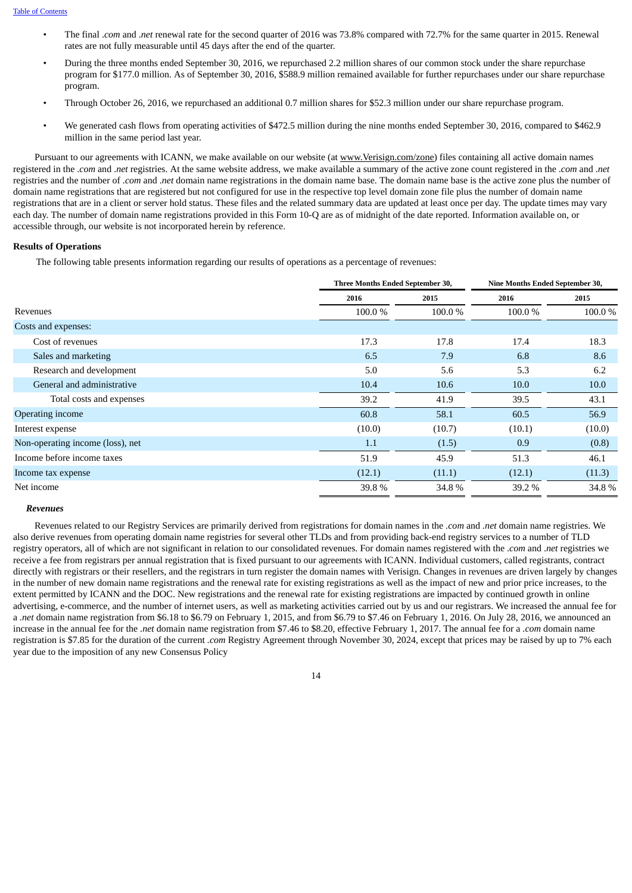- The final *.com* and *.net* renewal rate for the second quarter of 2016 was 73.8% compared with 72.7% for the same quarter in 2015. Renewal rates are not fully measurable until 45 days after the end of the quarter.
- During the three months ended September 30, 2016, we repurchased 2.2 million shares of our common stock under the share repurchase program for $177.0 million. As of September 30, 2016, $588.9 million remained available for further repurchases under our share repurchase program.
- Through October 26, 2016, we repurchased an additional 0.7 million shares for $52.3 million under our share repurchase program.
- We generated cash flows from operating activities of $472.5 million during the nine months ended September 30, 2016, compared to $462.9 million in the same period last year.

Pursuant to our agreements with ICANN, we make available on our website (at www.Verisign.com/zone) files containing all active domain names registered in the *.com* and *.net* registries. At the same website address, we make available a summary of the active zone count registered in the *.com* and *.net* registries and the number of *.com* and *.net* domain name registrations in the domain name base. The domain name base is the active zone plus the number of domain name registrations that are registered but not configured for use in the respective top level domain zone file plus the number of domain name registrations that are in a client or server hold status. These files and the related summary data are updated at least once per day. The update times may vary each day. The number of domain name registrations provided in this Form 10-Q are as of midnight of the date reported. Information available on, or accessible through, our website is not incorporated herein by reference.

**Results of Operations**

The following table presents information regarding our results of operations as a percentage of revenues:

| | Three Months Ended September 30, | | Nine Months Ended September 30, | |
|---|---|---|---|---|
| | 2016 | 2015 | 2016 | 2015 |
| Revenues | 100.0 % | 100.0 % | 100.0 % | 100.0 % |
| Costs and expenses: | | | | |
| Cost of revenues | 17.3 | 17.8 | 17.4 | 18.3 |
| Sales and marketing | 6.5 | 7.9 | 6.8 | 8.6 |
| Research and development | 5.0 | 5.6 | 5.3 | 6.2 |
| General and administrative | 10.4 | 10.6 | 10.0 | 10.0 |
| Total costs and expenses | 39.2 | 41.9 | 39.5 | 43.1 |
| Operating income | 60.8 | 58.1 | 60.5 | 56.9 |
| Interest expense | (10.0) | (10.7) | (10.1) | (10.0) |
| Non-operating income (loss), net | 1.1 | (1.5) | 0.9 | (0.8) |
| Income before income taxes | 51.9 | 45.9 | 51.3 | 46.1 |
| Income tax expense | (12.1) | (11.1) | (12.1) | (11.3) |
| Net income | 39.8 % | 34.8 % | 39.2 % | 34.8 % |

***Revenues***

Revenues related to our Registry Services are primarily derived from registrations for domain names in the *.com* and *.net* domain name registries. We also derive revenues from operating domain name registries for several other TLDs and from providing back-end registry services to a number of TLD registry operators, all of which are not significant in relation to our consolidated revenues. For domain names registered with the *.com* and *.net* registries we receive a fee from registrars per annual registration that is fixed pursuant to our agreements with ICANN. Individual customers, called registrants, contract directly with registrars or their resellers, and the registrars in turn register the domain names with Verisign. Changes in revenues are driven largely by changes in the number of new domain name registrations and the renewal rate for existing registrations as well as the impact of new and prior price increases, to the extent permitted by ICANN and the DOC. New registrations and the renewal rate for existing registrations are impacted by continued growth in online advertising, e-commerce, and the number of internet users, as well as marketing activities carried out by us and our registrars. We increased the annual fee for a *.net* domain name registration from $6.18 to $6.79 on February 1, 2015, and from $6.79 to $7.46 on February 1, 2016. On July 28, 2016, we announced an increase in the annual fee for the *.net* domain name registration from $7.46 to $8.20, effective February 1, 2017. The annual fee for a *.com* domain name registration is $7.85 for the duration of the current *.com* Registry Agreement through November 30, 2024, except that prices may be raised by up to 7% each year due to the imposition of any new Consensus Policy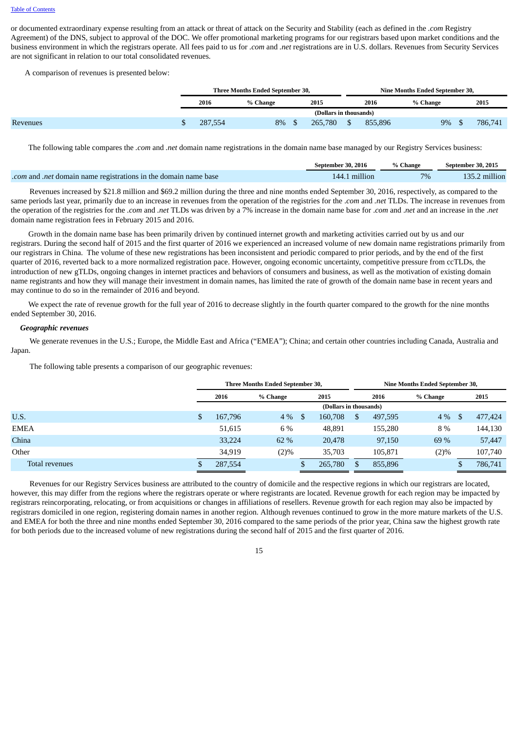or documented extraordinary expense resulting from an attack or threat of attack on the Security and Stability (each as defined in the *.com* Registry Agreement) of the DNS, subject to approval of the DOC. We offer promotional marketing programs for our registrars based upon market conditions and the business environment in which the registrars operate. All fees paid to us for *.com* and *.net* registrations are in U.S. dollars. Revenues from Security Services are not significant in relation to our total consolidated revenues.

A comparison of revenues is presented below:

| | Three Months Ended September 30, | | | Nine Months Ended September 30, | | |
|---|---|---|---|---|---|---|
| | 2016 | % Change | 2015 | 2016 | % Change | 2015 |
| | (Dollars in thousands) | | | | | |
| Revenues | $ 287,554 | 8% | $ 265,780 | $ 855,896 | 9% | $ 786,741 |

The following table compares the *.com* and *.net* domain name registrations in the domain name base managed by our Registry Services business:

| | September 30, 2016 | % Change | September 30, 2015 |
|---|---|---|---|
| *.com* and *.net* domain name registrations in the domain name base | 144.1 million | 7% | 135.2 million |

Revenues increased by $21.8 million and $69.2 million during the three and nine months ended September 30, 2016, respectively, as compared to the same periods last year, primarily due to an increase in revenues from the operation of the registries for the *.com* and *.net* TLDs. The increase in revenues from the operation of the registries for the *.com* and *.net* TLDs was driven by a 7% increase in the domain name base for *.com* and *.net* and an increase in the *.net* domain name registration fees in February 2015 and 2016.

Growth in the domain name base has been primarily driven by continued internet growth and marketing activities carried out by us and our registrars. During the second half of 2015 and the first quarter of 2016 we experienced an increased volume of new domain name registrations primarily from our registrars in China. The volume of these new registrations has been inconsistent and periodic compared to prior periods, and by the end of the first quarter of 2016, reverted back to a more normalized registration pace. However, ongoing economic uncertainty, competitive pressure from ccTLDs, the introduction of new gTLDs, ongoing changes in internet practices and behaviors of consumers and business, as well as the motivation of existing domain name registrants and how they will manage their investment in domain names, has limited the rate of growth of the domain name base in recent years and may continue to do so in the remainder of 2016 and beyond.

We expect the rate of revenue growth for the full year of 2016 to decrease slightly in the fourth quarter compared to the growth for the nine months ended September 30, 2016.

***Geographic revenues***

We generate revenues in the U.S.; Europe, the Middle East and Africa ("EMEA"); China; and certain other countries including Canada, Australia and Japan.

The following table presents a comparison of our geographic revenues:

| | Three Months Ended September 30, | | | Nine Months Ended September 30, | | |
|---|---|---|---|---|---|---|
| | 2016 | % Change | 2015 | 2016 | % Change | 2015 |
| | (Dollars in thousands) | | | | | |
| U.S. | $ 167,796 | 4 % | $ 160,708 | $ 497,595 | 4 % | $ 477,424 |
| EMEA | 51,615 | 6 % | 48,891 | 155,280 | 8 % | 144,130 |
| China | 33,224 | 62 % | 20,478 | 97,150 | 69 % | 57,447 |
| Other | 34,919 | (2)% | 35,703 | 105,871 | (2)% | 107,740 |
| Total revenues | $ 287,554 | | $ 265,780 | $ 855,896 | | $ 786,741 |

Revenues for our Registry Services business are attributed to the country of domicile and the respective regions in which our registrars are located, however, this may differ from the regions where the registrars operate or where registrants are located. Revenue growth for each region may be impacted by registrars reincorporating, relocating, or from acquisitions or changes in affiliations of resellers. Revenue growth for each region may also be impacted by registrars domiciled in one region, registering domain names in another region. Although revenues continued to grow in the more mature markets of the U.S. and EMEA for both the three and nine months ended September 30, 2016 compared to the same periods of the prior year, China saw the highest growth rate for both periods due to the increased volume of new registrations during the second half of 2015 and the first quarter of 2016.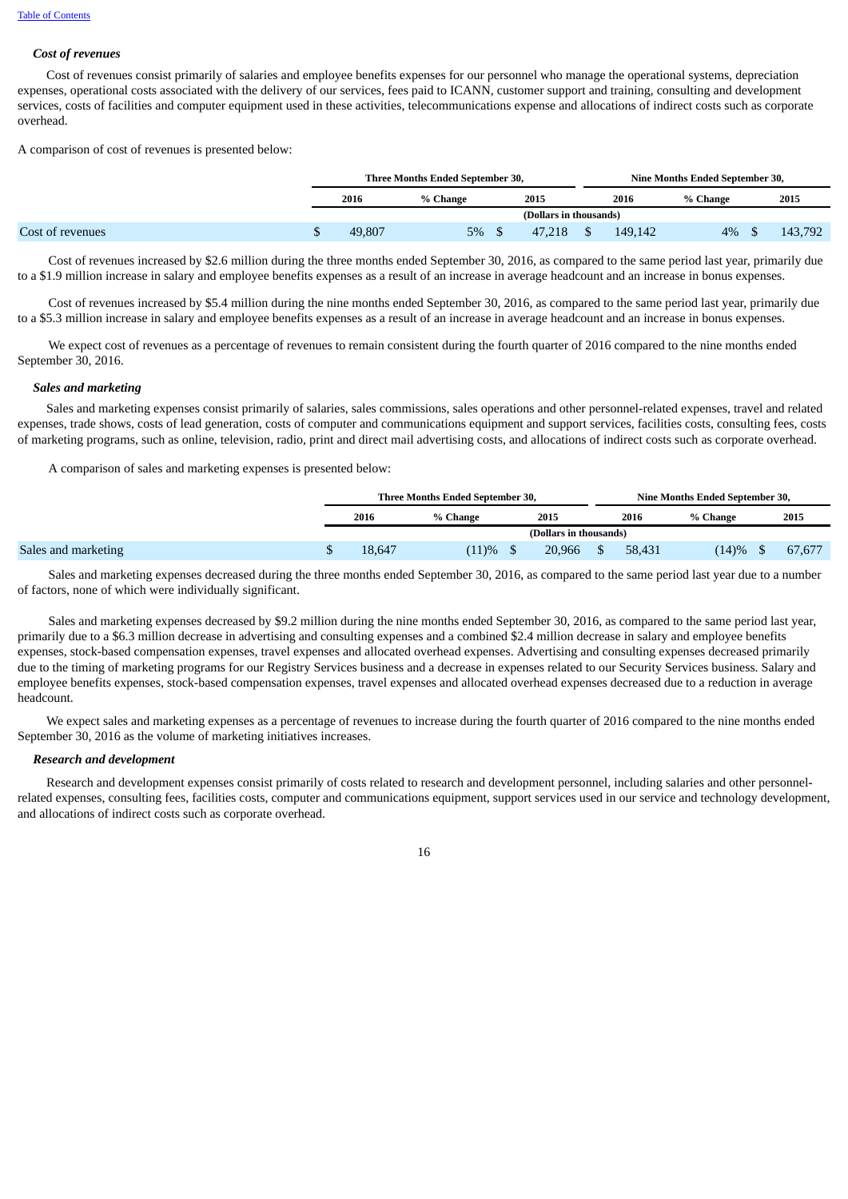### *Cost of revenues*

Cost of revenues consist primarily of salaries and employee benefits expenses for our personnel who manage the operational systems, depreciation expenses, operational costs associated with the delivery of our services, fees paid to ICANN, customer support and training, consulting and development services, costs of facilities and computer equipment used in these activities, telecommunications expense and allocations of indirect costs such as corporate overhead.

A comparison of cost of revenues is presented below:

| | Three Months Ended September 30, | | | Nine Months Ended September 30, | | |
|---|---|---|---|---|---|---|
| | 2016 | % Change | 2015 | 2016 | % Change | 2015 |
| | (Dollars in thousands) | | | | | |
| Cost of revenues | $ 49,807 | 5% | $ 47,218 | $ 149,142 | 4% | $ 143,792 |

Cost of revenues increased by $2.6 million during the three months ended September 30, 2016, as compared to the same period last year, primarily due to a $1.9 million increase in salary and employee benefits expenses as a result of an increase in average headcount and an increase in bonus expenses.

Cost of revenues increased by $5.4 million during the nine months ended September 30, 2016, as compared to the same period last year, primarily due to a $5.3 million increase in salary and employee benefits expenses as a result of an increase in average headcount and an increase in bonus expenses.

We expect cost of revenues as a percentage of revenues to remain consistent during the fourth quarter of 2016 compared to the nine months ended September 30, 2016.

### *Sales and marketing*

Sales and marketing expenses consist primarily of salaries, sales commissions, sales operations and other personnel-related expenses, travel and related expenses, trade shows, costs of lead generation, costs of computer and communications equipment and support services, facilities costs, consulting fees, costs of marketing programs, such as online, television, radio, print and direct mail advertising costs, and allocations of indirect costs such as corporate overhead.

A comparison of sales and marketing expenses is presented below:

| | Three Months Ended September 30, | | | Nine Months Ended September 30, | | |
|---|---|---|---|---|---|---|
| | 2016 | % Change | 2015 | 2016 | % Change | 2015 |
| | (Dollars in thousands) | | | | | |
| Sales and marketing | $ 18,647 | (11)% | $ 20,966 | $ 58,431 | (14)% | $ 67,677 |

Sales and marketing expenses decreased during the three months ended September 30, 2016, as compared to the same period last year due to a number of factors, none of which were individually significant.

Sales and marketing expenses decreased by $9.2 million during the nine months ended September 30, 2016, as compared to the same period last year, primarily due to a $6.3 million decrease in advertising and consulting expenses and a combined $2.4 million decrease in salary and employee benefits expenses, stock-based compensation expenses, travel expenses and allocated overhead expenses. Advertising and consulting expenses decreased primarily due to the timing of marketing programs for our Registry Services business and a decrease in expenses related to our Security Services business. Salary and employee benefits expenses, stock-based compensation expenses, travel expenses and allocated overhead expenses decreased due to a reduction in average headcount.

We expect sales and marketing expenses as a percentage of revenues to increase during the fourth quarter of 2016 compared to the nine months ended September 30, 2016 as the volume of marketing initiatives increases.

### *Research and development*

Research and development expenses consist primarily of costs related to research and development personnel, including salaries and other personnel-related expenses, consulting fees, facilities costs, computer and communications equipment, support services used in our service and technology development, and allocations of indirect costs such as corporate overhead.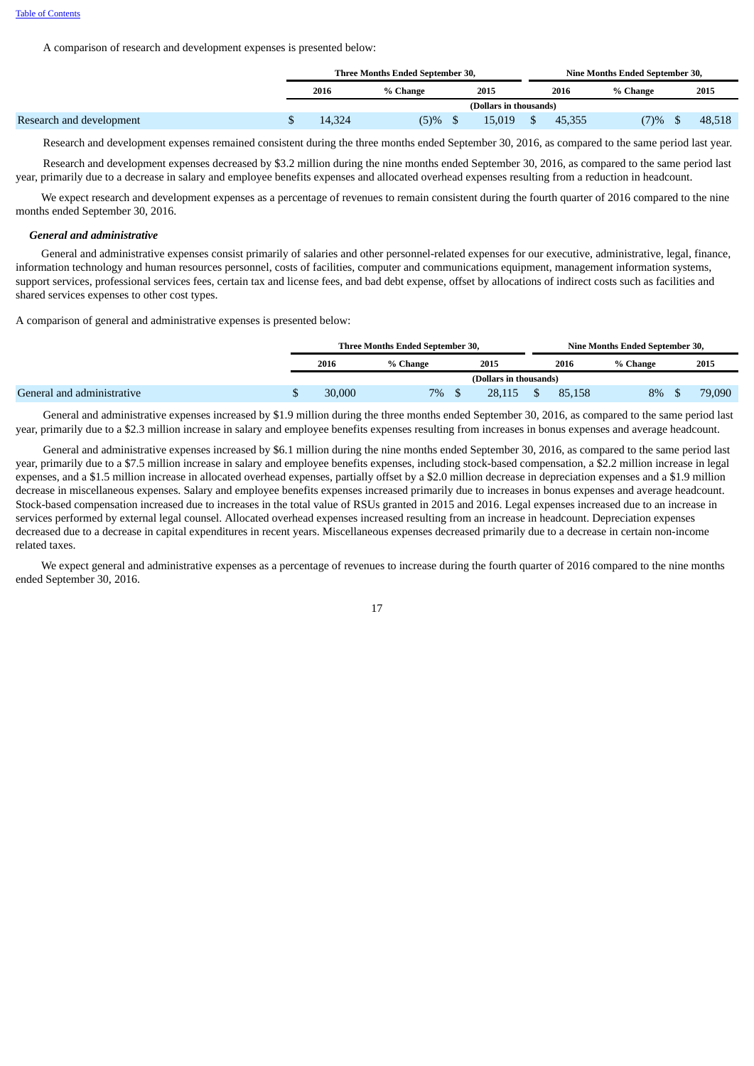A comparison of research and development expenses is presented below:

| | Three Months Ended September 30, | | | Nine Months Ended September 30, | | |
|---|---|---|---|---|---|---|
| | 2016 | % Change | 2015 | 2016 | % Change | 2015 |
| | (Dollars in thousands) | | | | | |
| Research and development | $ 14,324 | (5)% | $ 15,019 | $ 45,355 | (7)% | $ 48,518 |

Research and development expenses remained consistent during the three months ended September 30, 2016, as compared to the same period last year.

Research and development expenses decreased by $3.2 million during the nine months ended September 30, 2016, as compared to the same period last year, primarily due to a decrease in salary and employee benefits expenses and allocated overhead expenses resulting from a reduction in headcount.

We expect research and development expenses as a percentage of revenues to remain consistent during the fourth quarter of 2016 compared to the nine months ended September 30, 2016.

***General and administrative***

General and administrative expenses consist primarily of salaries and other personnel-related expenses for our executive, administrative, legal, finance, information technology and human resources personnel, costs of facilities, computer and communications equipment, management information systems, support services, professional services fees, certain tax and license fees, and bad debt expense, offset by allocations of indirect costs such as facilities and shared services expenses to other cost types.

A comparison of general and administrative expenses is presented below:

| | Three Months Ended September 30, | | | Nine Months Ended September 30, | | |
|---|---|---|---|---|---|---|
| | 2016 | % Change | 2015 | 2016 | % Change | 2015 |
| | (Dollars in thousands) | | | | | |
| General and administrative | $ 30,000 | 7% | $ 28,115 | $ 85,158 | 8% | $ 79,090 |

General and administrative expenses increased by $1.9 million during the three months ended September 30, 2016, as compared to the same period last year, primarily due to a $2.3 million increase in salary and employee benefits expenses resulting from increases in bonus expenses and average headcount.

General and administrative expenses increased by $6.1 million during the nine months ended September 30, 2016, as compared to the same period last year, primarily due to a $7.5 million increase in salary and employee benefits expenses, including stock-based compensation, a $2.2 million increase in legal expenses, and a $1.5 million increase in allocated overhead expenses, partially offset by a $2.0 million decrease in depreciation expenses and a $1.9 million decrease in miscellaneous expenses. Salary and employee benefits expenses increased primarily due to increases in bonus expenses and average headcount. Stock-based compensation increased due to increases in the total value of RSUs granted in 2015 and 2016. Legal expenses increased due to an increase in services performed by external legal counsel. Allocated overhead expenses increased resulting from an increase in headcount. Depreciation expenses decreased due to a decrease in capital expenditures in recent years. Miscellaneous expenses decreased primarily due to a decrease in certain non-income related taxes.

We expect general and administrative expenses as a percentage of revenues to increase during the fourth quarter of 2016 compared to the nine months ended September 30, 2016.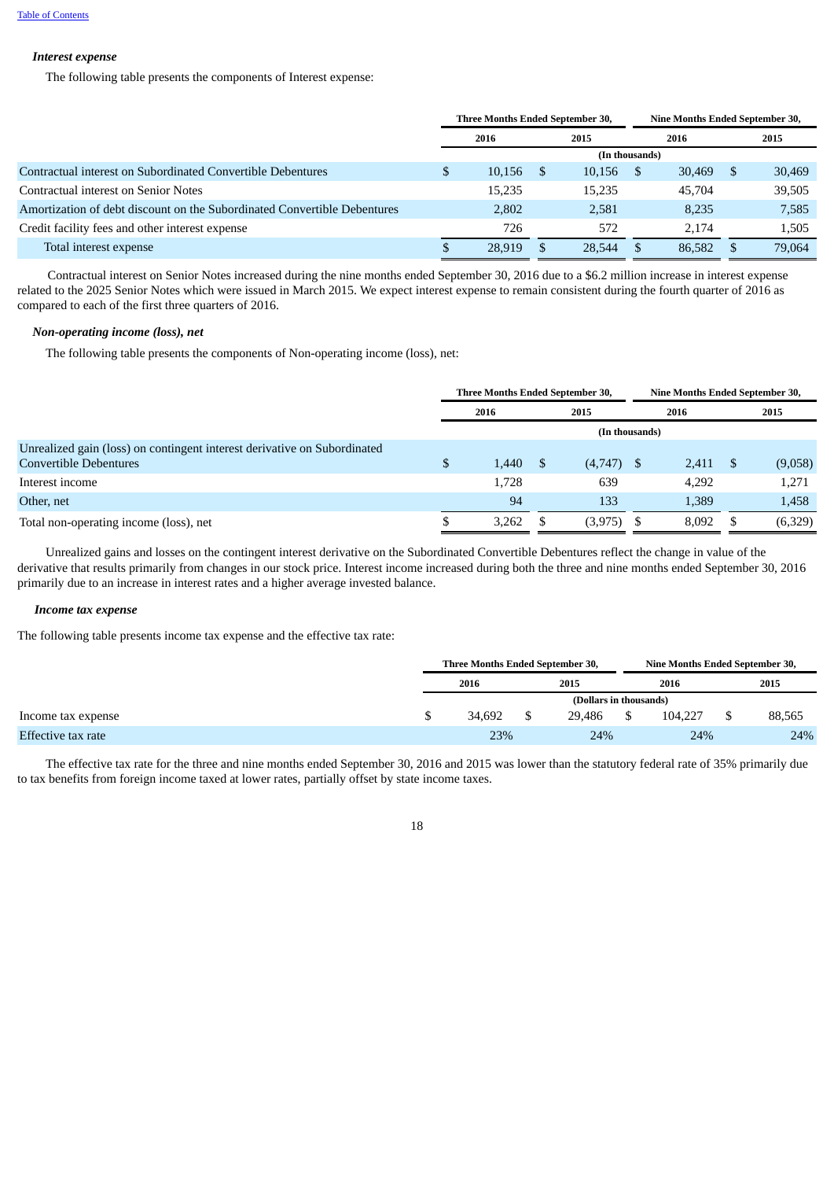### *Interest expense*

The following table presents the components of Interest expense:

| | Three Months Ended September 30, | | Nine Months Ended September 30, | |
|---|---|---|---|---|
| | 2016 | 2015 | 2016 | 2015 |
| | (In thousands) | | | |
| Contractual interest on Subordinated Convertible Debentures | $ 10,156 | $ 10,156 | $ 30,469 | $ 30,469 |
| Contractual interest on Senior Notes | 15,235 | 15,235 | 45,704 | 39,505 |
| Amortization of debt discount on the Subordinated Convertible Debentures | 2,802 | 2,581 | 8,235 | 7,585 |
| Credit facility fees and other interest expense | 726 | 572 | 2,174 | 1,505 |
| Total interest expense | $ 28,919 | $ 28,544 | $ 86,582 | $ 79,064 |

Contractual interest on Senior Notes increased during the nine months ended September 30, 2016 due to a $6.2 million increase in interest expense related to the 2025 Senior Notes which were issued in March 2015. We expect interest expense to remain consistent during the fourth quarter of 2016 as compared to each of the first three quarters of 2016.

### *Non-operating income (loss), net*

The following table presents the components of Non-operating income (loss), net:

| | Three Months Ended September 30, | | Nine Months Ended September 30, | |
|---|---|---|---|---|
| | 2016 | 2015 | 2016 | 2015 |
| | (In thousands) | | | |
| Unrealized gain (loss) on contingent interest derivative on Subordinated Convertible Debentures | $ 1,440 | $ (4,747) | $ 2,411 | $ (9,058) |
| Interest income | 1,728 | 639 | 4,292 | 1,271 |
| Other, net | 94 | 133 | 1,389 | 1,458 |
| Total non-operating income (loss), net | $ 3,262 | $ (3,975) | $ 8,092 | $ (6,329) |

Unrealized gains and losses on the contingent interest derivative on the Subordinated Convertible Debentures reflect the change in value of the derivative that results primarily from changes in our stock price. Interest income increased during both the three and nine months ended September 30, 2016 primarily due to an increase in interest rates and a higher average invested balance.

### *Income tax expense*

The following table presents income tax expense and the effective tax rate:

| | Three Months Ended September 30, | | Nine Months Ended September 30, | |
|---|---|---|---|---|
| | 2016 | 2015 | 2016 | 2015 |
| | (Dollars in thousands) | | | |
| Income tax expense | $ 34,692 | $ 29,486 | $ 104,227 | $ 88,565 |
| Effective tax rate | 23% | 24% | 24% | 24% |

The effective tax rate for the three and nine months ended September 30, 2016 and 2015 was lower than the statutory federal rate of 35% primarily due to tax benefits from foreign income taxed at lower rates, partially offset by state income taxes.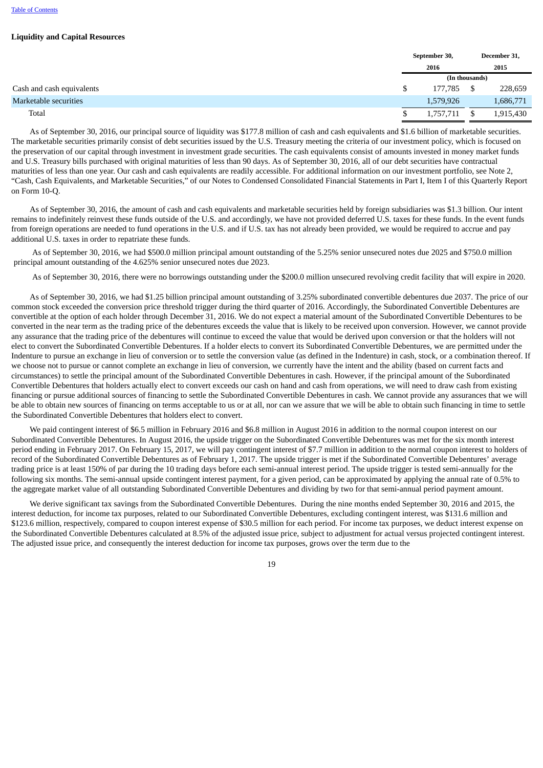## Liquidity and Capital Resources

| | September 30, 2016 | December 31, 2015 |
|---|---|---|
| | (In thousands) | |
| Cash and cash equivalents | $ 177,785 | $ 228,659 |
| Marketable securities | 1,579,926 | 1,686,771 |
| Total | $ 1,757,711 | $ 1,915,430 |

As of September 30, 2016, our principal source of liquidity was $177.8 million of cash and cash equivalents and $1.6 billion of marketable securities. The marketable securities primarily consist of debt securities issued by the U.S. Treasury meeting the criteria of our investment policy, which is focused on the preservation of our capital through investment in investment grade securities. The cash equivalents consist of amounts invested in money market funds and U.S. Treasury bills purchased with original maturities of less than 90 days. As of September 30, 2016, all of our debt securities have contractual maturities of less than one year. Our cash and cash equivalents are readily accessible. For additional information on our investment portfolio, see Note 2, "Cash, Cash Equivalents, and Marketable Securities," of our Notes to Condensed Consolidated Financial Statements in Part I, Item I of this Quarterly Report on Form 10-Q.

As of September 30, 2016, the amount of cash and cash equivalents and marketable securities held by foreign subsidiaries was $1.3 billion. Our intent remains to indefinitely reinvest these funds outside of the U.S. and accordingly, we have not provided deferred U.S. taxes for these funds. In the event funds from foreign operations are needed to fund operations in the U.S. and if U.S. tax has not already been provided, we would be required to accrue and pay additional U.S. taxes in order to repatriate these funds.

As of September 30, 2016, we had $500.0 million principal amount outstanding of the 5.25% senior unsecured notes due 2025 and $750.0 million principal amount outstanding of the 4.625% senior unsecured notes due 2023.

As of September 30, 2016, there were no borrowings outstanding under the $200.0 million unsecured revolving credit facility that will expire in 2020.

As of September 30, 2016, we had $1.25 billion principal amount outstanding of 3.25% subordinated convertible debentures due 2037. The price of our common stock exceeded the conversion price threshold trigger during the third quarter of 2016. Accordingly, the Subordinated Convertible Debentures are convertible at the option of each holder through December 31, 2016. We do not expect a material amount of the Subordinated Convertible Debentures to be converted in the near term as the trading price of the debentures exceeds the value that is likely to be received upon conversion. However, we cannot provide any assurance that the trading price of the debentures will continue to exceed the value that would be derived upon conversion or that the holders will not elect to convert the Subordinated Convertible Debentures. If a holder elects to convert its Subordinated Convertible Debentures, we are permitted under the Indenture to pursue an exchange in lieu of conversion or to settle the conversion value (as defined in the Indenture) in cash, stock, or a combination thereof. If we choose not to pursue or cannot complete an exchange in lieu of conversion, we currently have the intent and the ability (based on current facts and circumstances) to settle the principal amount of the Subordinated Convertible Debentures in cash. However, if the principal amount of the Subordinated Convertible Debentures that holders actually elect to convert exceeds our cash on hand and cash from operations, we will need to draw cash from existing financing or pursue additional sources of financing to settle the Subordinated Convertible Debentures in cash. We cannot provide any assurances that we will be able to obtain new sources of financing on terms acceptable to us or at all, nor can we assure that we will be able to obtain such financing in time to settle the Subordinated Convertible Debentures that holders elect to convert.

We paid contingent interest of $6.5 million in February 2016 and $6.8 million in August 2016 in addition to the normal coupon interest on our Subordinated Convertible Debentures. In August 2016, the upside trigger on the Subordinated Convertible Debentures was met for the six month interest period ending in February 2017. On February 15, 2017, we will pay contingent interest of $7.7 million in addition to the normal coupon interest to holders of record of the Subordinated Convertible Debentures as of February 1, 2017. The upside trigger is met if the Subordinated Convertible Debentures' average trading price is at least 150% of par during the 10 trading days before each semi-annual interest period. The upside trigger is tested semi-annually for the following six months. The semi-annual upside contingent interest payment, for a given period, can be approximated by applying the annual rate of 0.5% to the aggregate market value of all outstanding Subordinated Convertible Debentures and dividing by two for that semi-annual period payment amount.

We derive significant tax savings from the Subordinated Convertible Debentures. During the nine months ended September 30, 2016 and 2015, the interest deduction, for income tax purposes, related to our Subordinated Convertible Debentures, excluding contingent interest, was $131.6 million and $123.6 million, respectively, compared to coupon interest expense of $30.5 million for each period. For income tax purposes, we deduct interest expense on the Subordinated Convertible Debentures calculated at 8.5% of the adjusted issue price, subject to adjustment for actual versus projected contingent interest. The adjusted issue price, and consequently the interest deduction for income tax purposes, grows over the term due to the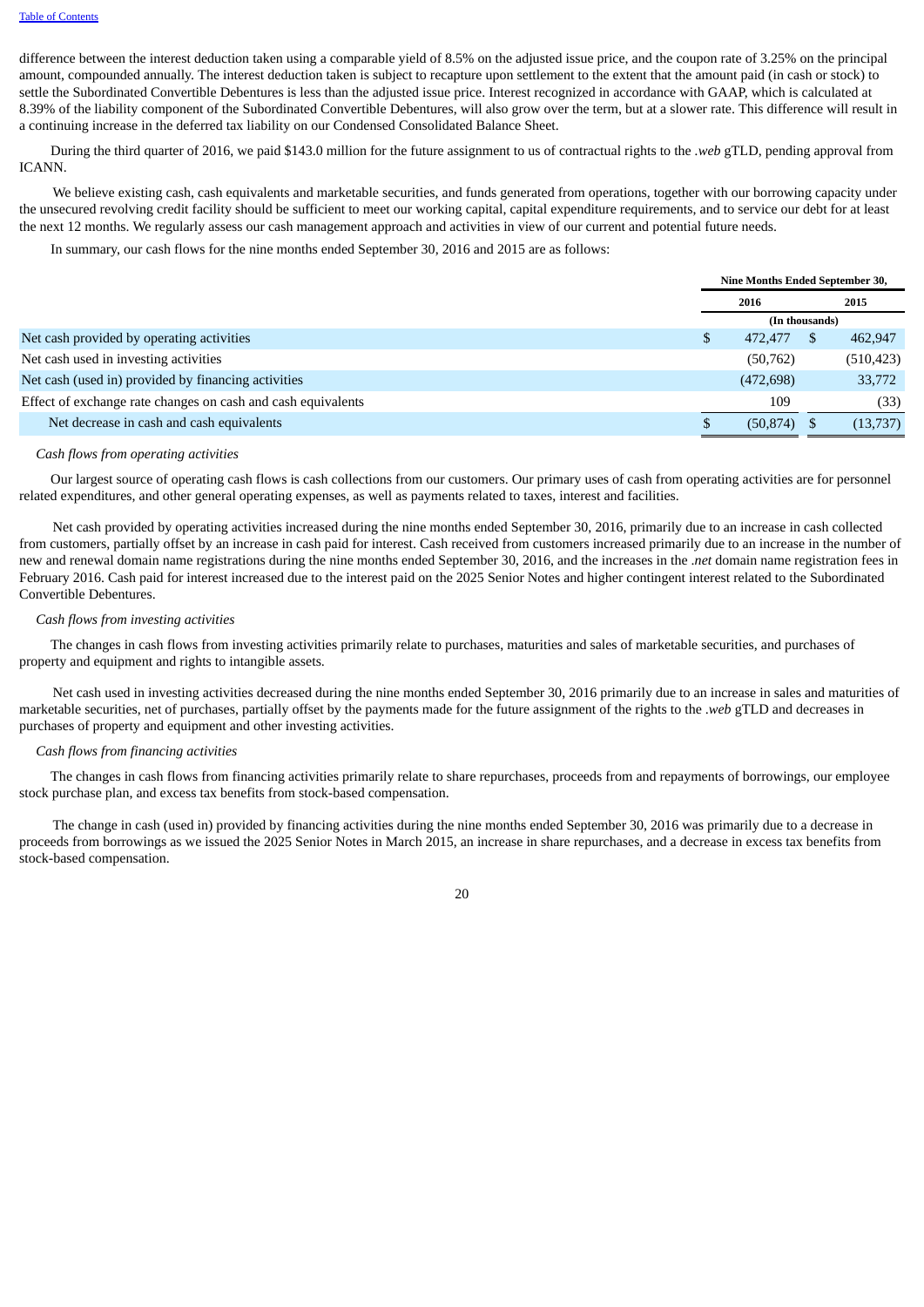difference between the interest deduction taken using a comparable yield of 8.5% on the adjusted issue price, and the coupon rate of 3.25% on the principal amount, compounded annually. The interest deduction taken is subject to recapture upon settlement to the extent that the amount paid (in cash or stock) to settle the Subordinated Convertible Debentures is less than the adjusted issue price. Interest recognized in accordance with GAAP, which is calculated at 8.39% of the liability component of the Subordinated Convertible Debentures, will also grow over the term, but at a slower rate. This difference will result in a continuing increase in the deferred tax liability on our Condensed Consolidated Balance Sheet.

During the third quarter of 2016, we paid $143.0 million for the future assignment to us of contractual rights to the *.web* gTLD, pending approval from ICANN.

We believe existing cash, cash equivalents and marketable securities, and funds generated from operations, together with our borrowing capacity under the unsecured revolving credit facility should be sufficient to meet our working capital, capital expenditure requirements, and to service our debt for at least the next 12 months. We regularly assess our cash management approach and activities in view of our current and potential future needs.

In summary, our cash flows for the nine months ended September 30, 2016 and 2015 are as follows:

| | Nine Months Ended September 30, | |
|---|---|---|
| | 2016 | 2015 |
| | (In thousands) | |
| Net cash provided by operating activities | $ 472,477 | $ 462,947 |
| Net cash used in investing activities | (50,762) | (510,423) |
| Net cash (used in) provided by financing activities | (472,698) | 33,772 |
| Effect of exchange rate changes on cash and cash equivalents | 109 | (33) |
| Net decrease in cash and cash equivalents | $ (50,874) | $ (13,737) |

*Cash flows from operating activities*

Our largest source of operating cash flows is cash collections from our customers. Our primary uses of cash from operating activities are for personnel related expenditures, and other general operating expenses, as well as payments related to taxes, interest and facilities.

Net cash provided by operating activities increased during the nine months ended September 30, 2016, primarily due to an increase in cash collected from customers, partially offset by an increase in cash paid for interest. Cash received from customers increased primarily due to an increase in the number of new and renewal domain name registrations during the nine months ended September 30, 2016, and the increases in the *.net* domain name registration fees in February 2016. Cash paid for interest increased due to the interest paid on the 2025 Senior Notes and higher contingent interest related to the Subordinated Convertible Debentures.

*Cash flows from investing activities*

The changes in cash flows from investing activities primarily relate to purchases, maturities and sales of marketable securities, and purchases of property and equipment and rights to intangible assets.

Net cash used in investing activities decreased during the nine months ended September 30, 2016 primarily due to an increase in sales and maturities of marketable securities, net of purchases, partially offset by the payments made for the future assignment of the rights to the *.web* gTLD and decreases in purchases of property and equipment and other investing activities.

*Cash flows from financing activities*

The changes in cash flows from financing activities primarily relate to share repurchases, proceeds from and repayments of borrowings, our employee stock purchase plan, and excess tax benefits from stock-based compensation.

The change in cash (used in) provided by financing activities during the nine months ended September 30, 2016 was primarily due to a decrease in proceeds from borrowings as we issued the 2025 Senior Notes in March 2015, an increase in share repurchases, and a decrease in excess tax benefits from stock-based compensation.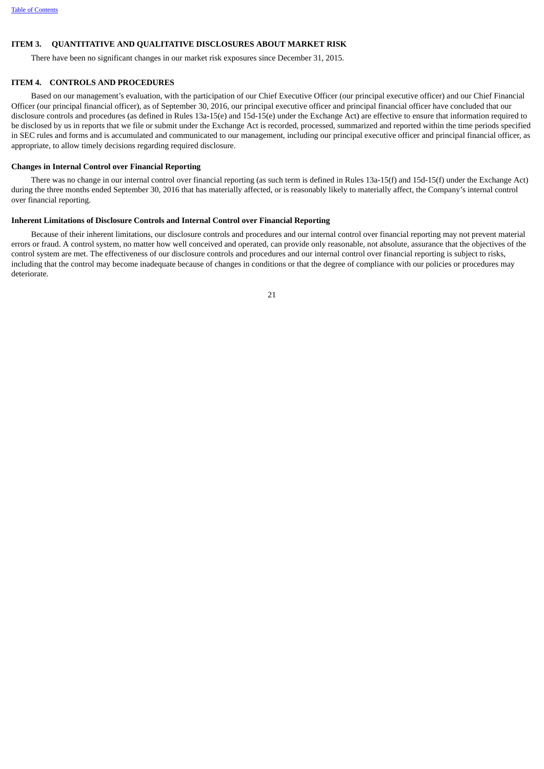## ITEM 3. QUANTITATIVE AND QUALITATIVE DISCLOSURES ABOUT MARKET RISK

There have been no significant changes in our market risk exposures since December 31, 2015.

## ITEM 4. CONTROLS AND PROCEDURES

Based on our management's evaluation, with the participation of our Chief Executive Officer (our principal executive officer) and our Chief Financial Officer (our principal financial officer), as of September 30, 2016, our principal executive officer and principal financial officer have concluded that our disclosure controls and procedures (as defined in Rules 13a-15(e) and 15d-15(e) under the Exchange Act) are effective to ensure that information required to be disclosed by us in reports that we file or submit under the Exchange Act is recorded, processed, summarized and reported within the time periods specified in SEC rules and forms and is accumulated and communicated to our management, including our principal executive officer and principal financial officer, as appropriate, to allow timely decisions regarding required disclosure.

### Changes in Internal Control over Financial Reporting

There was no change in our internal control over financial reporting (as such term is defined in Rules 13a-15(f) and 15d-15(f) under the Exchange Act) during the three months ended September 30, 2016 that has materially affected, or is reasonably likely to materially affect, the Company's internal control over financial reporting.

### Inherent Limitations of Disclosure Controls and Internal Control over Financial Reporting

Because of their inherent limitations, our disclosure controls and procedures and our internal control over financial reporting may not prevent material errors or fraud. A control system, no matter how well conceived and operated, can provide only reasonable, not absolute, assurance that the objectives of the control system are met. The effectiveness of our disclosure controls and procedures and our internal control over financial reporting is subject to risks, including that the control may become inadequate because of changes in conditions or that the degree of compliance with our policies or procedures may deteriorate.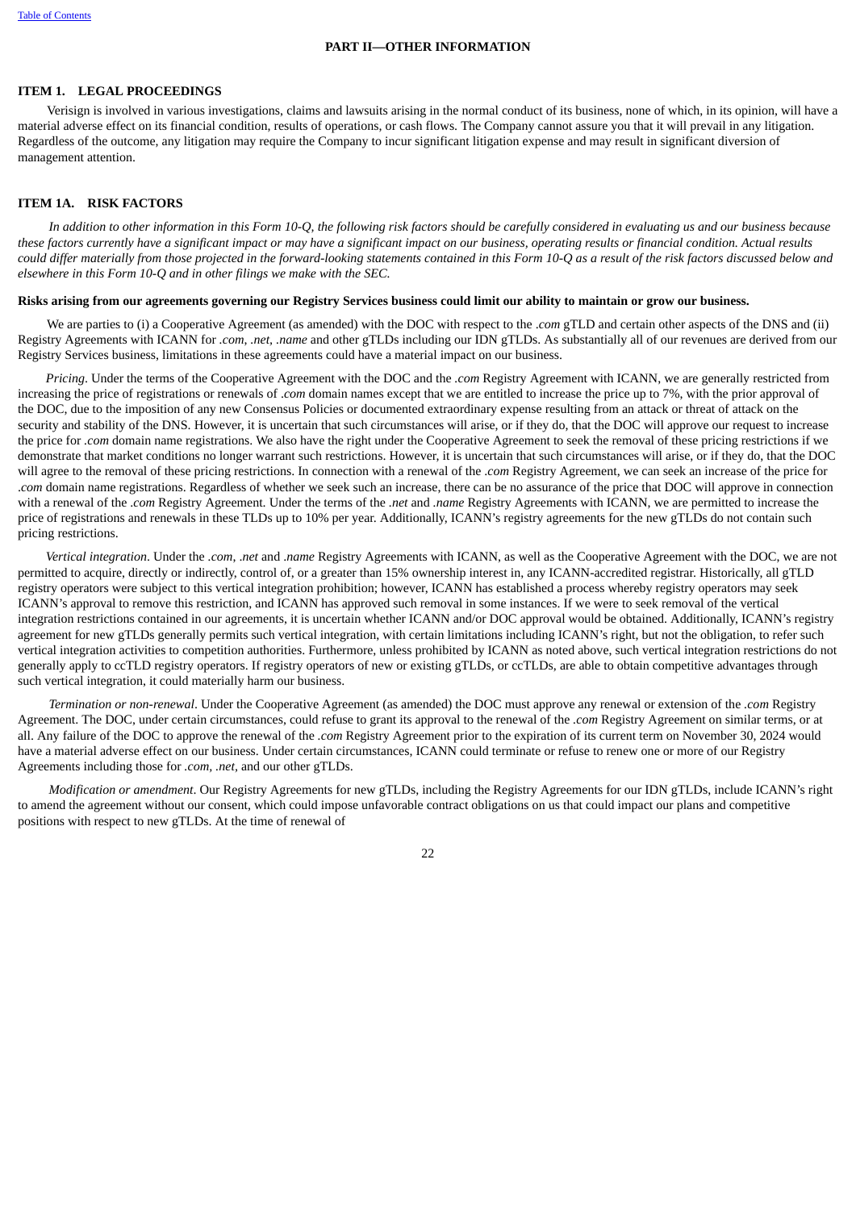## PART II—OTHER INFORMATION

### ITEM 1. LEGAL PROCEEDINGS

Verisign is involved in various investigations, claims and lawsuits arising in the normal conduct of its business, none of which, in its opinion, will have a material adverse effect on its financial condition, results of operations, or cash flows. The Company cannot assure you that it will prevail in any litigation. Regardless of the outcome, any litigation may require the Company to incur significant litigation expense and may result in significant diversion of management attention.

### ITEM 1A. RISK FACTORS

*In addition to other information in this Form 10-Q, the following risk factors should be carefully considered in evaluating us and our business because these factors currently have a significant impact or may have a significant impact on our business, operating results or financial condition. Actual results could differ materially from those projected in the forward-looking statements contained in this Form 10-Q as a result of the risk factors discussed below and elsewhere in this Form 10-Q and in other filings we make with the SEC.*

**Risks arising from our agreements governing our Registry Services business could limit our ability to maintain or grow our business.**

We are parties to (i) a Cooperative Agreement (as amended) with the DOC with respect to the *.com* gTLD and certain other aspects of the DNS and (ii) Registry Agreements with ICANN for *.com, .net, .name* and other gTLDs including our IDN gTLDs. As substantially all of our revenues are derived from our Registry Services business, limitations in these agreements could have a material impact on our business.

*Pricing*. Under the terms of the Cooperative Agreement with the DOC and the *.com* Registry Agreement with ICANN, we are generally restricted from increasing the price of registrations or renewals of *.com* domain names except that we are entitled to increase the price up to 7%, with the prior approval of the DOC, due to the imposition of any new Consensus Policies or documented extraordinary expense resulting from an attack or threat of attack on the security and stability of the DNS. However, it is uncertain that such circumstances will arise, or if they do, that the DOC will approve our request to increase the price for *.com* domain name registrations. We also have the right under the Cooperative Agreement to seek the removal of these pricing restrictions if we demonstrate that market conditions no longer warrant such restrictions. However, it is uncertain that such circumstances will arise, or if they do, that the DOC will agree to the removal of these pricing restrictions. In connection with a renewal of the *.com* Registry Agreement, we can seek an increase of the price for *.com* domain name registrations. Regardless of whether we seek such an increase, there can be no assurance of the price that DOC will approve in connection with a renewal of the *.com* Registry Agreement. Under the terms of the *.net* and *.name* Registry Agreements with ICANN, we are permitted to increase the price of registrations and renewals in these TLDs up to 10% per year. Additionally, ICANN's registry agreements for the new gTLDs do not contain such pricing restrictions.

*Vertical integration*. Under the *.com, .net* and *.name* Registry Agreements with ICANN, as well as the Cooperative Agreement with the DOC, we are not permitted to acquire, directly or indirectly, control of, or a greater than 15% ownership interest in, any ICANN-accredited registrar. Historically, all gTLD registry operators were subject to this vertical integration prohibition; however, ICANN has established a process whereby registry operators may seek ICANN's approval to remove this restriction, and ICANN has approved such removal in some instances. If we were to seek removal of the vertical integration restrictions contained in our agreements, it is uncertain whether ICANN and/or DOC approval would be obtained. Additionally, ICANN's registry agreement for new gTLDs generally permits such vertical integration, with certain limitations including ICANN's right, but not the obligation, to refer such vertical integration activities to competition authorities. Furthermore, unless prohibited by ICANN as noted above, such vertical integration restrictions do not generally apply to ccTLD registry operators. If registry operators of new or existing gTLDs, or ccTLDs, are able to obtain competitive advantages through such vertical integration, it could materially harm our business.

*Termination or non-renewal*. Under the Cooperative Agreement (as amended) the DOC must approve any renewal or extension of the *.com* Registry Agreement. The DOC, under certain circumstances, could refuse to grant its approval to the renewal of the *.com* Registry Agreement on similar terms, or at all. Any failure of the DOC to approve the renewal of the *.com* Registry Agreement prior to the expiration of its current term on November 30, 2024 would have a material adverse effect on our business. Under certain circumstances, ICANN could terminate or refuse to renew one or more of our Registry Agreements including those for *.com, .net*, and our other gTLDs.

*Modification or amendment*. Our Registry Agreements for new gTLDs, including the Registry Agreements for our IDN gTLDs, include ICANN's right to amend the agreement without our consent, which could impose unfavorable contract obligations on us that could impact our plans and competitive positions with respect to new gTLDs. At the time of renewal of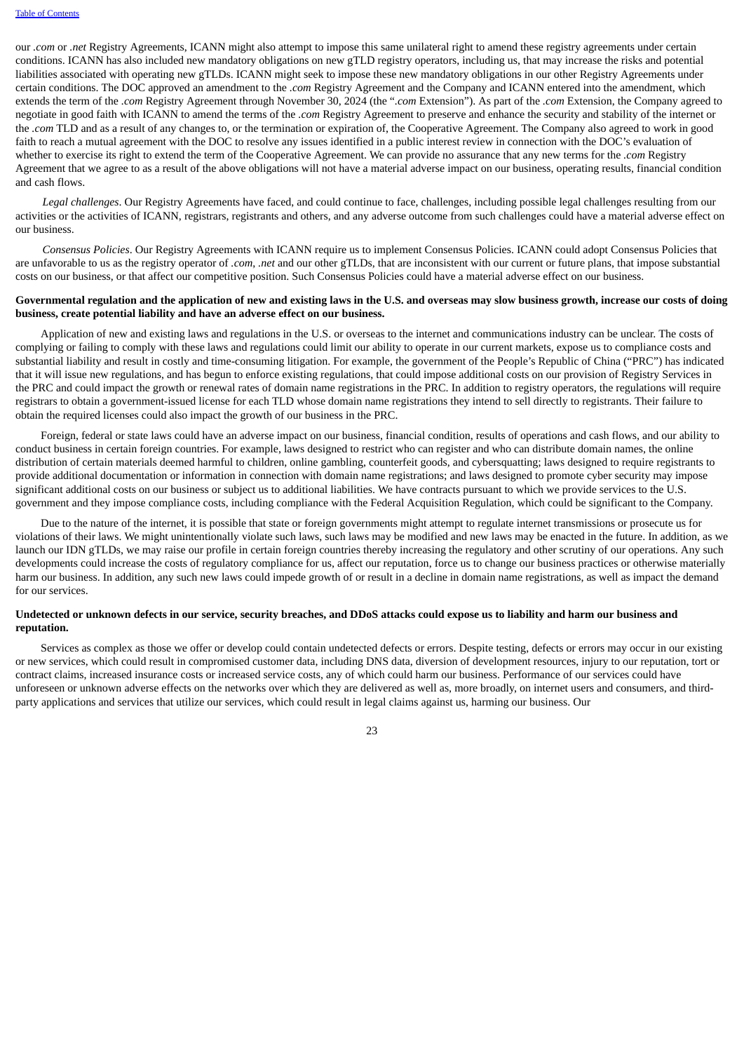our *.com* or *.net* Registry Agreements, ICANN might also attempt to impose this same unilateral right to amend these registry agreements under certain conditions. ICANN has also included new mandatory obligations on new gTLD registry operators, including us, that may increase the risks and potential liabilities associated with operating new gTLDs. ICANN might seek to impose these new mandatory obligations in our other Registry Agreements under certain conditions. The DOC approved an amendment to the *.com* Registry Agreement and the Company and ICANN entered into the amendment, which extends the term of the *.com* Registry Agreement through November 30, 2024 (the "*.com* Extension"). As part of the *.com* Extension, the Company agreed to negotiate in good faith with ICANN to amend the terms of the *.com* Registry Agreement to preserve and enhance the security and stability of the internet or the *.com* TLD and as a result of any changes to, or the termination or expiration of, the Cooperative Agreement. The Company also agreed to work in good faith to reach a mutual agreement with the DOC to resolve any issues identified in a public interest review in connection with the DOC's evaluation of whether to exercise its right to extend the term of the Cooperative Agreement. We can provide no assurance that any new terms for the *.com* Registry Agreement that we agree to as a result of the above obligations will not have a material adverse impact on our business, operating results, financial condition and cash flows.

*Legal challenges*. Our Registry Agreements have faced, and could continue to face, challenges, including possible legal challenges resulting from our activities or the activities of ICANN, registrars, registrants and others, and any adverse outcome from such challenges could have a material adverse effect on our business.

*Consensus Policies*. Our Registry Agreements with ICANN require us to implement Consensus Policies. ICANN could adopt Consensus Policies that are unfavorable to us as the registry operator of *.com*, *.net* and our other gTLDs, that are inconsistent with our current or future plans, that impose substantial costs on our business, or that affect our competitive position. Such Consensus Policies could have a material adverse effect on our business.

**Governmental regulation and the application of new and existing laws in the U.S. and overseas may slow business growth, increase our costs of doing business, create potential liability and have an adverse effect on our business.**

Application of new and existing laws and regulations in the U.S. or overseas to the internet and communications industry can be unclear. The costs of complying or failing to comply with these laws and regulations could limit our ability to operate in our current markets, expose us to compliance costs and substantial liability and result in costly and time-consuming litigation. For example, the government of the People's Republic of China ("PRC") has indicated that it will issue new regulations, and has begun to enforce existing regulations, that could impose additional costs on our provision of Registry Services in the PRC and could impact the growth or renewal rates of domain name registrations in the PRC. In addition to registry operators, the regulations will require registrars to obtain a government-issued license for each TLD whose domain name registrations they intend to sell directly to registrants. Their failure to obtain the required licenses could also impact the growth of our business in the PRC.

Foreign, federal or state laws could have an adverse impact on our business, financial condition, results of operations and cash flows, and our ability to conduct business in certain foreign countries. For example, laws designed to restrict who can register and who can distribute domain names, the online distribution of certain materials deemed harmful to children, online gambling, counterfeit goods, and cybersquatting; laws designed to require registrants to provide additional documentation or information in connection with domain name registrations; and laws designed to promote cyber security may impose significant additional costs on our business or subject us to additional liabilities. We have contracts pursuant to which we provide services to the U.S. government and they impose compliance costs, including compliance with the Federal Acquisition Regulation, which could be significant to the Company.

Due to the nature of the internet, it is possible that state or foreign governments might attempt to regulate internet transmissions or prosecute us for violations of their laws. We might unintentionally violate such laws, such laws may be modified and new laws may be enacted in the future. In addition, as we launch our IDN gTLDs, we may raise our profile in certain foreign countries thereby increasing the regulatory and other scrutiny of our operations. Any such developments could increase the costs of regulatory compliance for us, affect our reputation, force us to change our business practices or otherwise materially harm our business. In addition, any such new laws could impede growth of or result in a decline in domain name registrations, as well as impact the demand for our services.

**Undetected or unknown defects in our service, security breaches, and DDoS attacks could expose us to liability and harm our business and reputation.**

Services as complex as those we offer or develop could contain undetected defects or errors. Despite testing, defects or errors may occur in our existing or new services, which could result in compromised customer data, including DNS data, diversion of development resources, injury to our reputation, tort or contract claims, increased insurance costs or increased service costs, any of which could harm our business. Performance of our services could have unforeseen or unknown adverse effects on the networks over which they are delivered as well as, more broadly, on internet users and consumers, and third-party applications and services that utilize our services, which could result in legal claims against us, harming our business. Our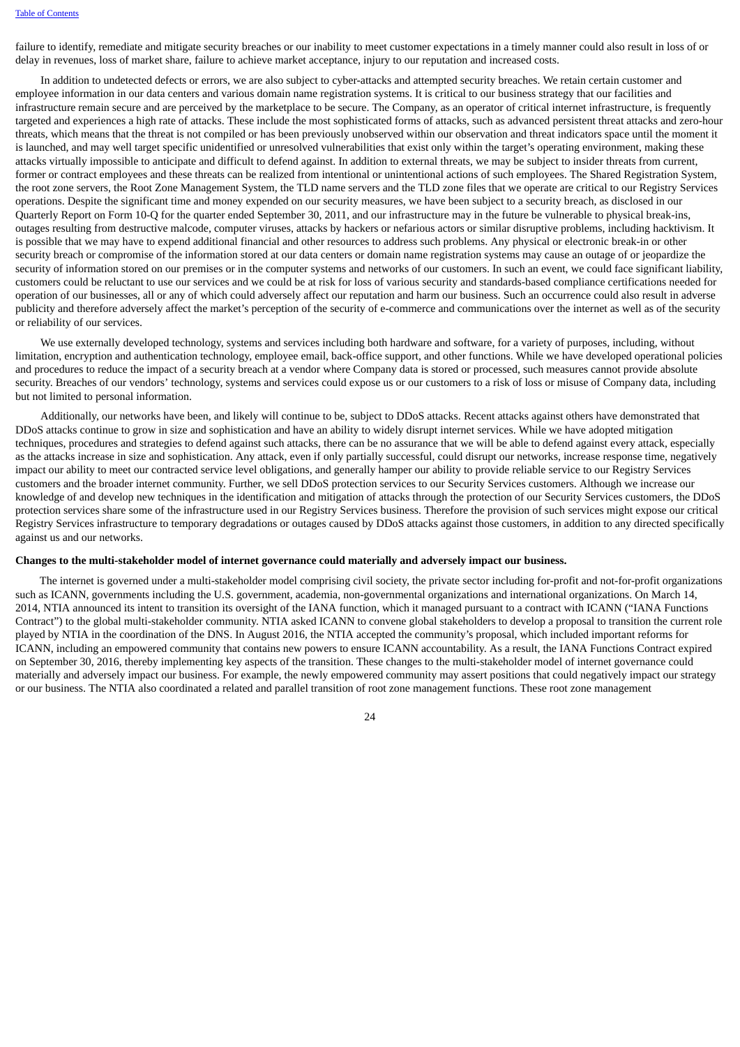failure to identify, remediate and mitigate security breaches or our inability to meet customer expectations in a timely manner could also result in loss of or delay in revenues, loss of market share, failure to achieve market acceptance, injury to our reputation and increased costs.

In addition to undetected defects or errors, we are also subject to cyber-attacks and attempted security breaches. We retain certain customer and employee information in our data centers and various domain name registration systems. It is critical to our business strategy that our facilities and infrastructure remain secure and are perceived by the marketplace to be secure. The Company, as an operator of critical internet infrastructure, is frequently targeted and experiences a high rate of attacks. These include the most sophisticated forms of attacks, such as advanced persistent threat attacks and zero-hour threats, which means that the threat is not compiled or has been previously unobserved within our observation and threat indicators space until the moment it is launched, and may well target specific unidentified or unresolved vulnerabilities that exist only within the target's operating environment, making these attacks virtually impossible to anticipate and difficult to defend against. In addition to external threats, we may be subject to insider threats from current, former or contract employees and these threats can be realized from intentional or unintentional actions of such employees. The Shared Registration System, the root zone servers, the Root Zone Management System, the TLD name servers and the TLD zone files that we operate are critical to our Registry Services operations. Despite the significant time and money expended on our security measures, we have been subject to a security breach, as disclosed in our Quarterly Report on Form 10-Q for the quarter ended September 30, 2011, and our infrastructure may in the future be vulnerable to physical break-ins, outages resulting from destructive malcode, computer viruses, attacks by hackers or nefarious actors or similar disruptive problems, including hacktivism. It is possible that we may have to expend additional financial and other resources to address such problems. Any physical or electronic break-in or other security breach or compromise of the information stored at our data centers or domain name registration systems may cause an outage of or jeopardize the security of information stored on our premises or in the computer systems and networks of our customers. In such an event, we could face significant liability, customers could be reluctant to use our services and we could be at risk for loss of various security and standards-based compliance certifications needed for operation of our businesses, all or any of which could adversely affect our reputation and harm our business. Such an occurrence could also result in adverse publicity and therefore adversely affect the market's perception of the security of e-commerce and communications over the internet as well as of the security or reliability of our services.

We use externally developed technology, systems and services including both hardware and software, for a variety of purposes, including, without limitation, encryption and authentication technology, employee email, back-office support, and other functions. While we have developed operational policies and procedures to reduce the impact of a security breach at a vendor where Company data is stored or processed, such measures cannot provide absolute security. Breaches of our vendors' technology, systems and services could expose us or our customers to a risk of loss or misuse of Company data, including but not limited to personal information.

Additionally, our networks have been, and likely will continue to be, subject to DDoS attacks. Recent attacks against others have demonstrated that DDoS attacks continue to grow in size and sophistication and have an ability to widely disrupt internet services. While we have adopted mitigation techniques, procedures and strategies to defend against such attacks, there can be no assurance that we will be able to defend against every attack, especially as the attacks increase in size and sophistication. Any attack, even if only partially successful, could disrupt our networks, increase response time, negatively impact our ability to meet our contracted service level obligations, and generally hamper our ability to provide reliable service to our Registry Services customers and the broader internet community. Further, we sell DDoS protection services to our Security Services customers. Although we increase our knowledge of and develop new techniques in the identification and mitigation of attacks through the protection of our Security Services customers, the DDoS protection services share some of the infrastructure used in our Registry Services business. Therefore the provision of such services might expose our critical Registry Services infrastructure to temporary degradations or outages caused by DDoS attacks against those customers, in addition to any directed specifically against us and our networks.

**Changes to the multi-stakeholder model of internet governance could materially and adversely impact our business.**

The internet is governed under a multi-stakeholder model comprising civil society, the private sector including for-profit and not-for-profit organizations such as ICANN, governments including the U.S. government, academia, non-governmental organizations and international organizations. On March 14, 2014, NTIA announced its intent to transition its oversight of the IANA function, which it managed pursuant to a contract with ICANN ("IANA Functions Contract") to the global multi-stakeholder community. NTIA asked ICANN to convene global stakeholders to develop a proposal to transition the current role played by NTIA in the coordination of the DNS. In August 2016, the NTIA accepted the community's proposal, which included important reforms for ICANN, including an empowered community that contains new powers to ensure ICANN accountability. As a result, the IANA Functions Contract expired on September 30, 2016, thereby implementing key aspects of the transition. These changes to the multi-stakeholder model of internet governance could materially and adversely impact our business. For example, the newly empowered community may assert positions that could negatively impact our strategy or our business. The NTIA also coordinated a related and parallel transition of root zone management functions. These root zone management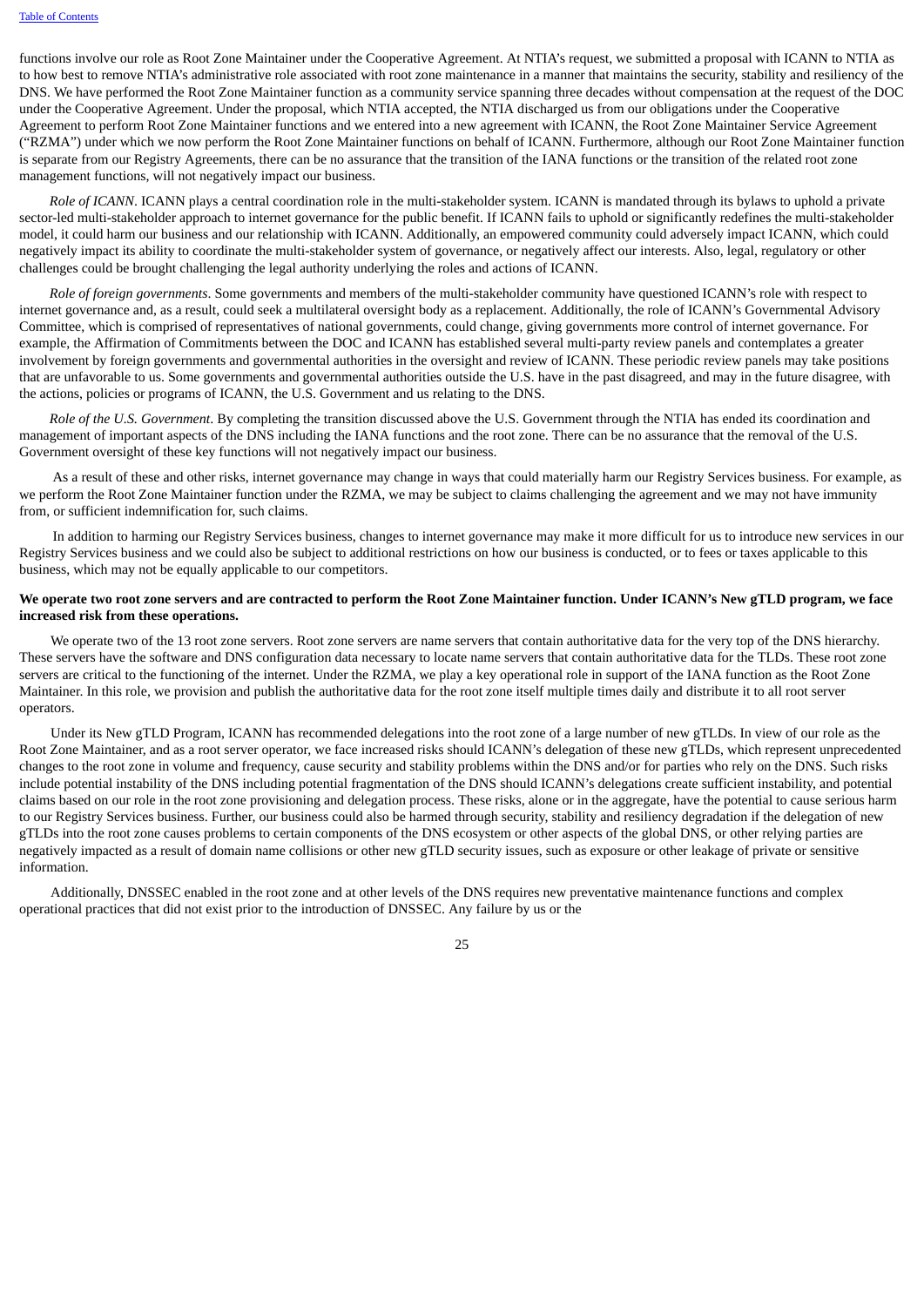functions involve our role as Root Zone Maintainer under the Cooperative Agreement. At NTIA's request, we submitted a proposal with ICANN to NTIA as to how best to remove NTIA's administrative role associated with root zone maintenance in a manner that maintains the security, stability and resiliency of the DNS. We have performed the Root Zone Maintainer function as a community service spanning three decades without compensation at the request of the DOC under the Cooperative Agreement. Under the proposal, which NTIA accepted, the NTIA discharged us from our obligations under the Cooperative Agreement to perform Root Zone Maintainer functions and we entered into a new agreement with ICANN, the Root Zone Maintainer Service Agreement ("RZMA") under which we now perform the Root Zone Maintainer functions on behalf of ICANN. Furthermore, although our Root Zone Maintainer function is separate from our Registry Agreements, there can be no assurance that the transition of the IANA functions or the transition of the related root zone management functions, will not negatively impact our business.

*Role of ICANN*. ICANN plays a central coordination role in the multi-stakeholder system. ICANN is mandated through its bylaws to uphold a private sector-led multi-stakeholder approach to internet governance for the public benefit. If ICANN fails to uphold or significantly redefines the multi-stakeholder model, it could harm our business and our relationship with ICANN. Additionally, an empowered community could adversely impact ICANN, which could negatively impact its ability to coordinate the multi-stakeholder system of governance, or negatively affect our interests. Also, legal, regulatory or other challenges could be brought challenging the legal authority underlying the roles and actions of ICANN.

*Role of foreign governments*. Some governments and members of the multi-stakeholder community have questioned ICANN's role with respect to internet governance and, as a result, could seek a multilateral oversight body as a replacement. Additionally, the role of ICANN's Governmental Advisory Committee, which is comprised of representatives of national governments, could change, giving governments more control of internet governance. For example, the Affirmation of Commitments between the DOC and ICANN has established several multi-party review panels and contemplates a greater involvement by foreign governments and governmental authorities in the oversight and review of ICANN. These periodic review panels may take positions that are unfavorable to us. Some governments and governmental authorities outside the U.S. have in the past disagreed, and may in the future disagree, with the actions, policies or programs of ICANN, the U.S. Government and us relating to the DNS.

*Role of the U.S. Government*. By completing the transition discussed above the U.S. Government through the NTIA has ended its coordination and management of important aspects of the DNS including the IANA functions and the root zone. There can be no assurance that the removal of the U.S. Government oversight of these key functions will not negatively impact our business.

As a result of these and other risks, internet governance may change in ways that could materially harm our Registry Services business. For example, as we perform the Root Zone Maintainer function under the RZMA, we may be subject to claims challenging the agreement and we may not have immunity from, or sufficient indemnification for, such claims.

In addition to harming our Registry Services business, changes to internet governance may make it more difficult for us to introduce new services in our Registry Services business and we could also be subject to additional restrictions on how our business is conducted, or to fees or taxes applicable to this business, which may not be equally applicable to our competitors.

**We operate two root zone servers and are contracted to perform the Root Zone Maintainer function. Under ICANN's New gTLD program, we face increased risk from these operations.**

We operate two of the 13 root zone servers. Root zone servers are name servers that contain authoritative data for the very top of the DNS hierarchy. These servers have the software and DNS configuration data necessary to locate name servers that contain authoritative data for the TLDs. These root zone servers are critical to the functioning of the internet. Under the RZMA, we play a key operational role in support of the IANA function as the Root Zone Maintainer. In this role, we provision and publish the authoritative data for the root zone itself multiple times daily and distribute it to all root server operators.

Under its New gTLD Program, ICANN has recommended delegations into the root zone of a large number of new gTLDs. In view of our role as the Root Zone Maintainer, and as a root server operator, we face increased risks should ICANN's delegation of these new gTLDs, which represent unprecedented changes to the root zone in volume and frequency, cause security and stability problems within the DNS and/or for parties who rely on the DNS. Such risks include potential instability of the DNS including potential fragmentation of the DNS should ICANN's delegations create sufficient instability, and potential claims based on our role in the root zone provisioning and delegation process. These risks, alone or in the aggregate, have the potential to cause serious harm to our Registry Services business. Further, our business could also be harmed through security, stability and resiliency degradation if the delegation of new gTLDs into the root zone causes problems to certain components of the DNS ecosystem or other aspects of the global DNS, or other relying parties are negatively impacted as a result of domain name collisions or other new gTLD security issues, such as exposure or other leakage of private or sensitive information.

Additionally, DNSSEC enabled in the root zone and at other levels of the DNS requires new preventative maintenance functions and complex operational practices that did not exist prior to the introduction of DNSSEC. Any failure by us or the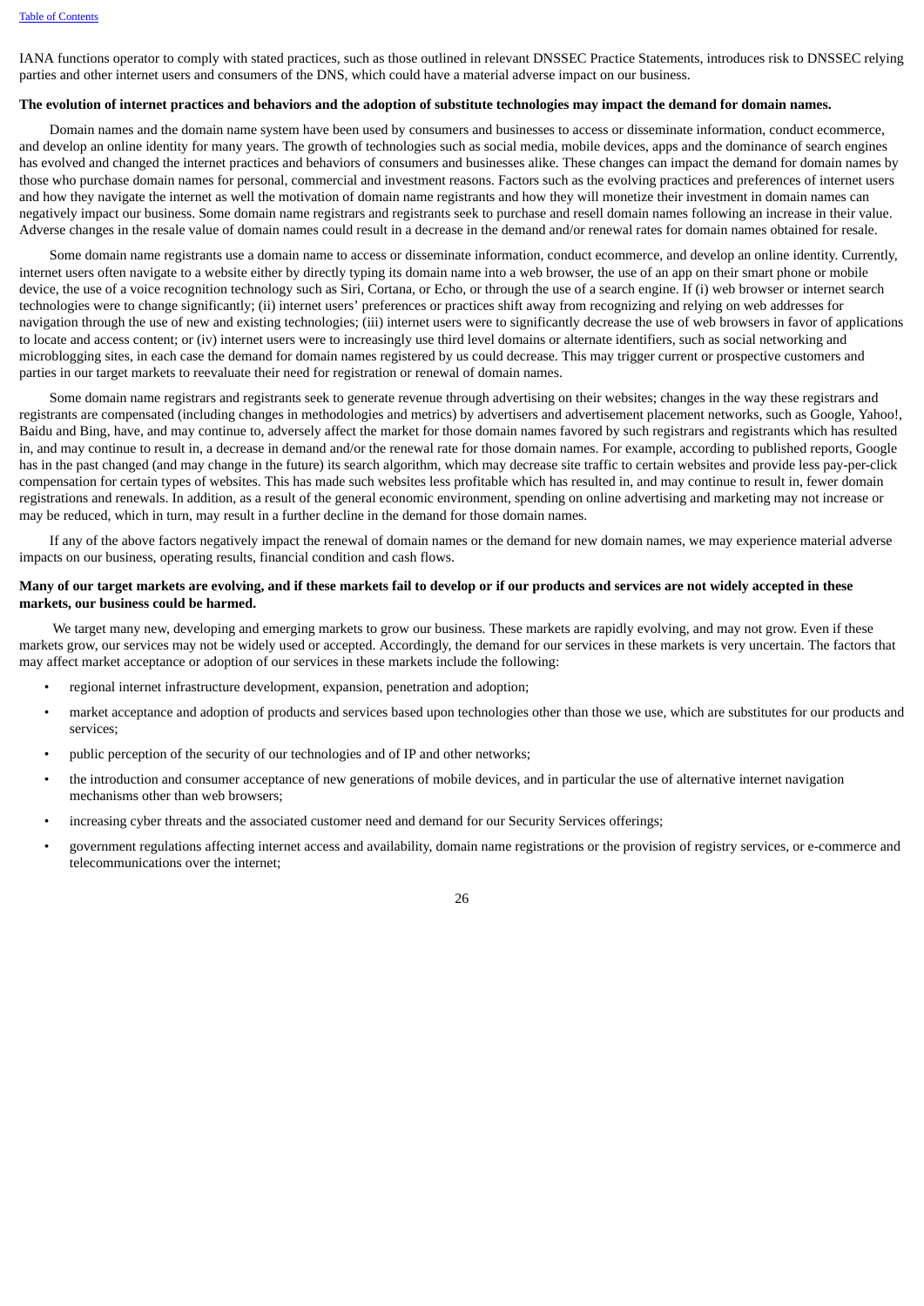IANA functions operator to comply with stated practices, such as those outlined in relevant DNSSEC Practice Statements, introduces risk to DNSSEC relying parties and other internet users and consumers of the DNS, which could have a material adverse impact on our business.

**The evolution of internet practices and behaviors and the adoption of substitute technologies may impact the demand for domain names.**

Domain names and the domain name system have been used by consumers and businesses to access or disseminate information, conduct ecommerce, and develop an online identity for many years. The growth of technologies such as social media, mobile devices, apps and the dominance of search engines has evolved and changed the internet practices and behaviors of consumers and businesses alike. These changes can impact the demand for domain names by those who purchase domain names for personal, commercial and investment reasons. Factors such as the evolving practices and preferences of internet users and how they navigate the internet as well the motivation of domain name registrants and how they will monetize their investment in domain names can negatively impact our business. Some domain name registrars and registrants seek to purchase and resell domain names following an increase in their value. Adverse changes in the resale value of domain names could result in a decrease in the demand and/or renewal rates for domain names obtained for resale.

Some domain name registrants use a domain name to access or disseminate information, conduct ecommerce, and develop an online identity. Currently, internet users often navigate to a website either by directly typing its domain name into a web browser, the use of an app on their smart phone or mobile device, the use of a voice recognition technology such as Siri, Cortana, or Echo, or through the use of a search engine. If (i) web browser or internet search technologies were to change significantly; (ii) internet users' preferences or practices shift away from recognizing and relying on web addresses for navigation through the use of new and existing technologies; (iii) internet users were to significantly decrease the use of web browsers in favor of applications to locate and access content; or (iv) internet users were to increasingly use third level domains or alternate identifiers, such as social networking and microblogging sites, in each case the demand for domain names registered by us could decrease. This may trigger current or prospective customers and parties in our target markets to reevaluate their need for registration or renewal of domain names.

Some domain name registrars and registrants seek to generate revenue through advertising on their websites; changes in the way these registrars and registrants are compensated (including changes in methodologies and metrics) by advertisers and advertisement placement networks, such as Google, Yahoo!, Baidu and Bing, have, and may continue to, adversely affect the market for those domain names favored by such registrars and registrants which has resulted in, and may continue to result in, a decrease in demand and/or the renewal rate for those domain names. For example, according to published reports, Google has in the past changed (and may change in the future) its search algorithm, which may decrease site traffic to certain websites and provide less pay-per-click compensation for certain types of websites. This has made such websites less profitable which has resulted in, and may continue to result in, fewer domain registrations and renewals. In addition, as a result of the general economic environment, spending on online advertising and marketing may not increase or may be reduced, which in turn, may result in a further decline in the demand for those domain names.

If any of the above factors negatively impact the renewal of domain names or the demand for new domain names, we may experience material adverse impacts on our business, operating results, financial condition and cash flows.

**Many of our target markets are evolving, and if these markets fail to develop or if our products and services are not widely accepted in these markets, our business could be harmed.**

We target many new, developing and emerging markets to grow our business. These markets are rapidly evolving, and may not grow. Even if these markets grow, our services may not be widely used or accepted. Accordingly, the demand for our services in these markets is very uncertain. The factors that may affect market acceptance or adoption of our services in these markets include the following:

- regional internet infrastructure development, expansion, penetration and adoption;
- market acceptance and adoption of products and services based upon technologies other than those we use, which are substitutes for our products and services;
- public perception of the security of our technologies and of IP and other networks;
- the introduction and consumer acceptance of new generations of mobile devices, and in particular the use of alternative internet navigation mechanisms other than web browsers;
- increasing cyber threats and the associated customer need and demand for our Security Services offerings;
- government regulations affecting internet access and availability, domain name registrations or the provision of registry services, or e-commerce and telecommunications over the internet;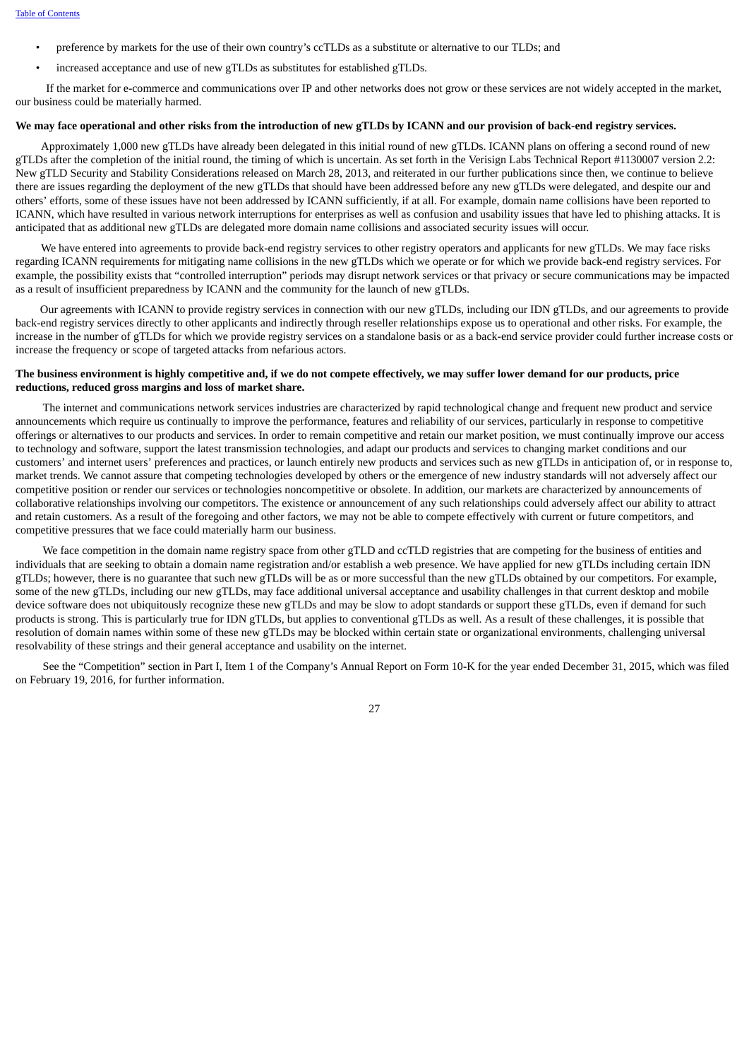- preference by markets for the use of their own country's ccTLDs as a substitute or alternative to our TLDs; and
- increased acceptance and use of new gTLDs as substitutes for established gTLDs.

If the market for e-commerce and communications over IP and other networks does not grow or these services are not widely accepted in the market, our business could be materially harmed.

**We may face operational and other risks from the introduction of new gTLDs by ICANN and our provision of back-end registry services.**

Approximately 1,000 new gTLDs have already been delegated in this initial round of new gTLDs. ICANN plans on offering a second round of new gTLDs after the completion of the initial round, the timing of which is uncertain. As set forth in the Verisign Labs Technical Report #1130007 version 2.2: New gTLD Security and Stability Considerations released on March 28, 2013, and reiterated in our further publications since then, we continue to believe there are issues regarding the deployment of the new gTLDs that should have been addressed before any new gTLDs were delegated, and despite our and others' efforts, some of these issues have not been addressed by ICANN sufficiently, if at all. For example, domain name collisions have been reported to ICANN, which have resulted in various network interruptions for enterprises as well as confusion and usability issues that have led to phishing attacks. It is anticipated that as additional new gTLDs are delegated more domain name collisions and associated security issues will occur.

We have entered into agreements to provide back-end registry services to other registry operators and applicants for new gTLDs. We may face risks regarding ICANN requirements for mitigating name collisions in the new gTLDs which we operate or for which we provide back-end registry services. For example, the possibility exists that "controlled interruption" periods may disrupt network services or that privacy or secure communications may be impacted as a result of insufficient preparedness by ICANN and the community for the launch of new gTLDs.

Our agreements with ICANN to provide registry services in connection with our new gTLDs, including our IDN gTLDs, and our agreements to provide back-end registry services directly to other applicants and indirectly through reseller relationships expose us to operational and other risks. For example, the increase in the number of gTLDs for which we provide registry services on a standalone basis or as a back-end service provider could further increase costs or increase the frequency or scope of targeted attacks from nefarious actors.

**The business environment is highly competitive and, if we do not compete effectively, we may suffer lower demand for our products, price reductions, reduced gross margins and loss of market share.**

The internet and communications network services industries are characterized by rapid technological change and frequent new product and service announcements which require us continually to improve the performance, features and reliability of our services, particularly in response to competitive offerings or alternatives to our products and services. In order to remain competitive and retain our market position, we must continually improve our access to technology and software, support the latest transmission technologies, and adapt our products and services to changing market conditions and our customers' and internet users' preferences and practices, or launch entirely new products and services such as new gTLDs in anticipation of, or in response to, market trends. We cannot assure that competing technologies developed by others or the emergence of new industry standards will not adversely affect our competitive position or render our services or technologies noncompetitive or obsolete. In addition, our markets are characterized by announcements of collaborative relationships involving our competitors. The existence or announcement of any such relationships could adversely affect our ability to attract and retain customers. As a result of the foregoing and other factors, we may not be able to compete effectively with current or future competitors, and competitive pressures that we face could materially harm our business.

We face competition in the domain name registry space from other gTLD and ccTLD registries that are competing for the business of entities and individuals that are seeking to obtain a domain name registration and/or establish a web presence. We have applied for new gTLDs including certain IDN gTLDs; however, there is no guarantee that such new gTLDs will be as or more successful than the new gTLDs obtained by our competitors. For example, some of the new gTLDs, including our new gTLDs, may face additional universal acceptance and usability challenges in that current desktop and mobile device software does not ubiquitously recognize these new gTLDs and may be slow to adopt standards or support these gTLDs, even if demand for such products is strong. This is particularly true for IDN gTLDs, but applies to conventional gTLDs as well. As a result of these challenges, it is possible that resolution of domain names within some of these new gTLDs may be blocked within certain state or organizational environments, challenging universal resolvability of these strings and their general acceptance and usability on the internet.

See the "Competition" section in Part I, Item 1 of the Company's Annual Report on Form 10-K for the year ended December 31, 2015, which was filed on February 19, 2016, for further information.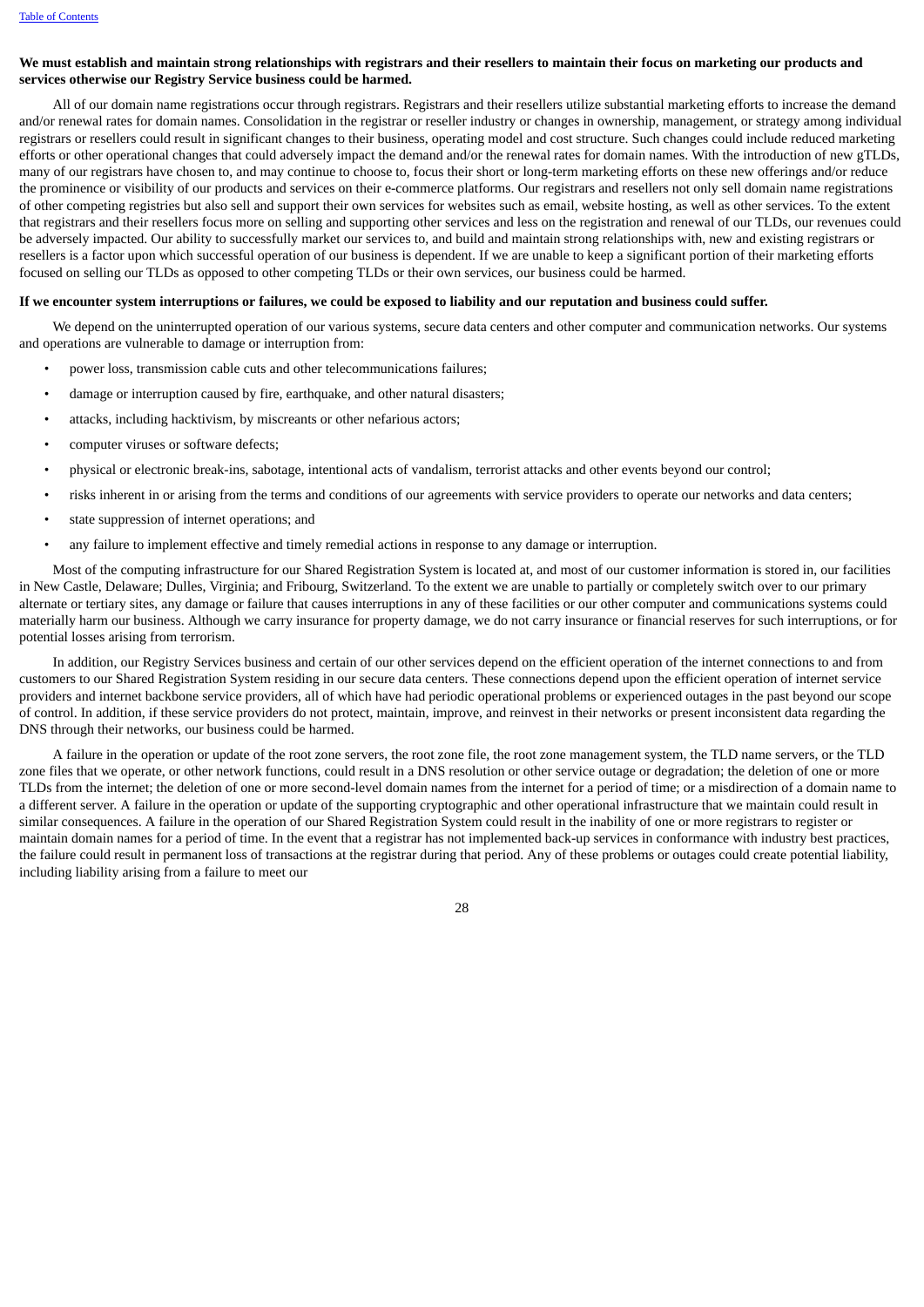**We must establish and maintain strong relationships with registrars and their resellers to maintain their focus on marketing our products and services otherwise our Registry Service business could be harmed.**

All of our domain name registrations occur through registrars. Registrars and their resellers utilize substantial marketing efforts to increase the demand and/or renewal rates for domain names. Consolidation in the registrar or reseller industry or changes in ownership, management, or strategy among individual registrars or resellers could result in significant changes to their business, operating model and cost structure. Such changes could include reduced marketing efforts or other operational changes that could adversely impact the demand and/or the renewal rates for domain names. With the introduction of new gTLDs, many of our registrars have chosen to, and may continue to choose to, focus their short or long-term marketing efforts on these new offerings and/or reduce the prominence or visibility of our products and services on their e-commerce platforms. Our registrars and resellers not only sell domain name registrations of other competing registries but also sell and support their own services for websites such as email, website hosting, as well as other services. To the extent that registrars and their resellers focus more on selling and supporting other services and less on the registration and renewal of our TLDs, our revenues could be adversely impacted. Our ability to successfully market our services to, and build and maintain strong relationships with, new and existing registrars or resellers is a factor upon which successful operation of our business is dependent. If we are unable to keep a significant portion of their marketing efforts focused on selling our TLDs as opposed to other competing TLDs or their own services, our business could be harmed.

**If we encounter system interruptions or failures, we could be exposed to liability and our reputation and business could suffer.**

We depend on the uninterrupted operation of our various systems, secure data centers and other computer and communication networks. Our systems and operations are vulnerable to damage or interruption from:

- power loss, transmission cable cuts and other telecommunications failures;
- damage or interruption caused by fire, earthquake, and other natural disasters;
- attacks, including hacktivism, by miscreants or other nefarious actors;
- computer viruses or software defects;
- physical or electronic break-ins, sabotage, intentional acts of vandalism, terrorist attacks and other events beyond our control;
- risks inherent in or arising from the terms and conditions of our agreements with service providers to operate our networks and data centers;
- state suppression of internet operations; and
- any failure to implement effective and timely remedial actions in response to any damage or interruption.

Most of the computing infrastructure for our Shared Registration System is located at, and most of our customer information is stored in, our facilities in New Castle, Delaware; Dulles, Virginia; and Fribourg, Switzerland. To the extent we are unable to partially or completely switch over to our primary alternate or tertiary sites, any damage or failure that causes interruptions in any of these facilities or our other computer and communications systems could materially harm our business. Although we carry insurance for property damage, we do not carry insurance or financial reserves for such interruptions, or for potential losses arising from terrorism.

In addition, our Registry Services business and certain of our other services depend on the efficient operation of the internet connections to and from customers to our Shared Registration System residing in our secure data centers. These connections depend upon the efficient operation of internet service providers and internet backbone service providers, all of which have had periodic operational problems or experienced outages in the past beyond our scope of control. In addition, if these service providers do not protect, maintain, improve, and reinvest in their networks or present inconsistent data regarding the DNS through their networks, our business could be harmed.

A failure in the operation or update of the root zone servers, the root zone file, the root zone management system, the TLD name servers, or the TLD zone files that we operate, or other network functions, could result in a DNS resolution or other service outage or degradation; the deletion of one or more TLDs from the internet; the deletion of one or more second-level domain names from the internet for a period of time; or a misdirection of a domain name to a different server. A failure in the operation or update of the supporting cryptographic and other operational infrastructure that we maintain could result in similar consequences. A failure in the operation of our Shared Registration System could result in the inability of one or more registrars to register or maintain domain names for a period of time. In the event that a registrar has not implemented back-up services in conformance with industry best practices, the failure could result in permanent loss of transactions at the registrar during that period. Any of these problems or outages could create potential liability, including liability arising from a failure to meet our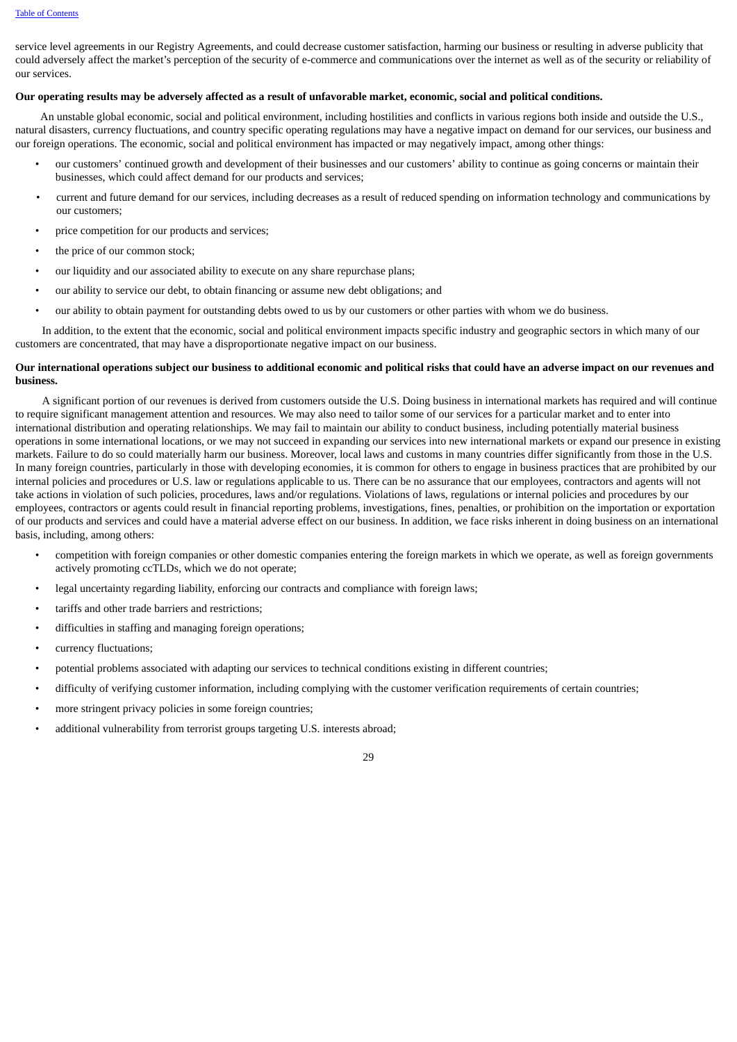service level agreements in our Registry Agreements, and could decrease customer satisfaction, harming our business or resulting in adverse publicity that could adversely affect the market's perception of the security of e-commerce and communications over the internet as well as of the security or reliability of our services.

**Our operating results may be adversely affected as a result of unfavorable market, economic, social and political conditions.**

An unstable global economic, social and political environment, including hostilities and conflicts in various regions both inside and outside the U.S., natural disasters, currency fluctuations, and country specific operating regulations may have a negative impact on demand for our services, our business and our foreign operations. The economic, social and political environment has impacted or may negatively impact, among other things:

- our customers' continued growth and development of their businesses and our customers' ability to continue as going concerns or maintain their businesses, which could affect demand for our products and services;
- current and future demand for our services, including decreases as a result of reduced spending on information technology and communications by our customers;
- price competition for our products and services;
- the price of our common stock;
- our liquidity and our associated ability to execute on any share repurchase plans;
- our ability to service our debt, to obtain financing or assume new debt obligations; and
- our ability to obtain payment for outstanding debts owed to us by our customers or other parties with whom we do business.

In addition, to the extent that the economic, social and political environment impacts specific industry and geographic sectors in which many of our customers are concentrated, that may have a disproportionate negative impact on our business.

**Our international operations subject our business to additional economic and political risks that could have an adverse impact on our revenues and business.**

A significant portion of our revenues is derived from customers outside the U.S. Doing business in international markets has required and will continue to require significant management attention and resources. We may also need to tailor some of our services for a particular market and to enter into international distribution and operating relationships. We may fail to maintain our ability to conduct business, including potentially material business operations in some international locations, or we may not succeed in expanding our services into new international markets or expand our presence in existing markets. Failure to do so could materially harm our business. Moreover, local laws and customs in many countries differ significantly from those in the U.S. In many foreign countries, particularly in those with developing economies, it is common for others to engage in business practices that are prohibited by our internal policies and procedures or U.S. law or regulations applicable to us. There can be no assurance that our employees, contractors and agents will not take actions in violation of such policies, procedures, laws and/or regulations. Violations of laws, regulations or internal policies and procedures by our employees, contractors or agents could result in financial reporting problems, investigations, fines, penalties, or prohibition on the importation or exportation of our products and services and could have a material adverse effect on our business. In addition, we face risks inherent in doing business on an international basis, including, among others:

- competition with foreign companies or other domestic companies entering the foreign markets in which we operate, as well as foreign governments actively promoting ccTLDs, which we do not operate;
- legal uncertainty regarding liability, enforcing our contracts and compliance with foreign laws;
- tariffs and other trade barriers and restrictions;
- difficulties in staffing and managing foreign operations;
- currency fluctuations;
- potential problems associated with adapting our services to technical conditions existing in different countries;
- difficulty of verifying customer information, including complying with the customer verification requirements of certain countries;
- more stringent privacy policies in some foreign countries;
- additional vulnerability from terrorist groups targeting U.S. interests abroad;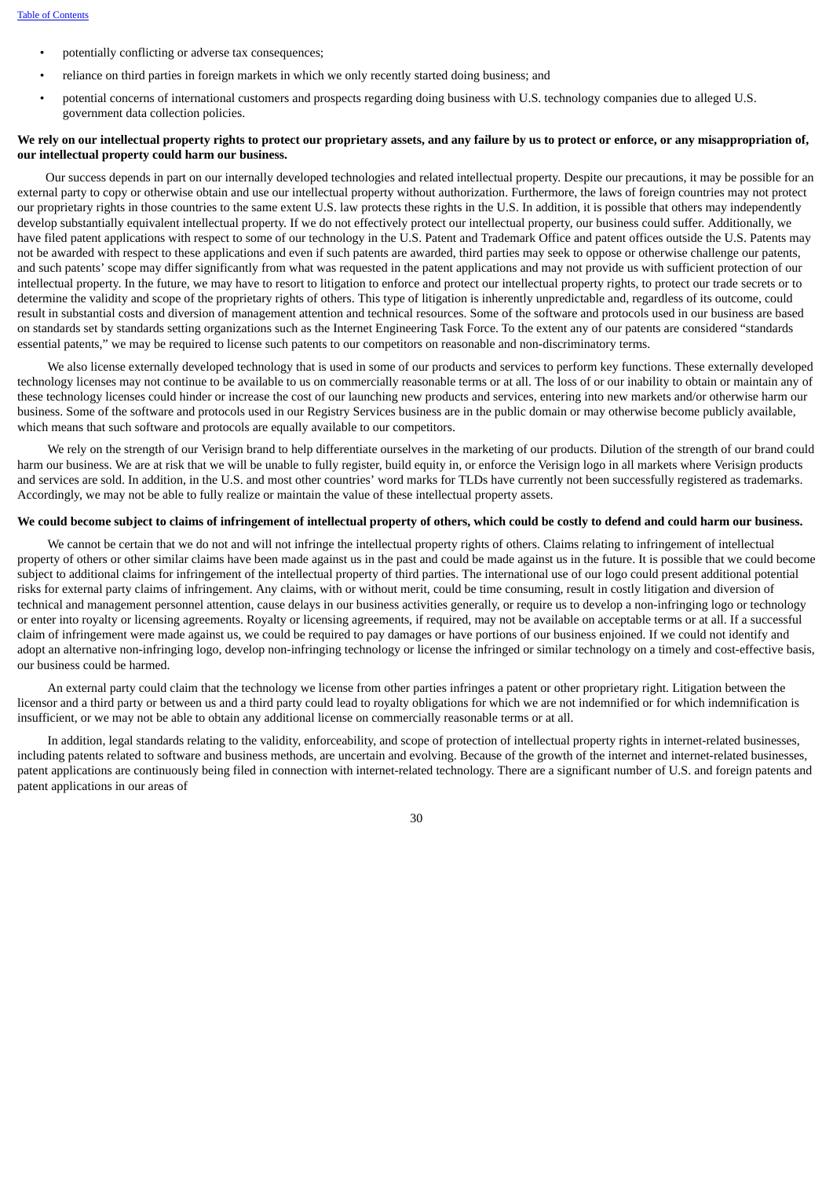- potentially conflicting or adverse tax consequences;
- reliance on third parties in foreign markets in which we only recently started doing business; and
- potential concerns of international customers and prospects regarding doing business with U.S. technology companies due to alleged U.S. government data collection policies.

**We rely on our intellectual property rights to protect our proprietary assets, and any failure by us to protect or enforce, or any misappropriation of, our intellectual property could harm our business.**

Our success depends in part on our internally developed technologies and related intellectual property. Despite our precautions, it may be possible for an external party to copy or otherwise obtain and use our intellectual property without authorization. Furthermore, the laws of foreign countries may not protect our proprietary rights in those countries to the same extent U.S. law protects these rights in the U.S. In addition, it is possible that others may independently develop substantially equivalent intellectual property. If we do not effectively protect our intellectual property, our business could suffer. Additionally, we have filed patent applications with respect to some of our technology in the U.S. Patent and Trademark Office and patent offices outside the U.S. Patents may not be awarded with respect to these applications and even if such patents are awarded, third parties may seek to oppose or otherwise challenge our patents, and such patents' scope may differ significantly from what was requested in the patent applications and may not provide us with sufficient protection of our intellectual property. In the future, we may have to resort to litigation to enforce and protect our intellectual property rights, to protect our trade secrets or to determine the validity and scope of the proprietary rights of others. This type of litigation is inherently unpredictable and, regardless of its outcome, could result in substantial costs and diversion of management attention and technical resources. Some of the software and protocols used in our business are based on standards set by standards setting organizations such as the Internet Engineering Task Force. To the extent any of our patents are considered "standards essential patents," we may be required to license such patents to our competitors on reasonable and non-discriminatory terms.

We also license externally developed technology that is used in some of our products and services to perform key functions. These externally developed technology licenses may not continue to be available to us on commercially reasonable terms or at all. The loss of or our inability to obtain or maintain any of these technology licenses could hinder or increase the cost of our launching new products and services, entering into new markets and/or otherwise harm our business. Some of the software and protocols used in our Registry Services business are in the public domain or may otherwise become publicly available, which means that such software and protocols are equally available to our competitors.

We rely on the strength of our Verisign brand to help differentiate ourselves in the marketing of our products. Dilution of the strength of our brand could harm our business. We are at risk that we will be unable to fully register, build equity in, or enforce the Verisign logo in all markets where Verisign products and services are sold. In addition, in the U.S. and most other countries' word marks for TLDs have currently not been successfully registered as trademarks. Accordingly, we may not be able to fully realize or maintain the value of these intellectual property assets.

**We could become subject to claims of infringement of intellectual property of others, which could be costly to defend and could harm our business.**

We cannot be certain that we do not and will not infringe the intellectual property rights of others. Claims relating to infringement of intellectual property of others or other similar claims have been made against us in the past and could be made against us in the future. It is possible that we could become subject to additional claims for infringement of the intellectual property of third parties. The international use of our logo could present additional potential risks for external party claims of infringement. Any claims, with or without merit, could be time consuming, result in costly litigation and diversion of technical and management personnel attention, cause delays in our business activities generally, or require us to develop a non-infringing logo or technology or enter into royalty or licensing agreements. Royalty or licensing agreements, if required, may not be available on acceptable terms or at all. If a successful claim of infringement were made against us, we could be required to pay damages or have portions of our business enjoined. If we could not identify and adopt an alternative non-infringing logo, develop non-infringing technology or license the infringed or similar technology on a timely and cost-effective basis, our business could be harmed.

An external party could claim that the technology we license from other parties infringes a patent or other proprietary right. Litigation between the licensor and a third party or between us and a third party could lead to royalty obligations for which we are not indemnified or for which indemnification is insufficient, or we may not be able to obtain any additional license on commercially reasonable terms or at all.

In addition, legal standards relating to the validity, enforceability, and scope of protection of intellectual property rights in internet-related businesses, including patents related to software and business methods, are uncertain and evolving. Because of the growth of the internet and internet-related businesses, patent applications are continuously being filed in connection with internet-related technology. There are a significant number of U.S. and foreign patents and patent applications in our areas of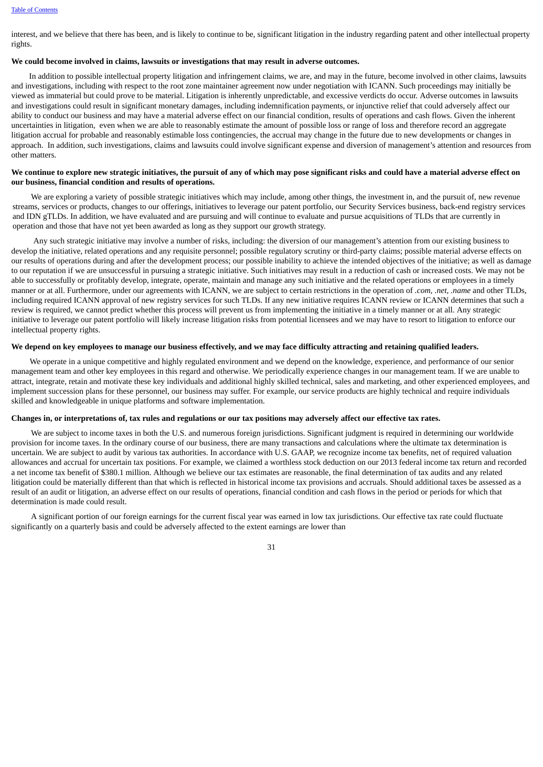interest, and we believe that there has been, and is likely to continue to be, significant litigation in the industry regarding patent and other intellectual property rights.

**We could become involved in claims, lawsuits or investigations that may result in adverse outcomes.**

In addition to possible intellectual property litigation and infringement claims, we are, and may in the future, become involved in other claims, lawsuits and investigations, including with respect to the root zone maintainer agreement now under negotiation with ICANN. Such proceedings may initially be viewed as immaterial but could prove to be material. Litigation is inherently unpredictable, and excessive verdicts do occur. Adverse outcomes in lawsuits and investigations could result in significant monetary damages, including indemnification payments, or injunctive relief that could adversely affect our ability to conduct our business and may have a material adverse effect on our financial condition, results of operations and cash flows. Given the inherent uncertainties in litigation, even when we are able to reasonably estimate the amount of possible loss or range of loss and therefore record an aggregate litigation accrual for probable and reasonably estimable loss contingencies, the accrual may change in the future due to new developments or changes in approach. In addition, such investigations, claims and lawsuits could involve significant expense and diversion of management's attention and resources from other matters.

**We continue to explore new strategic initiatives, the pursuit of any of which may pose significant risks and could have a material adverse effect on our business, financial condition and results of operations.**

We are exploring a variety of possible strategic initiatives which may include, among other things, the investment in, and the pursuit of, new revenue streams, services or products, changes to our offerings, initiatives to leverage our patent portfolio, our Security Services business, back-end registry services and IDN gTLDs. In addition, we have evaluated and are pursuing and will continue to evaluate and pursue acquisitions of TLDs that are currently in operation and those that have not yet been awarded as long as they support our growth strategy.

Any such strategic initiative may involve a number of risks, including: the diversion of our management's attention from our existing business to develop the initiative, related operations and any requisite personnel; possible regulatory scrutiny or third-party claims; possible material adverse effects on our results of operations during and after the development process; our possible inability to achieve the intended objectives of the initiative; as well as damage to our reputation if we are unsuccessful in pursuing a strategic initiative. Such initiatives may result in a reduction of cash or increased costs. We may not be able to successfully or profitably develop, integrate, operate, maintain and manage any such initiative and the related operations or employees in a timely manner or at all. Furthermore, under our agreements with ICANN, we are subject to certain restrictions in the operation of *.com*, *.net*, *.name* and other TLDs, including required ICANN approval of new registry services for such TLDs. If any new initiative requires ICANN review or ICANN determines that such a review is required, we cannot predict whether this process will prevent us from implementing the initiative in a timely manner or at all. Any strategic initiative to leverage our patent portfolio will likely increase litigation risks from potential licensees and we may have to resort to litigation to enforce our intellectual property rights.

**We depend on key employees to manage our business effectively, and we may face difficulty attracting and retaining qualified leaders.**

We operate in a unique competitive and highly regulated environment and we depend on the knowledge, experience, and performance of our senior management team and other key employees in this regard and otherwise. We periodically experience changes in our management team. If we are unable to attract, integrate, retain and motivate these key individuals and additional highly skilled technical, sales and marketing, and other experienced employees, and implement succession plans for these personnel, our business may suffer. For example, our service products are highly technical and require individuals skilled and knowledgeable in unique platforms and software implementation.

**Changes in, or interpretations of, tax rules and regulations or our tax positions may adversely affect our effective tax rates.**

We are subject to income taxes in both the U.S. and numerous foreign jurisdictions. Significant judgment is required in determining our worldwide provision for income taxes. In the ordinary course of our business, there are many transactions and calculations where the ultimate tax determination is uncertain. We are subject to audit by various tax authorities. In accordance with U.S. GAAP, we recognize income tax benefits, net of required valuation allowances and accrual for uncertain tax positions. For example, we claimed a worthless stock deduction on our 2013 federal income tax return and recorded a net income tax benefit of $380.1 million. Although we believe our tax estimates are reasonable, the final determination of tax audits and any related litigation could be materially different than that which is reflected in historical income tax provisions and accruals. Should additional taxes be assessed as a result of an audit or litigation, an adverse effect on our results of operations, financial condition and cash flows in the period or periods for which that determination is made could result.

A significant portion of our foreign earnings for the current fiscal year was earned in low tax jurisdictions. Our effective tax rate could fluctuate significantly on a quarterly basis and could be adversely affected to the extent earnings are lower than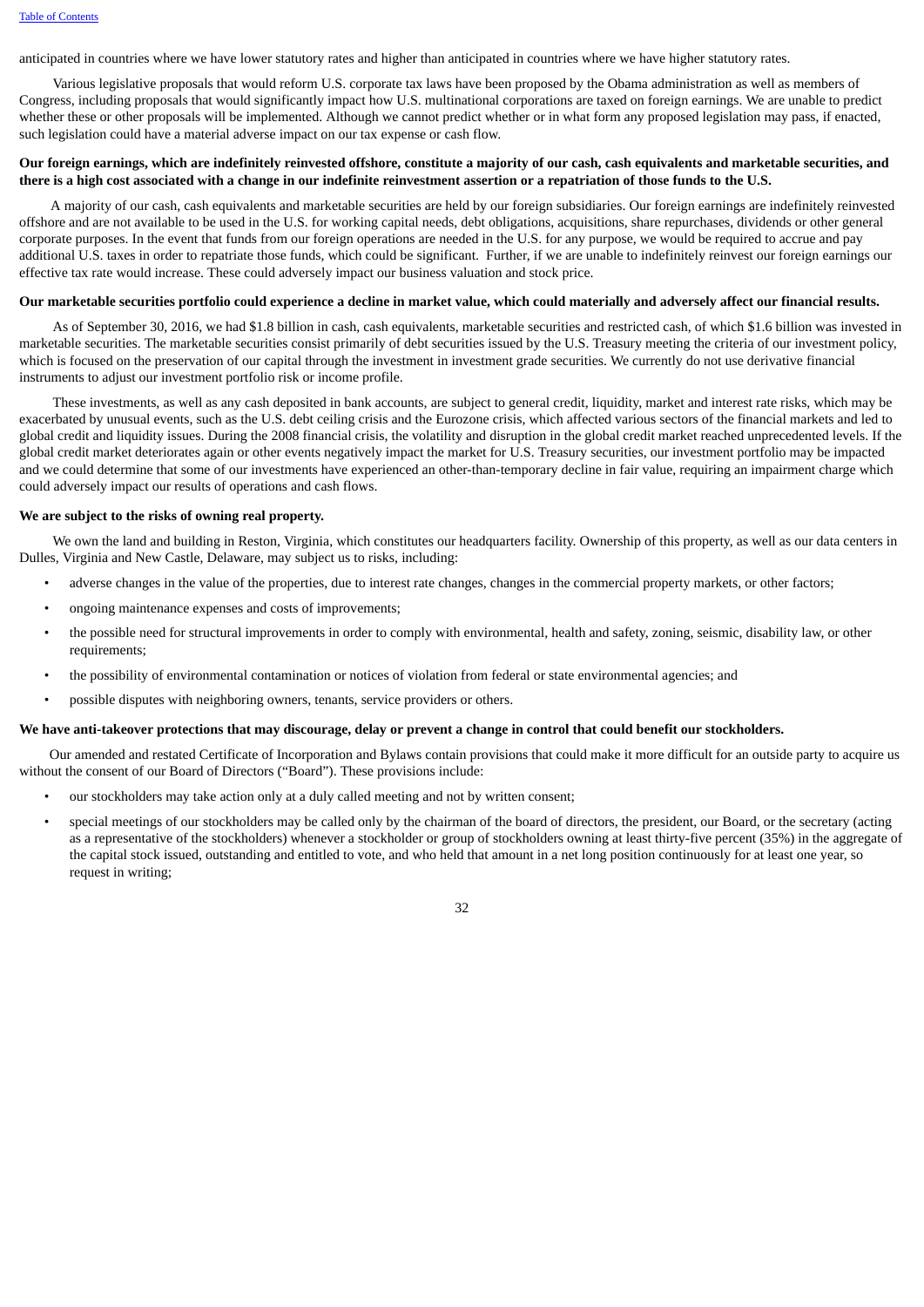anticipated in countries where we have lower statutory rates and higher than anticipated in countries where we have higher statutory rates.

Various legislative proposals that would reform U.S. corporate tax laws have been proposed by the Obama administration as well as members of Congress, including proposals that would significantly impact how U.S. multinational corporations are taxed on foreign earnings. We are unable to predict whether these or other proposals will be implemented. Although we cannot predict whether or in what form any proposed legislation may pass, if enacted, such legislation could have a material adverse impact on our tax expense or cash flow.

**Our foreign earnings, which are indefinitely reinvested offshore, constitute a majority of our cash, cash equivalents and marketable securities, and there is a high cost associated with a change in our indefinite reinvestment assertion or a repatriation of those funds to the U.S.**

A majority of our cash, cash equivalents and marketable securities are held by our foreign subsidiaries. Our foreign earnings are indefinitely reinvested offshore and are not available to be used in the U.S. for working capital needs, debt obligations, acquisitions, share repurchases, dividends or other general corporate purposes. In the event that funds from our foreign operations are needed in the U.S. for any purpose, we would be required to accrue and pay additional U.S. taxes in order to repatriate those funds, which could be significant. Further, if we are unable to indefinitely reinvest our foreign earnings our effective tax rate would increase. These could adversely impact our business valuation and stock price.

**Our marketable securities portfolio could experience a decline in market value, which could materially and adversely affect our financial results.**

As of September 30, 2016, we had $1.8 billion in cash, cash equivalents, marketable securities and restricted cash, of which $1.6 billion was invested in marketable securities. The marketable securities consist primarily of debt securities issued by the U.S. Treasury meeting the criteria of our investment policy, which is focused on the preservation of our capital through the investment in investment grade securities. We currently do not use derivative financial instruments to adjust our investment portfolio risk or income profile.

These investments, as well as any cash deposited in bank accounts, are subject to general credit, liquidity, market and interest rate risks, which may be exacerbated by unusual events, such as the U.S. debt ceiling crisis and the Eurozone crisis, which affected various sectors of the financial markets and led to global credit and liquidity issues. During the 2008 financial crisis, the volatility and disruption in the global credit market reached unprecedented levels. If the global credit market deteriorates again or other events negatively impact the market for U.S. Treasury securities, our investment portfolio may be impacted and we could determine that some of our investments have experienced an other-than-temporary decline in fair value, requiring an impairment charge which could adversely impact our results of operations and cash flows.

**We are subject to the risks of owning real property.**

We own the land and building in Reston, Virginia, which constitutes our headquarters facility. Ownership of this property, as well as our data centers in Dulles, Virginia and New Castle, Delaware, may subject us to risks, including:

- adverse changes in the value of the properties, due to interest rate changes, changes in the commercial property markets, or other factors;
- ongoing maintenance expenses and costs of improvements;
- the possible need for structural improvements in order to comply with environmental, health and safety, zoning, seismic, disability law, or other requirements;
- the possibility of environmental contamination or notices of violation from federal or state environmental agencies; and
- possible disputes with neighboring owners, tenants, service providers or others.

**We have anti-takeover protections that may discourage, delay or prevent a change in control that could benefit our stockholders.**

Our amended and restated Certificate of Incorporation and Bylaws contain provisions that could make it more difficult for an outside party to acquire us without the consent of our Board of Directors ("Board"). These provisions include:

- our stockholders may take action only at a duly called meeting and not by written consent;
- special meetings of our stockholders may be called only by the chairman of the board of directors, the president, our Board, or the secretary (acting as a representative of the stockholders) whenever a stockholder or group of stockholders owning at least thirty-five percent (35%) in the aggregate of the capital stock issued, outstanding and entitled to vote, and who held that amount in a net long position continuously for at least one year, so request in writing;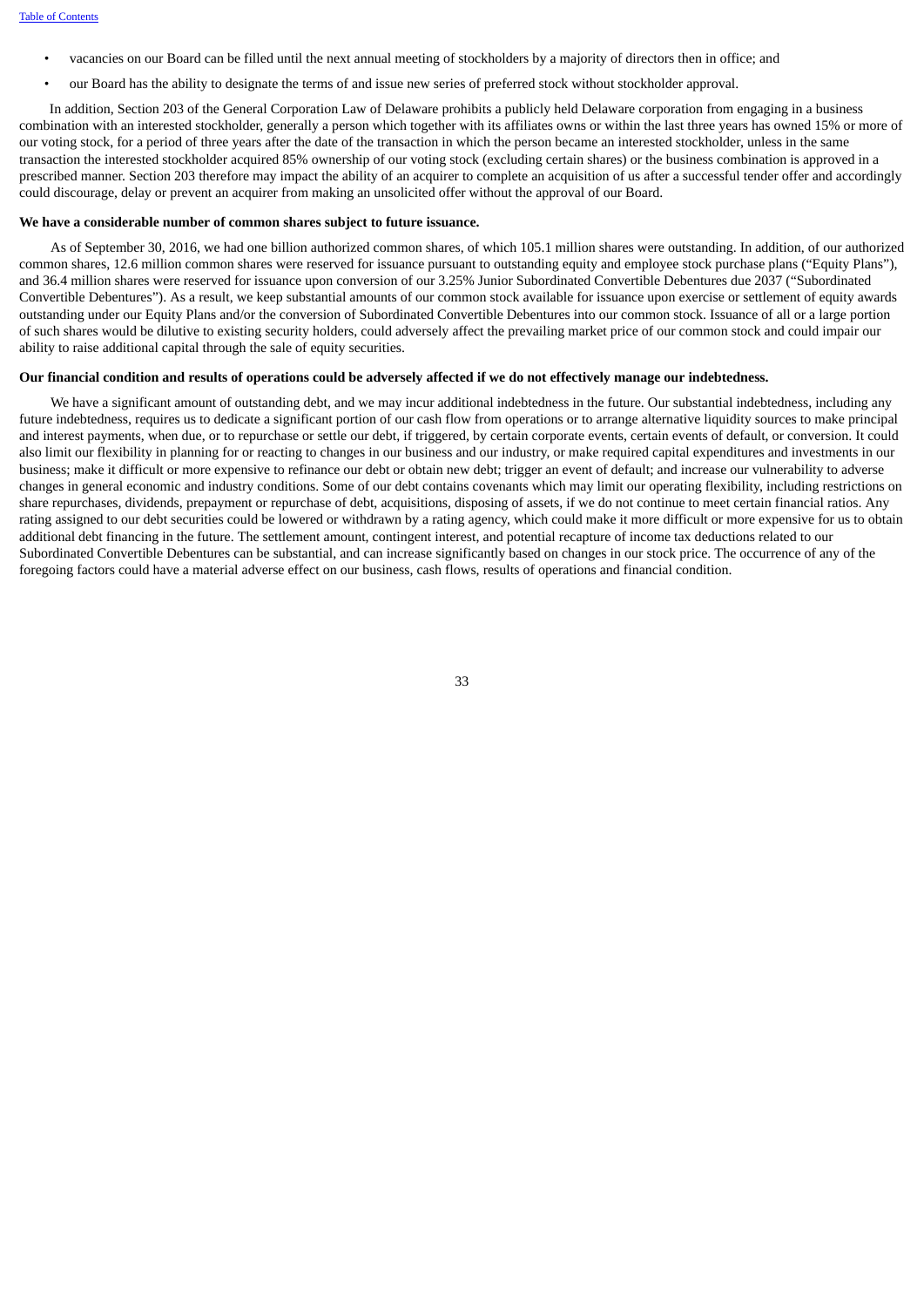- vacancies on our Board can be filled until the next annual meeting of stockholders by a majority of directors then in office; and
- our Board has the ability to designate the terms of and issue new series of preferred stock without stockholder approval.

In addition, Section 203 of the General Corporation Law of Delaware prohibits a publicly held Delaware corporation from engaging in a business combination with an interested stockholder, generally a person which together with its affiliates owns or within the last three years has owned 15% or more of our voting stock, for a period of three years after the date of the transaction in which the person became an interested stockholder, unless in the same transaction the interested stockholder acquired 85% ownership of our voting stock (excluding certain shares) or the business combination is approved in a prescribed manner. Section 203 therefore may impact the ability of an acquirer to complete an acquisition of us after a successful tender offer and accordingly could discourage, delay or prevent an acquirer from making an unsolicited offer without the approval of our Board.

**We have a considerable number of common shares subject to future issuance.**

As of September 30, 2016, we had one billion authorized common shares, of which 105.1 million shares were outstanding. In addition, of our authorized common shares, 12.6 million common shares were reserved for issuance pursuant to outstanding equity and employee stock purchase plans ("Equity Plans"), and 36.4 million shares were reserved for issuance upon conversion of our 3.25% Junior Subordinated Convertible Debentures due 2037 ("Subordinated Convertible Debentures"). As a result, we keep substantial amounts of our common stock available for issuance upon exercise or settlement of equity awards outstanding under our Equity Plans and/or the conversion of Subordinated Convertible Debentures into our common stock. Issuance of all or a large portion of such shares would be dilutive to existing security holders, could adversely affect the prevailing market price of our common stock and could impair our ability to raise additional capital through the sale of equity securities.

**Our financial condition and results of operations could be adversely affected if we do not effectively manage our indebtedness.**

We have a significant amount of outstanding debt, and we may incur additional indebtedness in the future. Our substantial indebtedness, including any future indebtedness, requires us to dedicate a significant portion of our cash flow from operations or to arrange alternative liquidity sources to make principal and interest payments, when due, or to repurchase or settle our debt, if triggered, by certain corporate events, certain events of default, or conversion. It could also limit our flexibility in planning for or reacting to changes in our business and our industry, or make required capital expenditures and investments in our business; make it difficult or more expensive to refinance our debt or obtain new debt; trigger an event of default; and increase our vulnerability to adverse changes in general economic and industry conditions. Some of our debt contains covenants which may limit our operating flexibility, including restrictions on share repurchases, dividends, prepayment or repurchase of debt, acquisitions, disposing of assets, if we do not continue to meet certain financial ratios. Any rating assigned to our debt securities could be lowered or withdrawn by a rating agency, which could make it more difficult or more expensive for us to obtain additional debt financing in the future. The settlement amount, contingent interest, and potential recapture of income tax deductions related to our Subordinated Convertible Debentures can be substantial, and can increase significantly based on changes in our stock price. The occurrence of any of the foregoing factors could have a material adverse effect on our business, cash flows, results of operations and financial condition.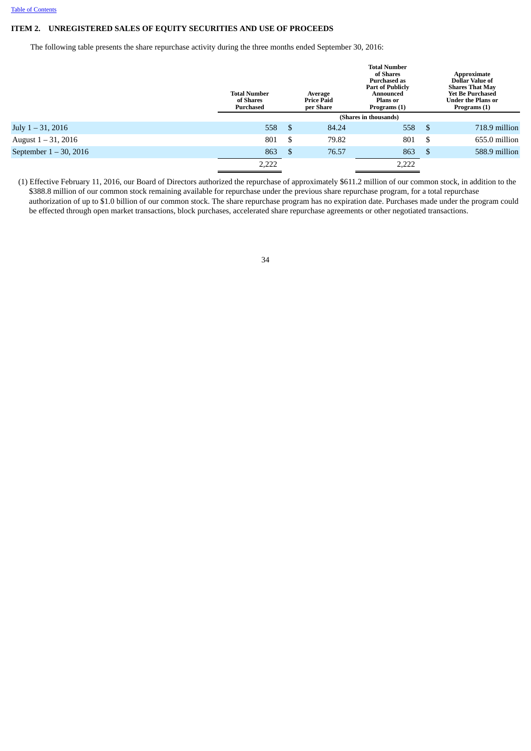## ITEM 2. UNREGISTERED SALES OF EQUITY SECURITIES AND USE OF PROCEEDS

The following table presents the share repurchase activity during the three months ended September 30, 2016:

| | Total Number of Shares Purchased | Average Price Paid per Share | Total Number of Shares Purchased as Part of Publicly Announced Plans or Programs (1) | Approximate Dollar Value of Shares That May Yet Be Purchased Under the Plans or Programs (1) |
|---|---|---|---|---|
| | (Shares in thousands) | | | |
| July 1 – 31, 2016 | 558 | $ 84.24 | 558 | $ 718.9 million |
| August 1 – 31, 2016 | 801 | $ 79.82 | 801 | $ 655.0 million |
| September 1 – 30, 2016 | 863 | $ 76.57 | 863 | $ 588.9 million |
| | 2,222 | | 2,222 | |

(1) Effective February 11, 2016, our Board of Directors authorized the repurchase of approximately $611.2 million of our common stock, in addition to the $388.8 million of our common stock remaining available for repurchase under the previous share repurchase program, for a total repurchase authorization of up to $1.0 billion of our common stock. The share repurchase program has no expiration date. Purchases made under the program could be effected through open market transactions, block purchases, accelerated share repurchase agreements or other negotiated transactions.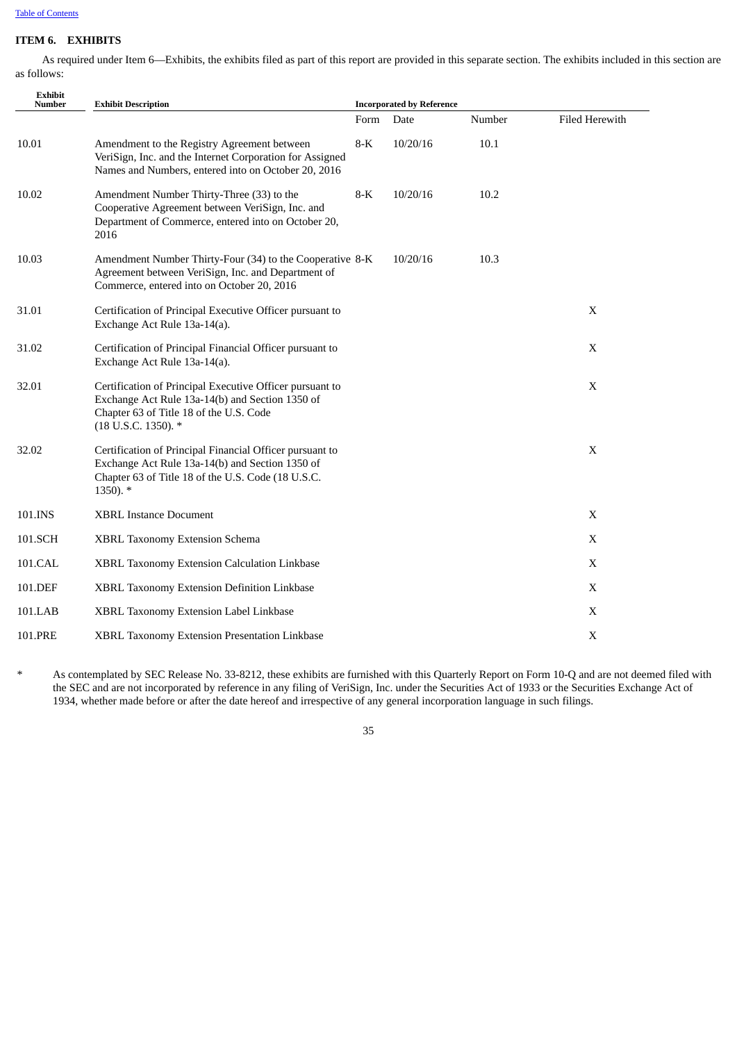## ITEM 6. EXHIBITS

As required under Item 6—Exhibits, the exhibits filed as part of this report are provided in this separate section. The exhibits included in this section are as follows:

| Exhibit Number | Exhibit Description | Incorporated by Reference | | | Filed Herewith |
|---|---|---|---|---|---|
| | | Form | Date | Number | |
| 10.01 | Amendment to the Registry Agreement between VeriSign, Inc. and the Internet Corporation for Assigned Names and Numbers, entered into on October 20, 2016 | 8-K | 10/20/16 | 10.1 | |
| 10.02 | Amendment Number Thirty-Three (33) to the Cooperative Agreement between VeriSign, Inc. and Department of Commerce, entered into on October 20, 2016 | 8-K | 10/20/16 | 10.2 | |
| 10.03 | Amendment Number Thirty-Four (34) to the Cooperative Agreement between VeriSign, Inc. and Department of Commerce, entered into on October 20, 2016 | 8-K | 10/20/16 | 10.3 | |
| 31.01 | Certification of Principal Executive Officer pursuant to Exchange Act Rule 13a-14(a). | | | | X |
| 31.02 | Certification of Principal Financial Officer pursuant to Exchange Act Rule 13a-14(a). | | | | X |
| 32.01 | Certification of Principal Executive Officer pursuant to Exchange Act Rule 13a-14(b) and Section 1350 of Chapter 63 of Title 18 of the U.S. Code (18 U.S.C. 1350). * | | | | X |
| 32.02 | Certification of Principal Financial Officer pursuant to Exchange Act Rule 13a-14(b) and Section 1350 of Chapter 63 of Title 18 of the U.S. Code (18 U.S.C. 1350). * | | | | X |
| 101.INS | XBRL Instance Document | | | | X |
| 101.SCH | XBRL Taxonomy Extension Schema | | | | X |
| 101.CAL | XBRL Taxonomy Extension Calculation Linkbase | | | | X |
| 101.DEF | XBRL Taxonomy Extension Definition Linkbase | | | | X |
| 101.LAB | XBRL Taxonomy Extension Label Linkbase | | | | X |
| 101.PRE | XBRL Taxonomy Extension Presentation Linkbase | | | | X |

\* As contemplated by SEC Release No. 33-8212, these exhibits are furnished with this Quarterly Report on Form 10-Q and are not deemed filed with the SEC and are not incorporated by reference in any filing of VeriSign, Inc. under the Securities Act of 1933 or the Securities Exchange Act of 1934, whether made before or after the date hereof and irrespective of any general incorporation language in such filings.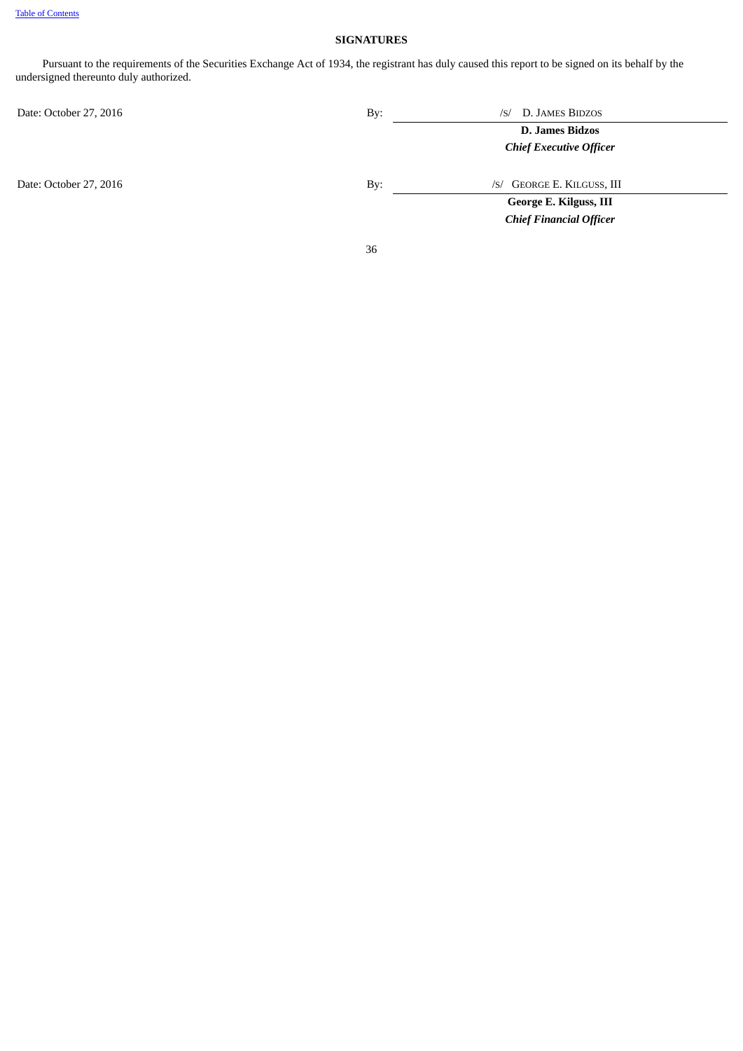## SIGNATURES

Pursuant to the requirements of the Securities Exchange Act of 1934, the registrant has duly caused this report to be signed on its behalf by the undersigned thereunto duly authorized.

| | | |
|---|---|---|
| Date: October 27, 2016 | By: | /S/ D. JAMES BIDZOS |
| | | **D. James Bidzos** |
| | | ***Chief Executive Officer*** |
| Date: October 27, 2016 | By: | /S/ GEORGE E. KILGUSS, III |
| | | **George E. Kilguss, III** |
| | | ***Chief Financial Officer*** |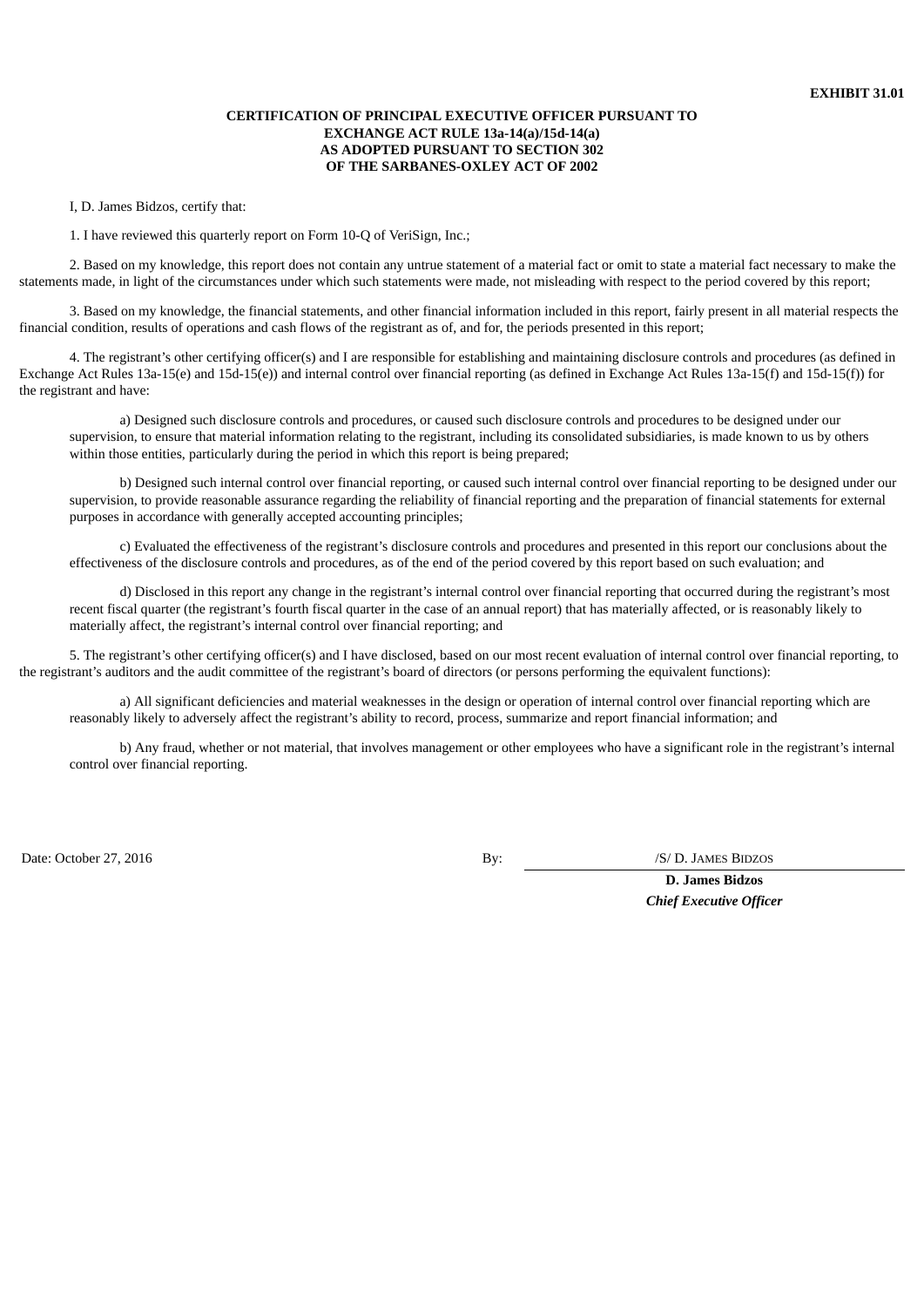**EXHIBIT 31.01**

**CERTIFICATION OF PRINCIPAL EXECUTIVE OFFICER PURSUANT TO EXCHANGE ACT RULE 13a-14(a)/15d-14(a) AS ADOPTED PURSUANT TO SECTION 302 OF THE SARBANES-OXLEY ACT OF 2002**

I, D. James Bidzos, certify that:

1. I have reviewed this quarterly report on Form 10-Q of VeriSign, Inc.;

2. Based on my knowledge, this report does not contain any untrue statement of a material fact or omit to state a material fact necessary to make the statements made, in light of the circumstances under which such statements were made, not misleading with respect to the period covered by this report;

3. Based on my knowledge, the financial statements, and other financial information included in this report, fairly present in all material respects the financial condition, results of operations and cash flows of the registrant as of, and for, the periods presented in this report;

4. The registrant's other certifying officer(s) and I are responsible for establishing and maintaining disclosure controls and procedures (as defined in Exchange Act Rules 13a-15(e) and 15d-15(e)) and internal control over financial reporting (as defined in Exchange Act Rules 13a-15(f) and 15d-15(f)) for the registrant and have:

a) Designed such disclosure controls and procedures, or caused such disclosure controls and procedures to be designed under our supervision, to ensure that material information relating to the registrant, including its consolidated subsidiaries, is made known to us by others within those entities, particularly during the period in which this report is being prepared;

b) Designed such internal control over financial reporting, or caused such internal control over financial reporting to be designed under our supervision, to provide reasonable assurance regarding the reliability of financial reporting and the preparation of financial statements for external purposes in accordance with generally accepted accounting principles;

c) Evaluated the effectiveness of the registrant's disclosure controls and procedures and presented in this report our conclusions about the effectiveness of the disclosure controls and procedures, as of the end of the period covered by this report based on such evaluation; and

d) Disclosed in this report any change in the registrant's internal control over financial reporting that occurred during the registrant's most recent fiscal quarter (the registrant's fourth fiscal quarter in the case of an annual report) that has materially affected, or is reasonably likely to materially affect, the registrant's internal control over financial reporting; and

5. The registrant's other certifying officer(s) and I have disclosed, based on our most recent evaluation of internal control over financial reporting, to the registrant's auditors and the audit committee of the registrant's board of directors (or persons performing the equivalent functions):

a) All significant deficiencies and material weaknesses in the design or operation of internal control over financial reporting which are reasonably likely to adversely affect the registrant's ability to record, process, summarize and report financial information; and

b) Any fraud, whether or not material, that involves management or other employees who have a significant role in the registrant's internal control over financial reporting.

Date: October 27, 2016

By: /S/ D. JAMES BIDZOS

**D. James Bidzos**
***Chief Executive Officer***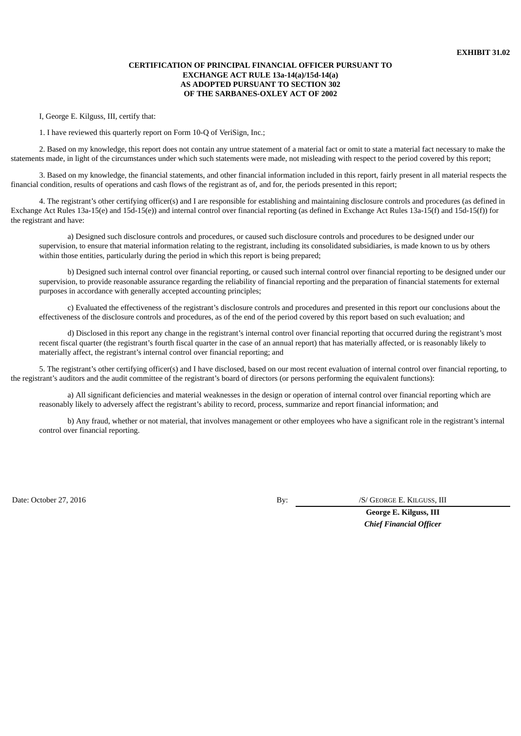**EXHIBIT 31.02**

**CERTIFICATION OF PRINCIPAL FINANCIAL OFFICER PURSUANT TO EXCHANGE ACT RULE 13a-14(a)/15d-14(a) AS ADOPTED PURSUANT TO SECTION 302 OF THE SARBANES-OXLEY ACT OF 2002**

I, George E. Kilguss, III, certify that:

1. I have reviewed this quarterly report on Form 10-Q of VeriSign, Inc.;

2. Based on my knowledge, this report does not contain any untrue statement of a material fact or omit to state a material fact necessary to make the statements made, in light of the circumstances under which such statements were made, not misleading with respect to the period covered by this report;

3. Based on my knowledge, the financial statements, and other financial information included in this report, fairly present in all material respects the financial condition, results of operations and cash flows of the registrant as of, and for, the periods presented in this report;

4. The registrant's other certifying officer(s) and I are responsible for establishing and maintaining disclosure controls and procedures (as defined in Exchange Act Rules 13a-15(e) and 15d-15(e)) and internal control over financial reporting (as defined in Exchange Act Rules 13a-15(f) and 15d-15(f)) for the registrant and have:

a) Designed such disclosure controls and procedures, or caused such disclosure controls and procedures to be designed under our supervision, to ensure that material information relating to the registrant, including its consolidated subsidiaries, is made known to us by others within those entities, particularly during the period in which this report is being prepared;

b) Designed such internal control over financial reporting, or caused such internal control over financial reporting to be designed under our supervision, to provide reasonable assurance regarding the reliability of financial reporting and the preparation of financial statements for external purposes in accordance with generally accepted accounting principles;

c) Evaluated the effectiveness of the registrant's disclosure controls and procedures and presented in this report our conclusions about the effectiveness of the disclosure controls and procedures, as of the end of the period covered by this report based on such evaluation; and

d) Disclosed in this report any change in the registrant's internal control over financial reporting that occurred during the registrant's most recent fiscal quarter (the registrant's fourth fiscal quarter in the case of an annual report) that has materially affected, or is reasonably likely to materially affect, the registrant's internal control over financial reporting; and

5. The registrant's other certifying officer(s) and I have disclosed, based on our most recent evaluation of internal control over financial reporting, to the registrant's auditors and the audit committee of the registrant's board of directors (or persons performing the equivalent functions):

a) All significant deficiencies and material weaknesses in the design or operation of internal control over financial reporting which are reasonably likely to adversely affect the registrant's ability to record, process, summarize and report financial information; and

b) Any fraud, whether or not material, that involves management or other employees who have a significant role in the registrant's internal control over financial reporting.

Date: October 27, 2016

By: /S/ GEORGE E. KILGUSS, III

**George E. Kilguss, III**

***Chief Financial Officer***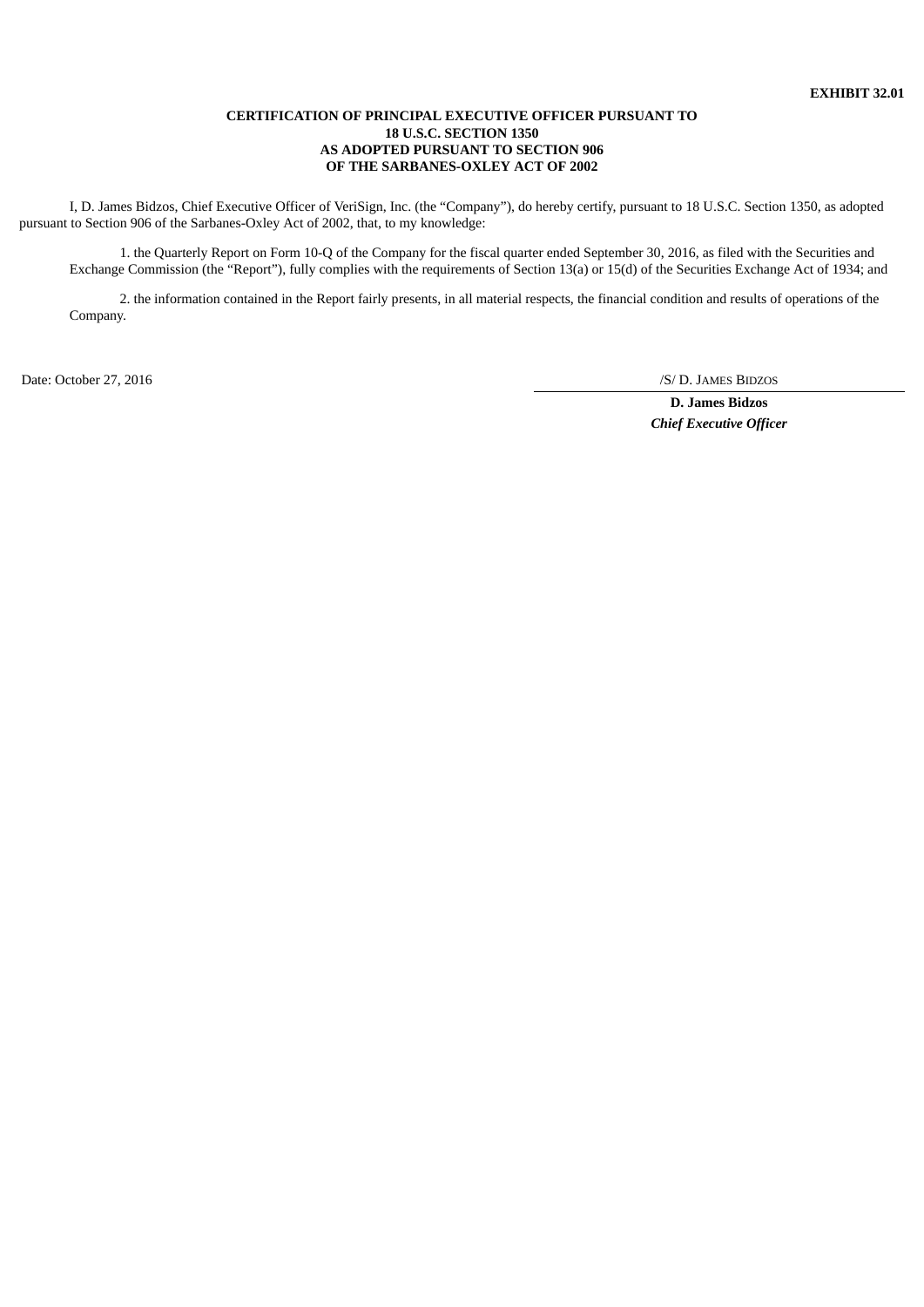**EXHIBIT 32.01**

**CERTIFICATION OF PRINCIPAL EXECUTIVE OFFICER PURSUANT TO
18 U.S.C. SECTION 1350
AS ADOPTED PURSUANT TO SECTION 906
OF THE SARBANES-OXLEY ACT OF 2002**

I, D. James Bidzos, Chief Executive Officer of VeriSign, Inc. (the "Company"), do hereby certify, pursuant to 18 U.S.C. Section 1350, as adopted pursuant to Section 906 of the Sarbanes-Oxley Act of 2002, that, to my knowledge:

1. the Quarterly Report on Form 10-Q of the Company for the fiscal quarter ended September 30, 2016, as filed with the Securities and Exchange Commission (the "Report"), fully complies with the requirements of Section 13(a) or 15(d) of the Securities Exchange Act of 1934; and

2. the information contained in the Report fairly presents, in all material respects, the financial condition and results of operations of the Company.

Date: October 27, 2016

/S/ D. JAMES BIDZOS

**D. James Bidzos**
***Chief Executive Officer***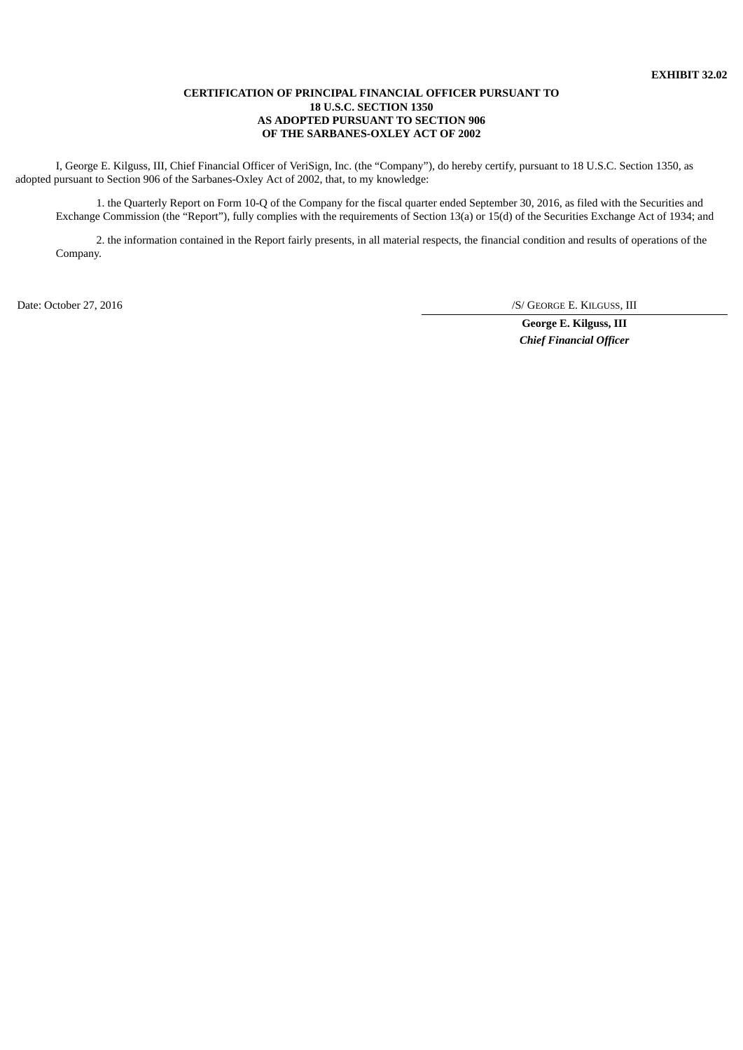**EXHIBIT 32.02**

**CERTIFICATION OF PRINCIPAL FINANCIAL OFFICER PURSUANT TO 18 U.S.C. SECTION 1350 AS ADOPTED PURSUANT TO SECTION 906 OF THE SARBANES-OXLEY ACT OF 2002**

I, George E. Kilguss, III, Chief Financial Officer of VeriSign, Inc. (the "Company"), do hereby certify, pursuant to 18 U.S.C. Section 1350, as adopted pursuant to Section 906 of the Sarbanes-Oxley Act of 2002, that, to my knowledge:

1. the Quarterly Report on Form 10-Q of the Company for the fiscal quarter ended September 30, 2016, as filed with the Securities and Exchange Commission (the "Report"), fully complies with the requirements of Section 13(a) or 15(d) of the Securities Exchange Act of 1934; and

2. the information contained in the Report fairly presents, in all material respects, the financial condition and results of operations of the Company.

Date: October 27, 2016

/S/ GEORGE E. KILGUSS, III

**George E. Kilguss, III**
***Chief Financial Officer***